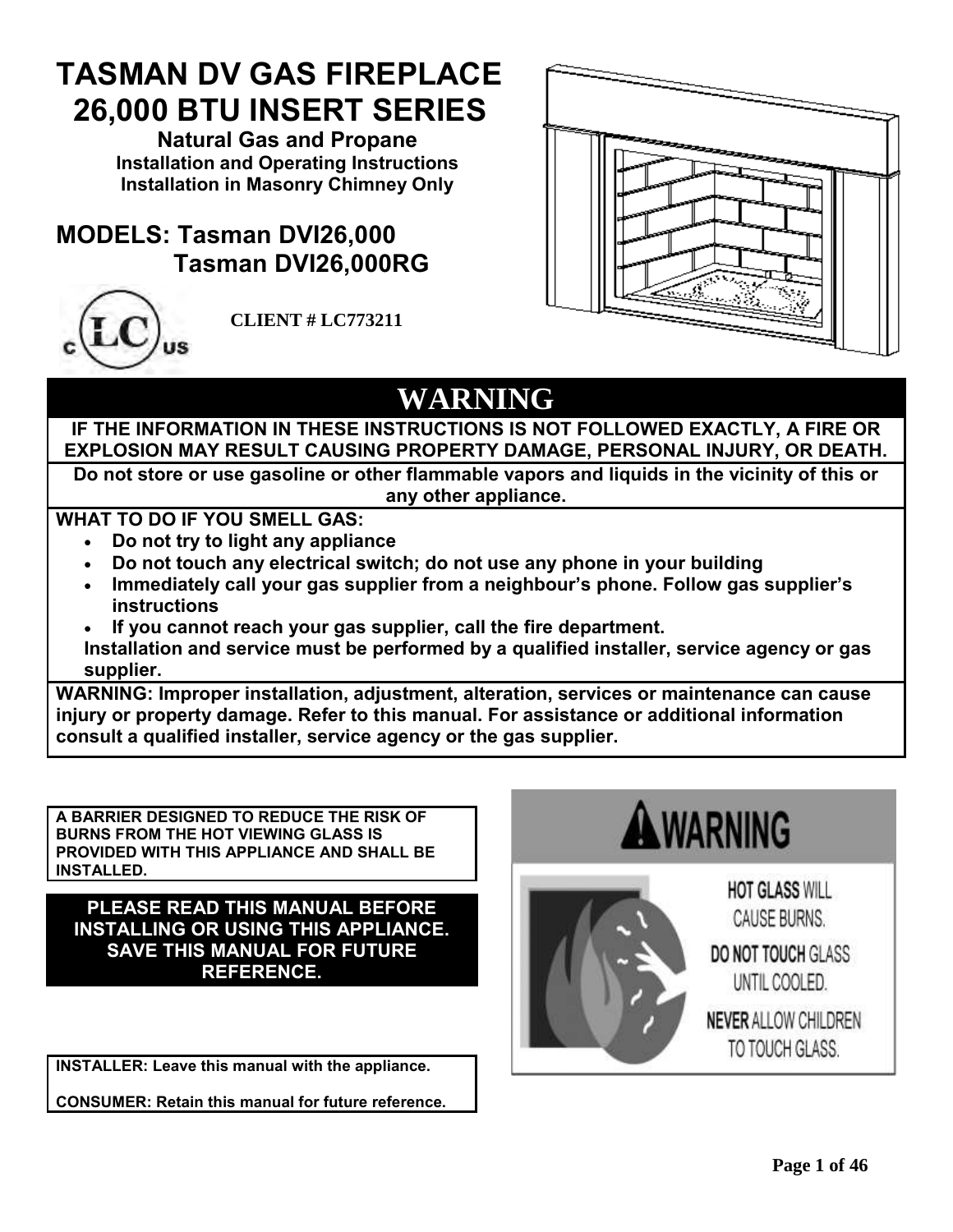# TASMAN DV GAS FIREPLACE
# 26,000 BTU INSERT SERIES

**Natural Gas and Propane**
**Installation and Operating Instructions**
**Installation in Masonry Chimney Only**

## MODELS: Tasman DVI26,000
## Tasman DVI26,000RG

**CLIENT # LC773211**

## WARNING

**IF THE INFORMATION IN THESE INSTRUCTIONS IS NOT FOLLOWED EXACTLY, A FIRE OR EXPLOSION MAY RESULT CAUSING PROPERTY DAMAGE, PERSONAL INJURY, OR DEATH.**

**Do not store or use gasoline or other flammable vapors and liquids in the vicinity of this or any other appliance.**

**WHAT TO DO IF YOU SMELL GAS:**

- **Do not try to light any appliance**
- **Do not touch any electrical switch; do not use any phone in your building**
- **Immediately call your gas supplier from a neighbour's phone. Follow gas supplier's instructions**
- **If you cannot reach your gas supplier, call the fire department.**

**Installation and service must be performed by a qualified installer, service agency or gas supplier.**

**WARNING: Improper installation, adjustment, alteration, services or maintenance can cause injury or property damage. Refer to this manual. For assistance or additional information consult a qualified installer, service agency or the gas supplier.**

**A BARRIER DESIGNED TO REDUCE THE RISK OF BURNS FROM THE HOT VIEWING GLASS IS PROVIDED WITH THIS APPLIANCE AND SHALL BE INSTALLED.**

**PLEASE READ THIS MANUAL BEFORE INSTALLING OR USING THIS APPLIANCE. SAVE THIS MANUAL FOR FUTURE REFERENCE.**

**INSTALLER: Leave this manual with the appliance.**

**CONSUMER: Retain this manual for future reference.**

**WARNING**

**HOT GLASS** WILL CAUSE BURNS.
**DO NOT TOUCH** GLASS UNTIL COOLED.
**NEVER** ALLOW CHILDREN TO TOUCH GLASS.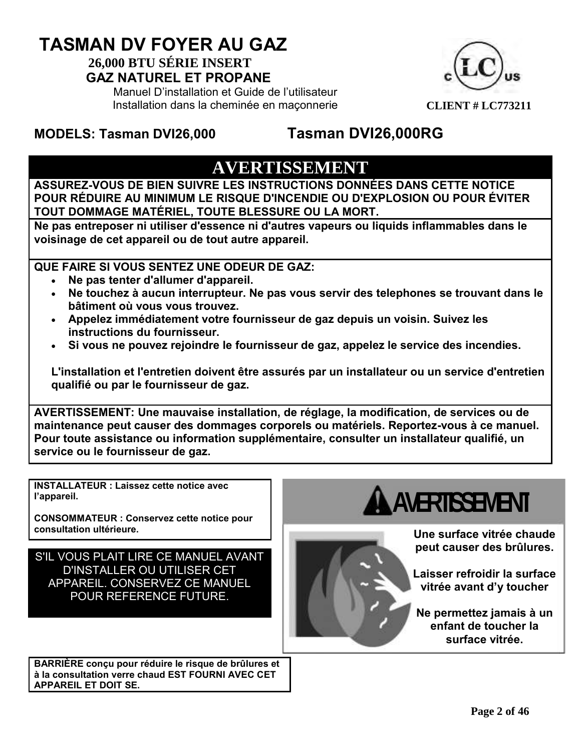# TASMAN DV FOYER AU GAZ

**26,000 BTU SÉRIE INSERT**

**GAZ NATUREL ET PROPANE**

Manuel D'installation et Guide de l'utilisateur
Installation dans la cheminée en maçonnerie

**CLIENT # LC773211**

**MODELS: Tasman DVI26,000 Tasman DVI26,000RG**

## AVERTISSEMENT

**ASSUREZ-VOUS DE BIEN SUIVRE LES INSTRUCTIONS DONNÉES DANS CETTE NOTICE POUR RÉDUIRE AU MINIMUM LE RISQUE D'INCENDIE OU D'EXPLOSION OU POUR ÉVITER TOUT DOMMAGE MATÉRIEL, TOUTE BLESSURE OU LA MORT.**

**Ne pas entreposer ni utiliser d'essence ni d'autres vapeurs ou liquids inflammables dans le voisinage de cet appareil ou de tout autre appareil.**

**QUE FAIRE SI VOUS SENTEZ UNE ODEUR DE GAZ:**

- **Ne pas tenter d'allumer d'appareil.**
- **Ne touchez à aucun interrupteur. Ne pas vous servir des telephones se trouvant dans le bâtiment où vous vous trouvez.**
- **Appelez immédiatement votre fournisseur de gaz depuis un voisin. Suivez les instructions du fournisseur.**
- **Si vous ne pouvez rejoindre le fournisseur de gaz, appelez le service des incendies.**

**L'installation et l'entretien doivent être assurés par un installateur ou un service d'entretien qualifié ou par le fournisseur de gaz.**

**AVERTISSEMENT: Une mauvaise installation, de réglage, la modification, de services ou de maintenance peut causer des dommages corporels ou matériels. Reportez-vous à ce manuel. Pour toute assistance ou information supplémentaire, consulter un installateur qualifié, un service ou le fournisseur de gaz.**

**INSTALLATEUR : Laissez cette notice avec l'appareil.**

**CONSOMMATEUR : Conservez cette notice pour consultation ultérieure.**

S'IL VOUS PLAIT LIRE CE MANUEL AVANT D'INSTALLER OU UTILISER CET APPAREIL. CONSERVEZ CE MANUEL POUR REFERENCE FUTURE.

**AVERTISSEMENT**

**Une surface vitrée chaude peut causer des brûlures.**

**Laisser refroidir la surface vitrée avant d'y toucher**

**Ne permettez jamais à un enfant de toucher la surface vitrée.**

**BARRIÈRE conçu pour réduire le risque de brûlures et à la consultation verre chaud EST FOURNI AVEC CET APPAREIL ET DOIT SE.**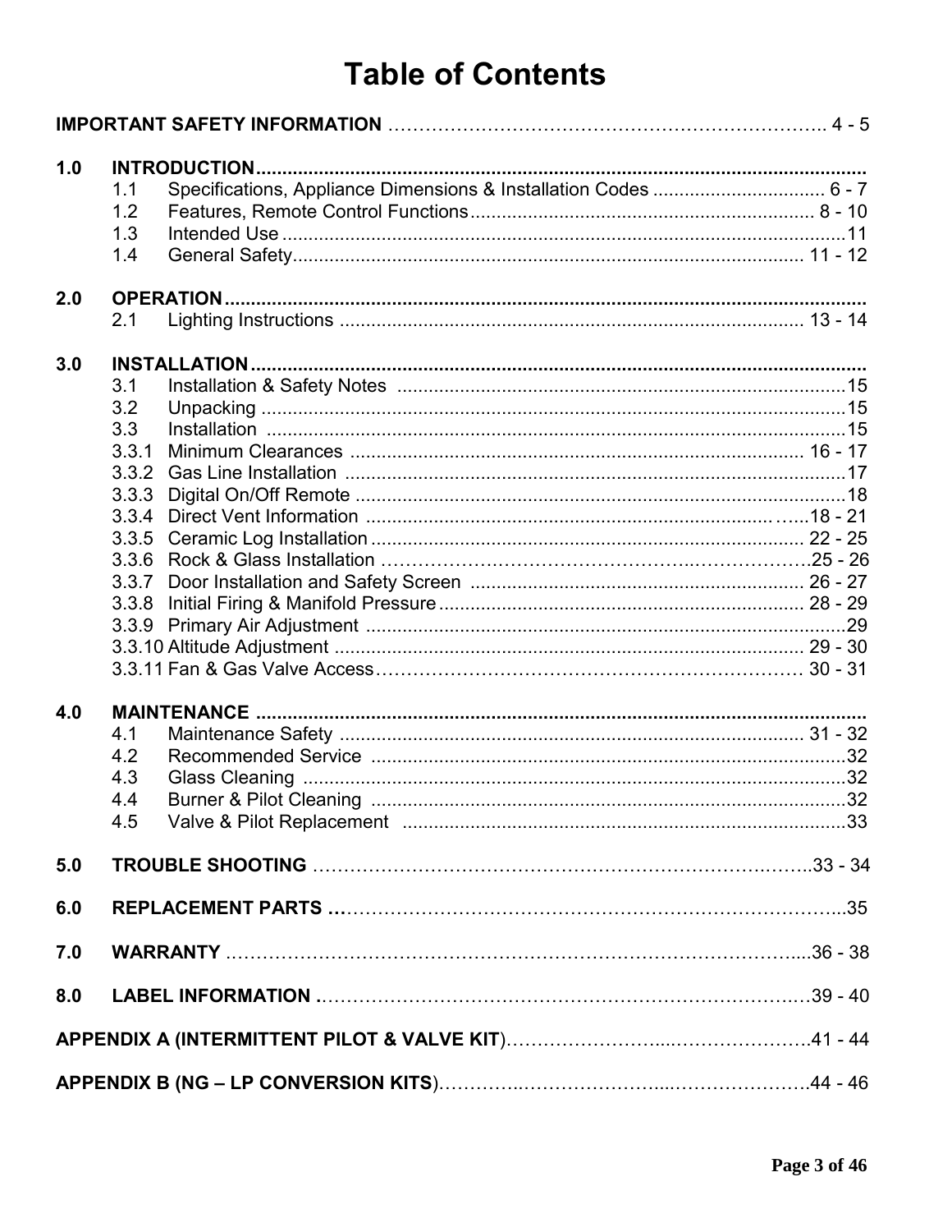# Table of Contents

**IMPORTANT SAFETY INFORMATION** ........ 4 - 5

**1.0 INTRODUCTION**
- 1.1 Specifications, Appliance Dimensions & Installation Codes ........ 6 - 7
- 1.2 Features, Remote Control Functions ........ 8 - 10
- 1.3 Intended Use ........ 11
- 1.4 General Safety ........ 11 - 12

**2.0 OPERATION**
- 2.1 Lighting Instructions ........ 13 - 14

**3.0 INSTALLATION**
- 3.1 Installation & Safety Notes ........ 15
- 3.2 Unpacking ........ 15
- 3.3 Installation ........ 15
- 3.3.1 Minimum Clearances ........ 16 - 17
- 3.3.2 Gas Line Installation ........ 17
- 3.3.3 Digital On/Off Remote ........ 18
- 3.3.4 Direct Vent Information ........ 18 - 21
- 3.3.5 Ceramic Log Installation ........ 22 - 25
- 3.3.6 Rock & Glass Installation ........ 25 - 26
- 3.3.7 Door Installation and Safety Screen ........ 26 - 27
- 3.3.8 Initial Firing & Manifold Pressure ........ 28 - 29
- 3.3.9 Primary Air Adjustment ........ 29
- 3.3.10 Altitude Adjustment ........ 29 - 30
- 3.3.11 Fan & Gas Valve Access ........ 30 - 31

**4.0 MAINTENANCE**
- 4.1 Maintenance Safety ........ 31 - 32
- 4.2 Recommended Service ........ 32
- 4.3 Glass Cleaning ........ 32
- 4.4 Burner & Pilot Cleaning ........ 32
- 4.5 Valve & Pilot Replacement ........ 33

**5.0 TROUBLE SHOOTING** ........ 33 - 34

**6.0 REPLACEMENT PARTS** ........ 35

**7.0 WARRANTY** ........ 36 - 38

**8.0 LABEL INFORMATION** ........ 39 - 40

**APPENDIX A (INTERMITTENT PILOT & VALVE KIT)** ........ 41 - 44

**APPENDIX B (NG – LP CONVERSION KITS)** ........ 44 - 46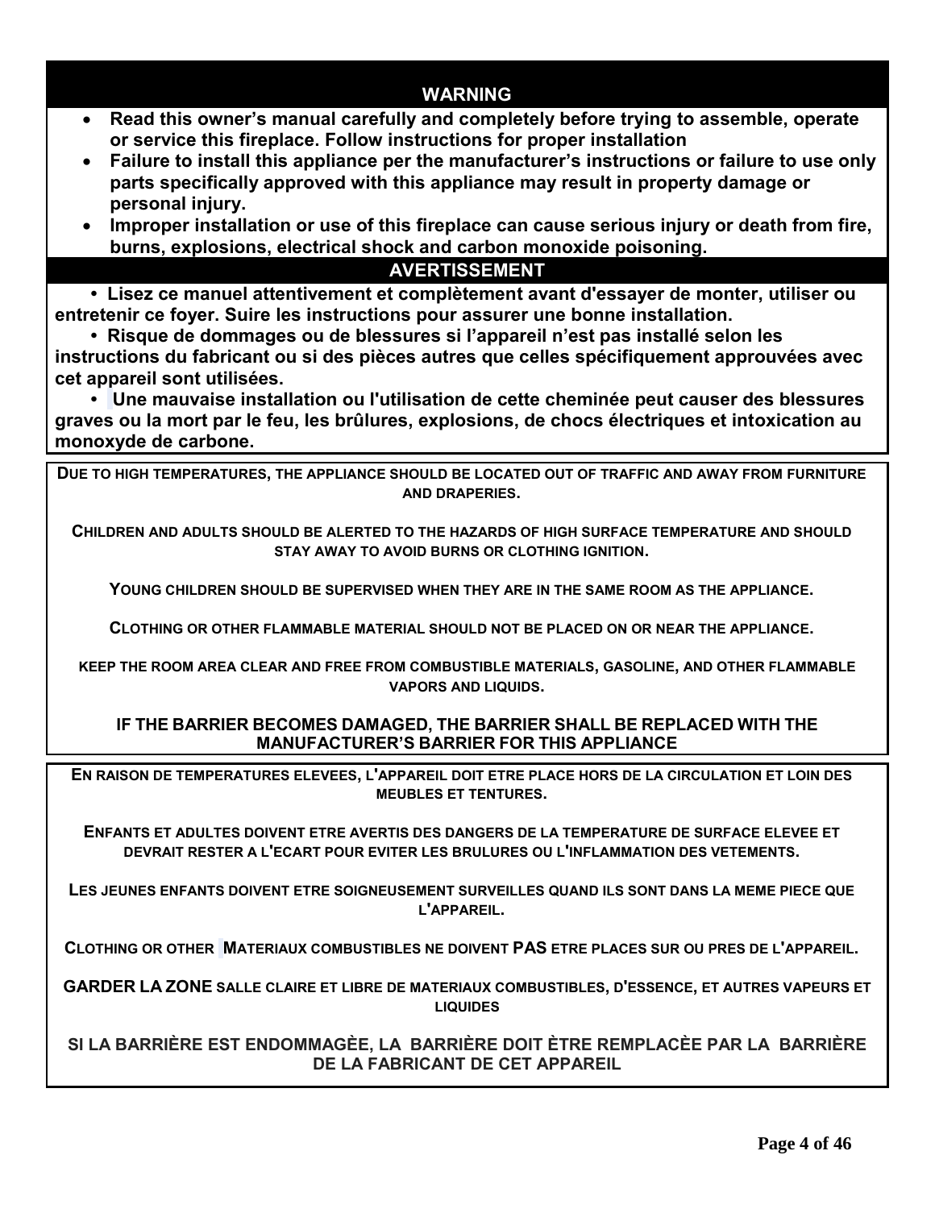## WARNING

- **Read this owner's manual carefully and completely before trying to assemble, operate or service this fireplace. Follow instructions for proper installation**
- **Failure to install this appliance per the manufacturer's instructions or failure to use only parts specifically approved with this appliance may result in property damage or personal injury.**
- **Improper installation or use of this fireplace can cause serious injury or death from fire, burns, explosions, electrical shock and carbon monoxide poisoning.**

## AVERTISSEMENT

- **Lisez ce manuel attentivement et complètement avant d'essayer de monter, utiliser ou entretenir ce foyer. Suire les instructions pour assurer une bonne installation.**
- **Risque de dommages ou de blessures si l'appareil n'est pas installé selon les instructions du fabricant ou si des pièces autres que celles spécifiquement approuvées avec cet appareil sont utilisées.**
- **Une mauvaise installation ou l'utilisation de cette cheminée peut causer des blessures graves ou la mort par le feu, les brûlures, explosions, de chocs électriques et intoxication au monoxyde de carbone.**

**DUE TO HIGH TEMPERATURES, THE APPLIANCE SHOULD BE LOCATED OUT OF TRAFFIC AND AWAY FROM FURNITURE AND DRAPERIES.**

**CHILDREN AND ADULTS SHOULD BE ALERTED TO THE HAZARDS OF HIGH SURFACE TEMPERATURE AND SHOULD STAY AWAY TO AVOID BURNS OR CLOTHING IGNITION.**

**YOUNG CHILDREN SHOULD BE SUPERVISED WHEN THEY ARE IN THE SAME ROOM AS THE APPLIANCE.**

**CLOTHING OR OTHER FLAMMABLE MATERIAL SHOULD NOT BE PLACED ON OR NEAR THE APPLIANCE.**

**KEEP THE ROOM AREA CLEAR AND FREE FROM COMBUSTIBLE MATERIALS, GASOLINE, AND OTHER FLAMMABLE VAPORS AND LIQUIDS.**

**IF THE BARRIER BECOMES DAMAGED, THE BARRIER SHALL BE REPLACED WITH THE MANUFACTURER'S BARRIER FOR THIS APPLIANCE**

**EN RAISON DE TEMPERATURES ELEVEES, L'APPAREIL DOIT ETRE PLACE HORS DE LA CIRCULATION ET LOIN DES MEUBLES ET TENTURES.**

**ENFANTS ET ADULTES DOIVENT ETRE AVERTIS DES DANGERS DE LA TEMPERATURE DE SURFACE ELEVEE ET DEVRAIT RESTER A L'ECART POUR EVITER LES BRULURES OU L'INFLAMMATION DES VETEMENTS.**

**LES JEUNES ENFANTS DOIVENT ETRE SOIGNEUSEMENT SURVEILLES QUAND ILS SONT DANS LA MEME PIECE QUE L'APPAREIL.**

**CLOTHING OR OTHER MATERIAUX COMBUSTIBLES NE DOIVENT PAS ETRE PLACES SUR OU PRES DE L'APPAREIL.**

**GARDER LA ZONE SALLE CLAIRE ET LIBRE DE MATERIAUX COMBUSTIBLES, D'ESSENCE, ET AUTRES VAPEURS ET LIQUIDES**

**SI LA BARRIÈRE EST ENDOMMAGÈE, LA BARRIÈRE DOIT ÈTRE REMPLACÈE PAR LA BARRIÈRE DE LA FABRICANT DE CET APPAREIL**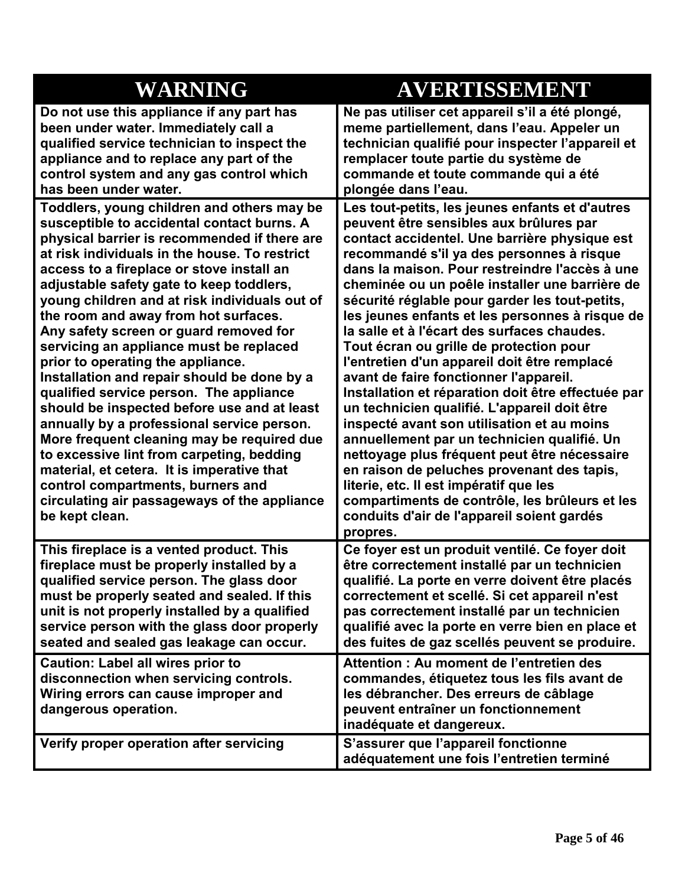| WARNING | AVERTISSEMENT |
|---|---|
| **Do not use this appliance if any part has been under water. Immediately call a qualified service technician to inspect the appliance and to replace any part of the control system and any gas control which has been under water.** | **Ne pas utiliser cet appareil s'il a été plongé, meme partiellement, dans l'eau. Appeler un technician qualifié pour inspecter l'appareil et remplacer toute partie du système de commande et toute commande qui a été plongée dans l'eau.** |
| **Toddlers, young children and others may be susceptible to accidental contact burns. A physical barrier is recommended if there are at risk individuals in the house. To restrict access to a fireplace or stove install an adjustable safety gate to keep toddlers, young children and at risk individuals out of the room and away from hot surfaces.**<br>**Any safety screen or guard removed for servicing an appliance must be replaced prior to operating the appliance.**<br>**Installation and repair should be done by a qualified service person. The appliance should be inspected before use and at least annually by a professional service person. More frequent cleaning may be required due to excessive lint from carpeting, bedding material, et cetera. It is imperative that control compartments, burners and circulating air passageways of the appliance be kept clean.** | **Les tout-petits, les jeunes enfants et d'autres peuvent être sensibles aux brûlures par contact accidentel. Une barrière physique est recommandé s'il ya des personnes à risque dans la maison. Pour restreindre l'accès à une cheminée ou un poêle installer une barrière de sécurité réglable pour garder les tout-petits, les jeunes enfants et les personnes à risque de la salle et à l'écart des surfaces chaudes.**<br>**Tout écran ou grille de protection pour l'entretien d'un appareil doit être remplacé avant de faire fonctionner l'appareil.**<br>**Installation et réparation doit être effectuée par un technicien qualifié. L'appareil doit être inspecté avant son utilisation et au moins annuellement par un technicien qualifié. Un nettoyage plus fréquent peut être nécessaire en raison de peluches provenant des tapis, literie, etc. Il est impératif que les compartiments de contrôle, les brûleurs et les conduits d'air de l'appareil soient gardés propres.** |
| **This fireplace is a vented product. This fireplace must be properly installed by a qualified service person. The glass door must be properly seated and sealed. If this unit is not properly installed by a qualified service person with the glass door properly seated and sealed gas leakage can occur.** | **Ce foyer est un produit ventilé. Ce foyer doit être correctement installé par un technicien qualifié. La porte en verre doivent être placés correctement et scellé. Si cet appareil n'est pas correctement installé par un technicien qualifié avec la porte en verre bien en place et des fuites de gaz scellés peuvent se produire.** |
| **Caution: Label all wires prior to disconnection when servicing controls. Wiring errors can cause improper and dangerous operation.** | **Attention : Au moment de l'entretien des commandes, étiquetez tous les fils avant de les débrancher. Des erreurs de câblage peuvent entraîner un fonctionnement inadéquate et dangereux.** |
| **Verify proper operation after servicing** | **S'assurer que l'appareil fonctionne adéquatement une fois l'entretien terminé** |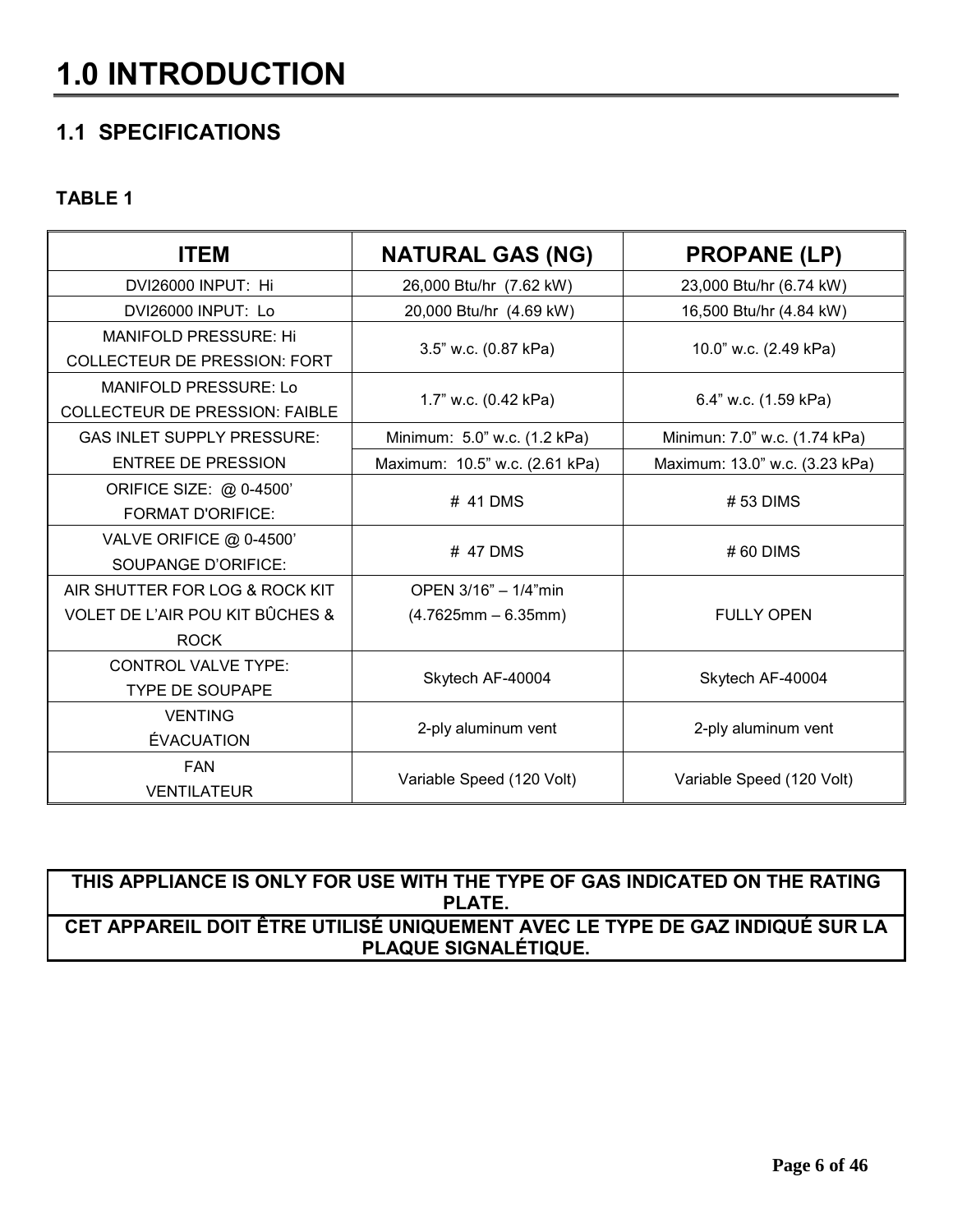# 1.0 INTRODUCTION

## 1.1 SPECIFICATIONS

**TABLE 1**

| ITEM | NATURAL GAS (NG) | PROPANE (LP) |
|---|---|---|
| DVI26000 INPUT: Hi | 26,000 Btu/hr (7.62 kW) | 23,000 Btu/hr (6.74 kW) |
| DVI26000 INPUT: Lo | 20,000 Btu/hr (4.69 kW) | 16,500 Btu/hr (4.84 kW) |
| MANIFOLD PRESSURE: Hi<br>COLLECTEUR DE PRESSION: FORT | 3.5" w.c. (0.87 kPa) | 10.0" w.c. (2.49 kPa) |
| MANIFOLD PRESSURE: Lo<br>COLLECTEUR DE PRESSION: FAIBLE | 1.7" w.c. (0.42 kPa) | 6.4" w.c. (1.59 kPa) |
| GAS INLET SUPPLY PRESSURE:<br>ENTREE DE PRESSION | Minimum: 5.0" w.c. (1.2 kPa)<br>Maximum: 10.5" w.c. (2.61 kPa) | Minimun: 7.0" w.c. (1.74 kPa)<br>Maximum: 13.0" w.c. (3.23 kPa) |
| ORIFICE SIZE: @ 0-4500'<br>FORMAT D'ORIFICE: | # 41 DMS | # 53 DIMS |
| VALVE ORIFICE @ 0-4500'<br>SOUPANGE D'ORIFICE: | # 47 DMS | # 60 DIMS |
| AIR SHUTTER FOR LOG & ROCK KIT<br>VOLET DE L'AIR POU KIT BÛCHES & ROCK | OPEN 3/16" – 1/4"min<br>(4.7625mm – 6.35mm) | FULLY OPEN |
| CONTROL VALVE TYPE:<br>TYPE DE SOUPAPE | Skytech AF-40004 | Skytech AF-40004 |
| VENTING<br>ÉVACUATION | 2-ply aluminum vent | 2-ply aluminum vent |
| FAN<br>VENTILATEUR | Variable Speed (120 Volt) | Variable Speed (120 Volt) |

**THIS APPLIANCE IS ONLY FOR USE WITH THE TYPE OF GAS INDICATED ON THE RATING PLATE.**

**CET APPAREIL DOIT ÊTRE UTILISÉ UNIQUEMENT AVEC LE TYPE DE GAZ INDIQUÉ SUR LA PLAQUE SIGNALÉTIQUE.**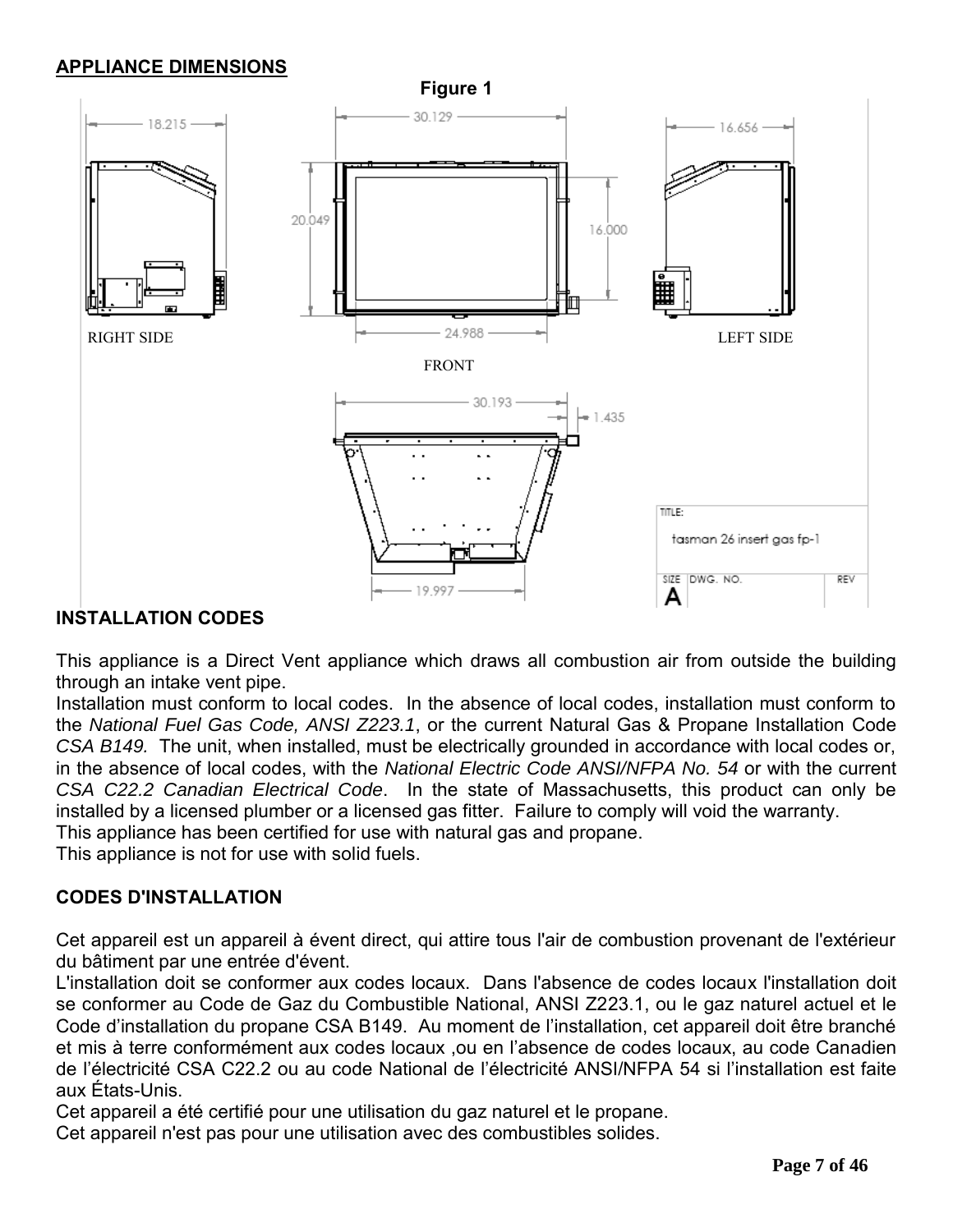## APPLIANCE DIMENSIONS

**Figure 1**

RIGHT SIDE

FRONT

LEFT SIDE

18.215

30.129

16.656

20.049

16.000

24.988

30.193

1.435

19.997

TITLE: tasman 26 insert gas fp-1

SIZE A DWG. NO. REV

### INSTALLATION CODES

This appliance is a Direct Vent appliance which draws all combustion air from outside the building through an intake vent pipe.
Installation must conform to local codes. In the absence of local codes, installation must conform to the *National Fuel Gas Code, ANSI Z223.1*, or the current Natural Gas & Propane Installation Code *CSA B149.* The unit, when installed, must be electrically grounded in accordance with local codes or, in the absence of local codes, with the *National Electric Code ANSI/NFPA No. 54* or with the current *CSA C22.2 Canadian Electrical Code*. In the state of Massachusetts, this product can only be installed by a licensed plumber or a licensed gas fitter. Failure to comply will void the warranty.
This appliance has been certified for use with natural gas and propane.
This appliance is not for use with solid fuels.

### CODES D'INSTALLATION

Cet appareil est un appareil à évent direct, qui attire tous l'air de combustion provenant de l'extérieur du bâtiment par une entrée d'évent.
L'installation doit se conformer aux codes locaux. Dans l'absence de codes locaux l'installation doit se conformer au Code de Gaz du Combustible National, ANSI Z223.1, ou le gaz naturel actuel et le Code d'installation du propane CSA B149. Au moment de l'installation, cet appareil doit être branché et mis à terre conformément aux codes locaux ,ou en l'absence de codes locaux, au code Canadien de l'électricité CSA C22.2 ou au code National de l'électricité ANSI/NFPA 54 si l'installation est faite aux États-Unis.
Cet appareil a été certifié pour une utilisation du gaz naturel et le propane.
Cet appareil n'est pas pour une utilisation avec des combustibles solides.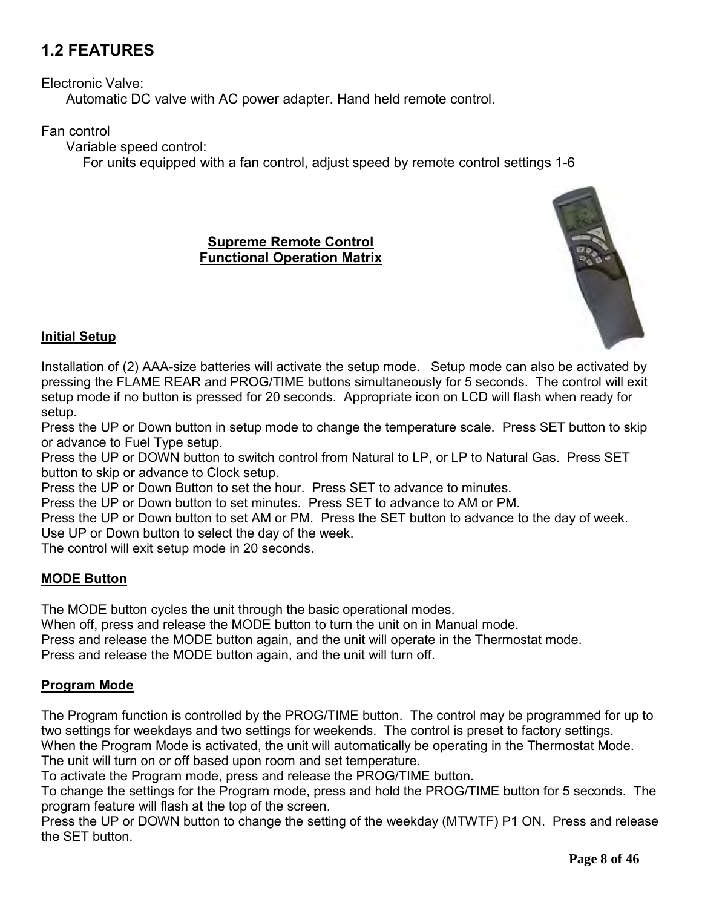## 1.2 FEATURES

Electronic Valve:

Automatic DC valve with AC power adapter. Hand held remote control.

Fan control

Variable speed control:

For units equipped with a fan control, adjust speed by remote control settings 1-6

**Supreme Remote Control**
**Functional Operation Matrix**

### Initial Setup

Installation of (2) AAA-size batteries will activate the setup mode. Setup mode can also be activated by pressing the FLAME REAR and PROG/TIME buttons simultaneously for 5 seconds. The control will exit setup mode if no button is pressed for 20 seconds. Appropriate icon on LCD will flash when ready for setup.
Press the UP or Down button in setup mode to change the temperature scale. Press SET button to skip or advance to Fuel Type setup.
Press the UP or DOWN button to switch control from Natural to LP, or LP to Natural Gas. Press SET button to skip or advance to Clock setup.
Press the UP or Down Button to set the hour. Press SET to advance to minutes.
Press the UP or Down button to set minutes. Press SET to advance to AM or PM.
Press the UP or Down button to set AM or PM. Press the SET button to advance to the day of week.
Use UP or Down button to select the day of the week.
The control will exit setup mode in 20 seconds.

### MODE Button

The MODE button cycles the unit through the basic operational modes.
When off, press and release the MODE button to turn the unit on in Manual mode.
Press and release the MODE button again, and the unit will operate in the Thermostat mode.
Press and release the MODE button again, and the unit will turn off.

### Program Mode

The Program function is controlled by the PROG/TIME button. The control may be programmed for up to two settings for weekdays and two settings for weekends. The control is preset to factory settings.
When the Program Mode is activated, the unit will automatically be operating in the Thermostat Mode.
The unit will turn on or off based upon room and set temperature.
To activate the Program mode, press and release the PROG/TIME button.
To change the settings for the Program mode, press and hold the PROG/TIME button for 5 seconds. The program feature will flash at the top of the screen.
Press the UP or DOWN button to change the setting of the weekday (MTWTF) P1 ON. Press and release the SET button.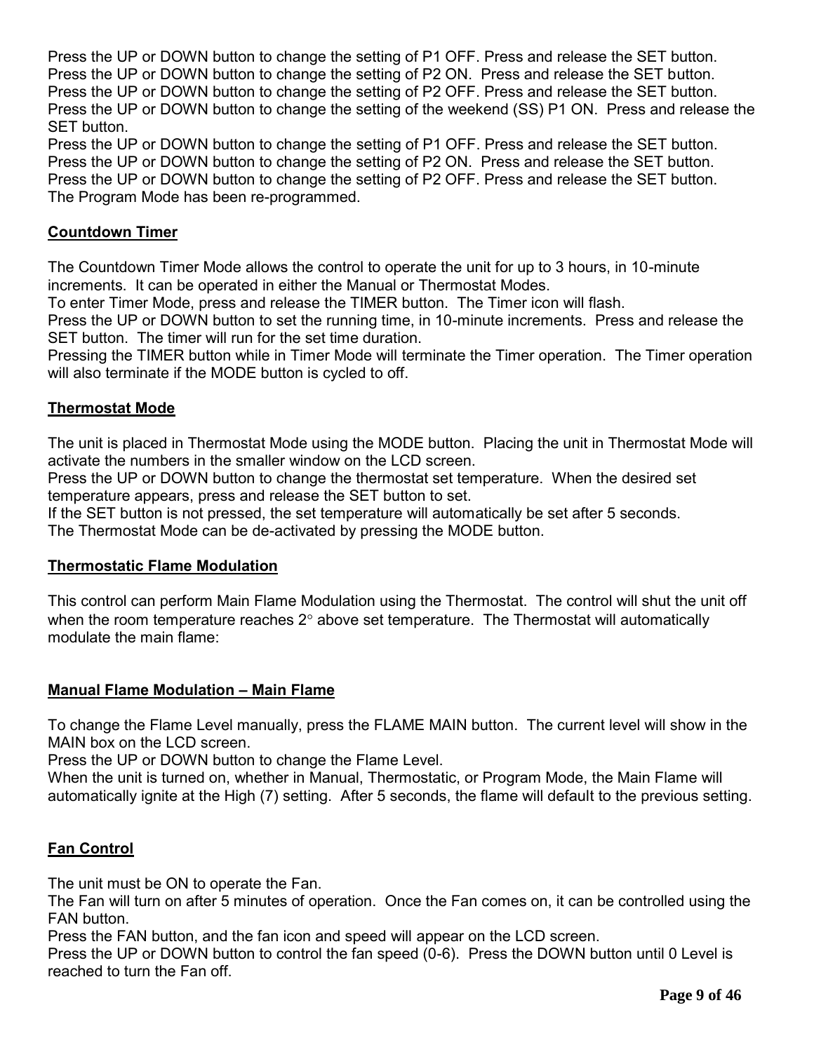Press the UP or DOWN button to change the setting of P1 OFF. Press and release the SET button.
Press the UP or DOWN button to change the setting of P2 ON. Press and release the SET button.
Press the UP or DOWN button to change the setting of P2 OFF. Press and release the SET button.
Press the UP or DOWN button to change the setting of the weekend (SS) P1 ON. Press and release the SET button.
Press the UP or DOWN button to change the setting of P1 OFF. Press and release the SET button.
Press the UP or DOWN button to change the setting of P2 ON. Press and release the SET button.
Press the UP or DOWN button to change the setting of P2 OFF. Press and release the SET button.
The Program Mode has been re-programmed.

## Countdown Timer

The Countdown Timer Mode allows the control to operate the unit for up to 3 hours, in 10-minute increments. It can be operated in either the Manual or Thermostat Modes.
To enter Timer Mode, press and release the TIMER button. The Timer icon will flash.
Press the UP or DOWN button to set the running time, in 10-minute increments. Press and release the SET button. The timer will run for the set time duration.
Pressing the TIMER button while in Timer Mode will terminate the Timer operation. The Timer operation will also terminate if the MODE button is cycled to off.

## Thermostat Mode

The unit is placed in Thermostat Mode using the MODE button. Placing the unit in Thermostat Mode will activate the numbers in the smaller window on the LCD screen.
Press the UP or DOWN button to change the thermostat set temperature. When the desired set temperature appears, press and release the SET button to set.
If the SET button is not pressed, the set temperature will automatically be set after 5 seconds.
The Thermostat Mode can be de-activated by pressing the MODE button.

## Thermostatic Flame Modulation

This control can perform Main Flame Modulation using the Thermostat. The control will shut the unit off when the room temperature reaches 2° above set temperature. The Thermostat will automatically modulate the main flame:

## Manual Flame Modulation – Main Flame

To change the Flame Level manually, press the FLAME MAIN button. The current level will show in the MAIN box on the LCD screen.
Press the UP or DOWN button to change the Flame Level.
When the unit is turned on, whether in Manual, Thermostatic, or Program Mode, the Main Flame will automatically ignite at the High (7) setting. After 5 seconds, the flame will default to the previous setting.

## Fan Control

The unit must be ON to operate the Fan.
The Fan will turn on after 5 minutes of operation. Once the Fan comes on, it can be controlled using the FAN button.
Press the FAN button, and the fan icon and speed will appear on the LCD screen.
Press the UP or DOWN button to control the fan speed (0-6). Press the DOWN button until 0 Level is reached to turn the Fan off.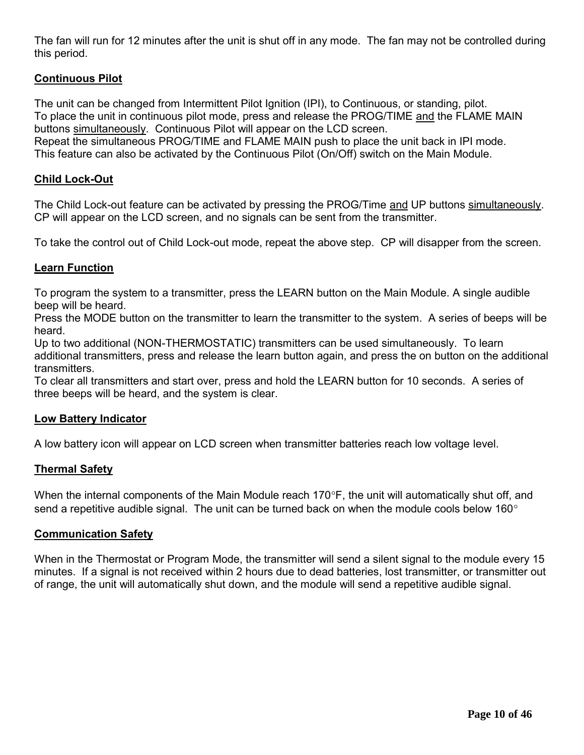The fan will run for 12 minutes after the unit is shut off in any mode. The fan may not be controlled during this period.

## Continuous Pilot

The unit can be changed from Intermittent Pilot Ignition (IPI), to Continuous, or standing, pilot.
To place the unit in continuous pilot mode, press and release the PROG/TIME and the FLAME MAIN buttons simultaneously. Continuous Pilot will appear on the LCD screen.
Repeat the simultaneous PROG/TIME and FLAME MAIN push to place the unit back in IPI mode.
This feature can also be activated by the Continuous Pilot (On/Off) switch on the Main Module.

## Child Lock-Out

The Child Lock-out feature can be activated by pressing the PROG/Time and UP buttons simultaneously. CP will appear on the LCD screen, and no signals can be sent from the transmitter.

To take the control out of Child Lock-out mode, repeat the above step. CP will disapper from the screen.

## Learn Function

To program the system to a transmitter, press the LEARN button on the Main Module. A single audible beep will be heard.
Press the MODE button on the transmitter to learn the transmitter to the system. A series of beeps will be heard.
Up to two additional (NON-THERMOSTATIC) transmitters can be used simultaneously. To learn additional transmitters, press and release the learn button again, and press the on button on the additional transmitters.
To clear all transmitters and start over, press and hold the LEARN button for 10 seconds. A series of three beeps will be heard, and the system is clear.

## Low Battery Indicator

A low battery icon will appear on LCD screen when transmitter batteries reach low voltage level.

## Thermal Safety

When the internal components of the Main Module reach 170°F, the unit will automatically shut off, and send a repetitive audible signal. The unit can be turned back on when the module cools below 160°

## Communication Safety

When in the Thermostat or Program Mode, the transmitter will send a silent signal to the module every 15 minutes. If a signal is not received within 2 hours due to dead batteries, lost transmitter, or transmitter out of range, the unit will automatically shut down, and the module will send a repetitive audible signal.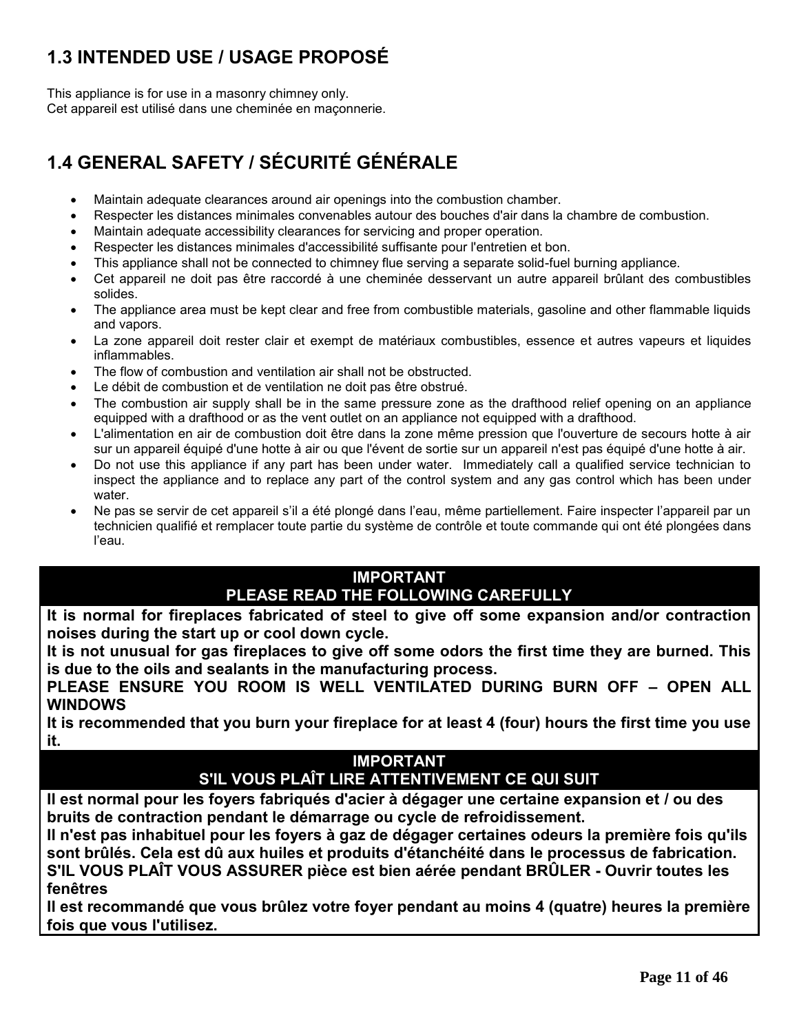## 1.3 INTENDED USE / USAGE PROPOSÉ

This appliance is for use in a masonry chimney only.
Cet appareil est utilisé dans une cheminée en maçonnerie.

## 1.4 GENERAL SAFETY / SÉCURITÉ GÉNÉRALE

- Maintain adequate clearances around air openings into the combustion chamber.
- Respecter les distances minimales convenables autour des bouches d'air dans la chambre de combustion.
- Maintain adequate accessibility clearances for servicing and proper operation.
- Respecter les distances minimales d'accessibilité suffisante pour l'entretien et bon.
- This appliance shall not be connected to chimney flue serving a separate solid-fuel burning appliance.
- Cet appareil ne doit pas être raccordé à une cheminée desservant un autre appareil brûlant des combustibles solides.
- The appliance area must be kept clear and free from combustible materials, gasoline and other flammable liquids and vapors.
- La zone appareil doit rester clair et exempt de matériaux combustibles, essence et autres vapeurs et liquides inflammables.
- The flow of combustion and ventilation air shall not be obstructed.
- Le débit de combustion et de ventilation ne doit pas être obstrué.
- The combustion air supply shall be in the same pressure zone as the drafthood relief opening on an appliance equipped with a drafthood or as the vent outlet on an appliance not equipped with a drafthood.
- L'alimentation en air de combustion doit être dans la zone même pression que l'ouverture de secours hotte à air sur un appareil équipé d'une hotte à air ou que l'évent de sortie sur un appareil n'est pas équipé d'une hotte à air.
- Do not use this appliance if any part has been under water. Immediately call a qualified service technician to inspect the appliance and to replace any part of the control system and any gas control which has been under water.
- Ne pas se servir de cet appareil s'il a été plongé dans l'eau, même partiellement. Faire inspecter l'appareil par un technicien qualifié et remplacer toute partie du système de contrôle et toute commande qui ont été plongées dans l'eau.

**IMPORTANT**
**PLEASE READ THE FOLLOWING CAREFULLY**

**It is normal for fireplaces fabricated of steel to give off some expansion and/or contraction noises during the start up or cool down cycle.**
**It is not unusual for gas fireplaces to give off some odors the first time they are burned. This is due to the oils and sealants in the manufacturing process.**
**PLEASE ENSURE YOU ROOM IS WELL VENTILATED DURING BURN OFF – OPEN ALL WINDOWS**
**It is recommended that you burn your fireplace for at least 4 (four) hours the first time you use it.**

**IMPORTANT**
**S'IL VOUS PLAÎT LIRE ATTENTIVEMENT CE QUI SUIT**

**Il est normal pour les foyers fabriqués d'acier à dégager une certaine expansion et / ou des bruits de contraction pendant le démarrage ou cycle de refroidissement.**
**Il n'est pas inhabituel pour les foyers à gaz de dégager certaines odeurs la première fois qu'ils sont brûlés. Cela est dû aux huiles et produits d'étanchéité dans le processus de fabrication.**
**S'IL VOUS PLAÎT VOUS ASSURER pièce est bien aérée pendant BRÛLER - Ouvrir toutes les fenêtres**
**Il est recommandé que vous brûlez votre foyer pendant au moins 4 (quatre) heures la première fois que vous l'utilisez.**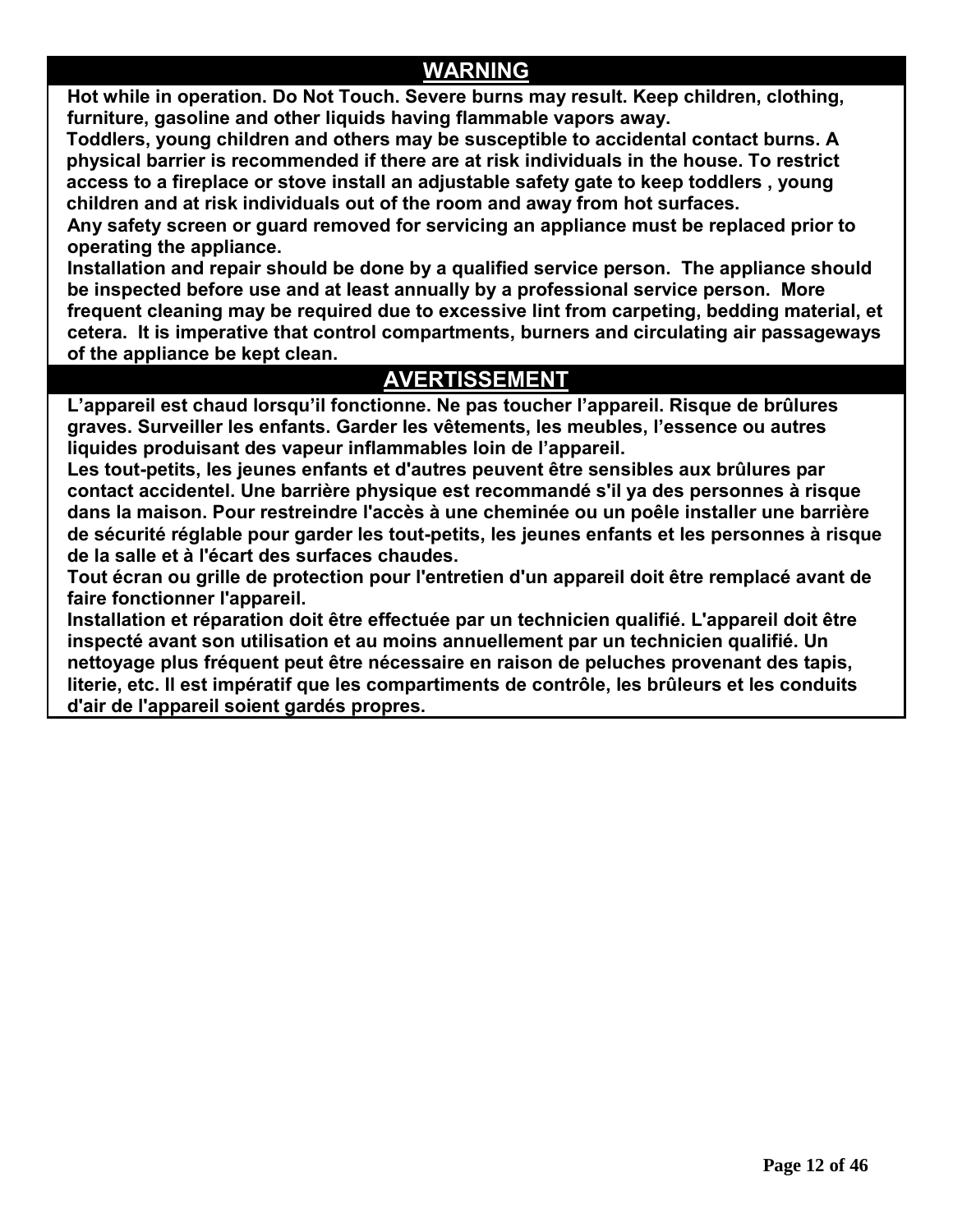## WARNING

**Hot while in operation. Do Not Touch. Severe burns may result. Keep children, clothing, furniture, gasoline and other liquids having flammable vapors away.**

**Toddlers, young children and others may be susceptible to accidental contact burns. A physical barrier is recommended if there are at risk individuals in the house. To restrict access to a fireplace or stove install an adjustable safety gate to keep toddlers , young children and at risk individuals out of the room and away from hot surfaces.**

**Any safety screen or guard removed for servicing an appliance must be replaced prior to operating the appliance.**

**Installation and repair should be done by a qualified service person. The appliance should be inspected before use and at least annually by a professional service person. More frequent cleaning may be required due to excessive lint from carpeting, bedding material, et cetera. It is imperative that control compartments, burners and circulating air passageways of the appliance be kept clean.**

## AVERTISSEMENT

**L'appareil est chaud lorsqu'il fonctionne. Ne pas toucher l'appareil. Risque de brûlures graves. Surveiller les enfants. Garder les vêtements, les meubles, l'essence ou autres liquides produisant des vapeur inflammables loin de l'appareil.**

**Les tout-petits, les jeunes enfants et d'autres peuvent être sensibles aux brûlures par contact accidentel. Une barrière physique est recommandé s'il ya des personnes à risque dans la maison. Pour restreindre l'accès à une cheminée ou un poêle installer une barrière de sécurité réglable pour garder les tout-petits, les jeunes enfants et les personnes à risque de la salle et à l'écart des surfaces chaudes.**

**Tout écran ou grille de protection pour l'entretien d'un appareil doit être remplacé avant de faire fonctionner l'appareil.**

**Installation et réparation doit être effectuée par un technicien qualifié. L'appareil doit être inspecté avant son utilisation et au moins annuellement par un technicien qualifié. Un nettoyage plus fréquent peut être nécessaire en raison de peluches provenant des tapis, literie, etc. Il est impératif que les compartiments de contrôle, les brûleurs et les conduits d'air de l'appareil soient gardés propres.**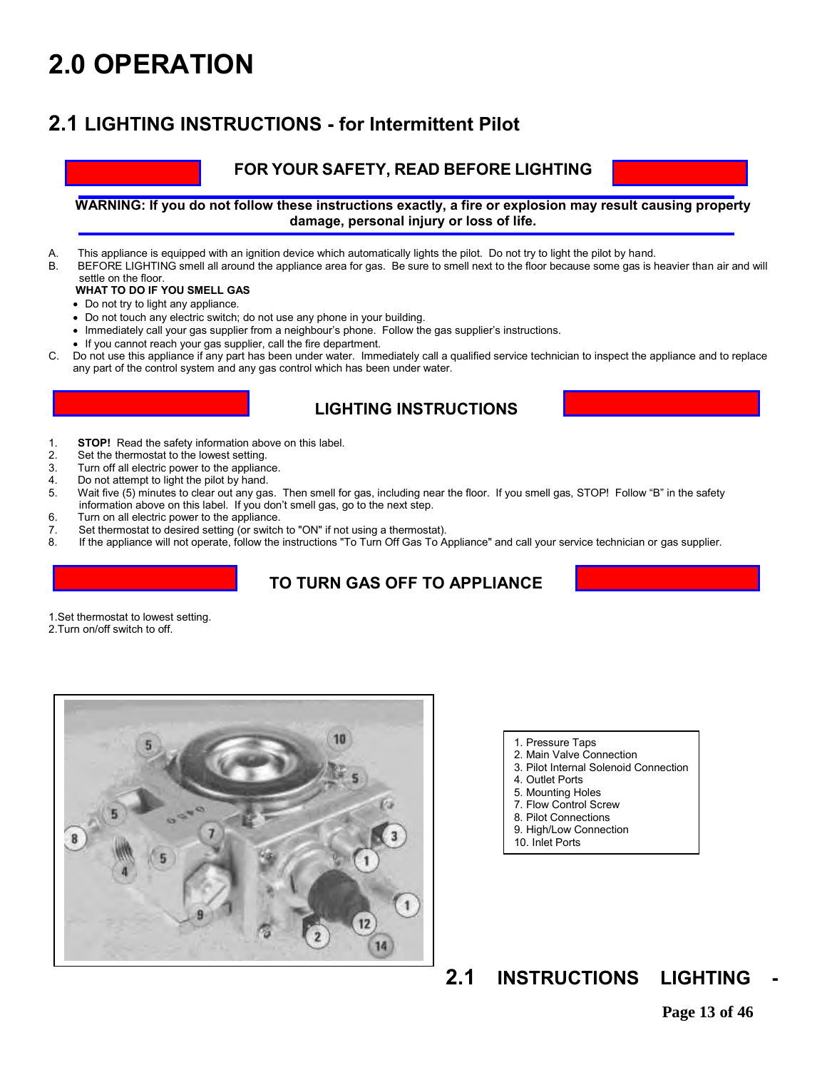# 2.0 OPERATION

## 2.1 LIGHTING INSTRUCTIONS - for Intermittent Pilot

### FOR YOUR SAFETY, READ BEFORE LIGHTING

**WARNING: If you do not follow these instructions exactly, a fire or explosion may result causing property damage, personal injury or loss of life.**

A. This appliance is equipped with an ignition device which automatically lights the pilot. Do not try to light the pilot by hand.

B. BEFORE LIGHTING smell all around the appliance area for gas. Be sure to smell next to the floor because some gas is heavier than air and will settle on the floor.

**WHAT TO DO IF YOU SMELL GAS**

- Do not try to light any appliance.
- Do not touch any electric switch; do not use any phone in your building.
- Immediately call your gas supplier from a neighbour's phone. Follow the gas supplier's instructions.
- If you cannot reach your gas supplier, call the fire department.

C. Do not use this appliance if any part has been under water. Immediately call a qualified service technician to inspect the appliance and to replace any part of the control system and any gas control which has been under water.

### LIGHTING INSTRUCTIONS

1. **STOP!** Read the safety information above on this label.
2. Set the thermostat to the lowest setting.
3. Turn off all electric power to the appliance.
4. Do not attempt to light the pilot by hand.
5. Wait five (5) minutes to clear out any gas. Then smell for gas, including near the floor. If you smell gas, STOP! Follow "B" in the safety information above on this label. If you don't smell gas, go to the next step.
6. Turn on all electric power to the appliance.
7. Set thermostat to desired setting (or switch to "ON" if not using a thermostat).
8. If the appliance will not operate, follow the instructions "To Turn Off Gas To Appliance" and call your service technician or gas supplier.

### TO TURN GAS OFF TO APPLIANCE

1. Set thermostat to lowest setting.
2. Turn on/off switch to off.

1. Pressure Taps
2. Main Valve Connection
3. Pilot Internal Solenoid Connection
4. Outlet Ports
5. Mounting Holes
7. Flow Control Screw
8. Pilot Connections
9. High/Low Connection
10. Inlet Ports

## 2.1 INSTRUCTIONS LIGHTING -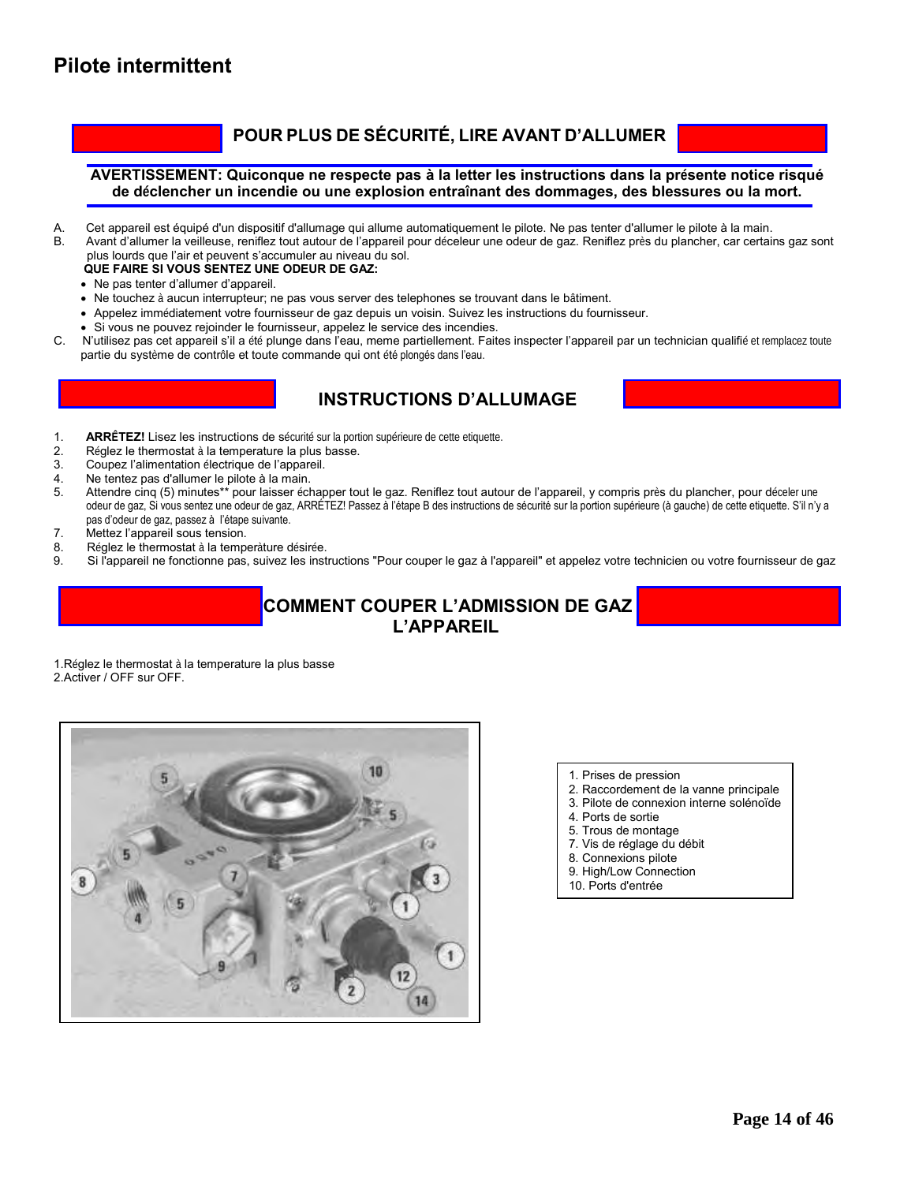# Pilote intermittent

## POUR PLUS DE SÉCURITÉ, LIRE AVANT D'ALLUMER

**AVERTISSEMENT: Quiconque ne respecte pas à la letter les instructions dans la présente notice risqué de déclencher un incendie ou une explosion entraînant des dommages, des blessures ou la mort.**

A. Cet appareil est équipé d'un dispositif d'allumage qui allume automatiquement le pilote. Ne pas tenter d'allumer le pilote à la main.

B. Avant d'allumer la veilleuse, reniflez tout autour de l'appareil pour déceleur une odeur de gaz. Reniflez près du plancher, car certains gaz sont plus lourds que l'air et peuvent s'accumuler au niveau du sol.

**QUE FAIRE SI VOUS SENTEZ UNE ODEUR DE GAZ:**

- Ne pas tenter d'allumer d'appareil.
- Ne touchez à aucun interrupteur; ne pas vous server des telephones se trouvant dans le bâtiment.
- Appelez immédiatement votre fournisseur de gaz depuis un voisin. Suivez les instructions du fournisseur.
- Si vous ne pouvez rejoinder le fournisseur, appelez le service des incendies.

C. N'utilisez pas cet appareil s'il a été plunge dans l'eau, meme partiellement. Faites inspecter l'appareil par un technician qualifié et remplacez toute partie du système de contrôle et toute commande qui ont été plongés dans l'eau.

## INSTRUCTIONS D'ALLUMAGE

1. **ARRÊTEZ!** Lisez les instructions de sécurité sur la portion supérieure de cette etiquette.
2. Réglez le thermostat à la temperature la plus basse.
3. Coupez l'alimentation électrique de l'appareil.
4. Ne tentez pas d'allumer le pilote à la main.
5. Attendre cinq (5) minutes** pour laisser échapper tout le gaz. Reniflez tout autour de l'appareil, y compris près du plancher, pour déceler une odeur de gaz, Si vous sentez une odeur de gaz, ARRÊTEZ! Passez à l'étape B des instructions de sécurité sur la portion supérieure (à gauche) de cette etiquette. S'il n'y a pas d'odeur de gaz, passez à l'étape suivante.
7. Mettez l'appareil sous tension.
8. Réglez le thermostat à la température désirée.
9. Si l'appareil ne fonctionne pas, suivez les instructions "Pour couper le gaz à l'appareil" et appelez votre technicien ou votre fournisseur de gaz

## COMMENT COUPER L'ADMISSION DE GAZ L'APPAREIL

1.Réglez le thermostat à la temperature la plus basse
2.Activer / OFF sur OFF.

1. Prises de pression
2. Raccordement de la vanne principale
3. Pilote de connexion interne solénoïde
4. Ports de sortie
5. Trous de montage
7. Vis de réglage du débit
8. Connexions pilote
9. High/Low Connection
10. Ports d'entrée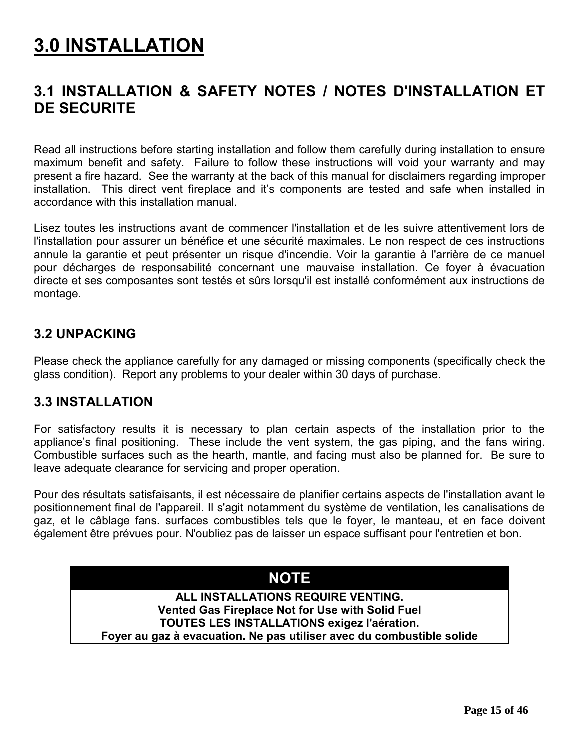# 3.0 INSTALLATION

## 3.1 INSTALLATION & SAFETY NOTES / NOTES D'INSTALLATION ET DE SECURITE

Read all instructions before starting installation and follow them carefully during installation to ensure maximum benefit and safety. Failure to follow these instructions will void your warranty and may present a fire hazard. See the warranty at the back of this manual for disclaimers regarding improper installation. This direct vent fireplace and it's components are tested and safe when installed in accordance with this installation manual.

Lisez toutes les instructions avant de commencer l'installation et de les suivre attentivement lors de l'installation pour assurer un bénéfice et une sécurité maximales. Le non respect de ces instructions annule la garantie et peut présenter un risque d'incendie. Voir la garantie à l'arrière de ce manuel pour décharges de responsabilité concernant une mauvaise installation. Ce foyer à évacuation directe et ses composantes sont testés et sûrs lorsqu'il est installé conformément aux instructions de montage.

### 3.2 UNPACKING

Please check the appliance carefully for any damaged or missing components (specifically check the glass condition). Report any problems to your dealer within 30 days of purchase.

### 3.3 INSTALLATION

For satisfactory results it is necessary to plan certain aspects of the installation prior to the appliance's final positioning. These include the vent system, the gas piping, and the fans wiring. Combustible surfaces such as the hearth, mantle, and facing must also be planned for. Be sure to leave adequate clearance for servicing and proper operation.

Pour des résultats satisfaisants, il est nécessaire de planifier certains aspects de l'installation avant le positionnement final de l'appareil. Il s'agit notamment du système de ventilation, les canalisations de gaz, et le câblage fans. surfaces combustibles tels que le foyer, le manteau, et en face doivent également être prévues pour. N'oubliez pas de laisser un espace suffisant pour l'entretien et bon.

| NOTE |
|---|
| **ALL INSTALLATIONS REQUIRE VENTING.**<br>**Vented Gas Fireplace Not for Use with Solid Fuel**<br>**TOUTES LES INSTALLATIONS exigez l'aération.**<br>**Foyer au gaz à evacuation. Ne pas utiliser avec du combustible solide** |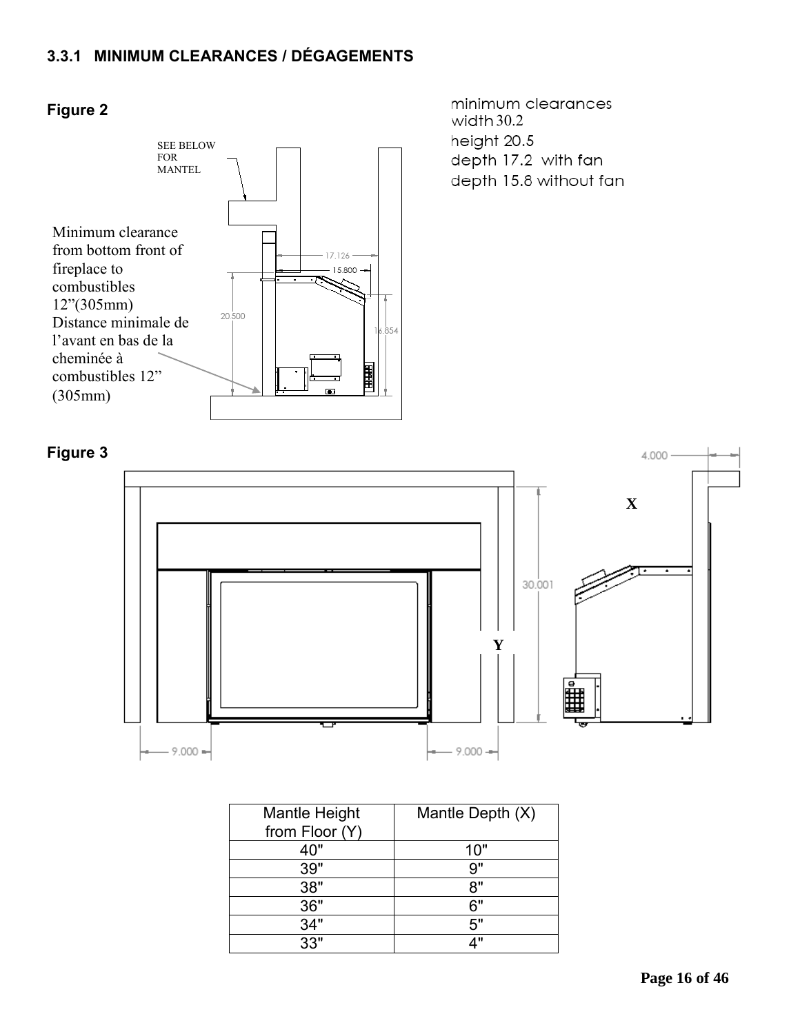### 3.3.1 MINIMUM CLEARANCES / DÉGAGEMENTS

**Figure 2**

SEE BELOW FOR MANTEL

Minimum clearance from bottom front of fireplace to combustibles 12”(305mm)
Distance minimale de l’avant en bas de la cheminée à combustibles 12” (305mm)

17.126

15.800

20.500

16.854

minimum clearances
width 30.2
height 20.5
depth 17.2 with fan
depth 15.8 without fan

**Figure 3**

4.000

X

30.001

Y

9.000

9.000

| Mantle Height from Floor (Y) | Mantle Depth (X) |
|---|---|
| 40" | 10" |
| 39" | 9" |
| 38" | 8" |
| 36" | 6" |
| 34" | 5" |
| 33" | 4" |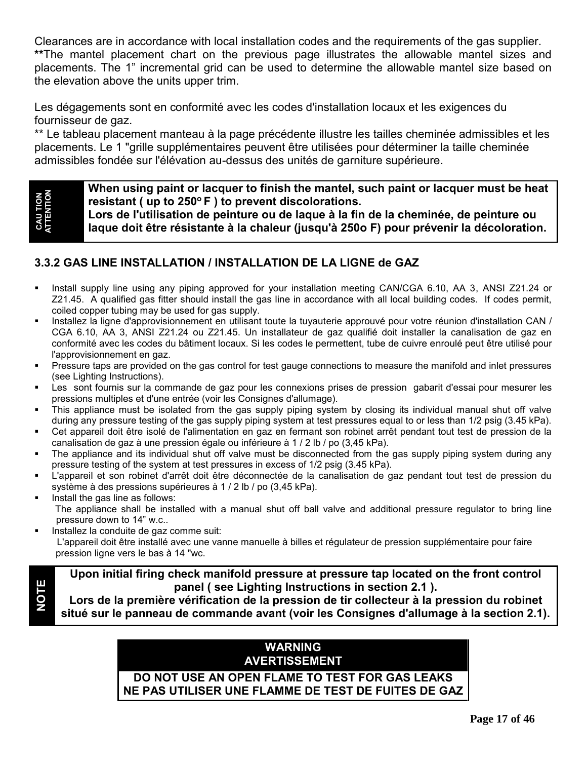Clearances are in accordance with local installation codes and the requirements of the gas supplier.
**The mantel placement chart on the previous page illustrates the allowable mantel sizes and placements. The 1" incremental grid can be used to determine the allowable mantel size based on the elevation above the units upper trim.

Les dégagements sont en conformité avec les codes d'installation locaux et les exigences du fournisseur de gaz.
** Le tableau placement manteau à la page précédente illustre les tailles cheminée admissibles et les placements. Le 1 "grille supplémentaires peuvent être utilisées pour déterminer la taille cheminée admissibles fondée sur l'élévation au-dessus des unités de garniture supérieure.

| CAUTION / ATTENTION | **When using paint or lacquer to finish the mantel, such paint or lacquer must be heat resistant ( up to 250º F ) to prevent discolorations.** **Lors de l'utilisation de peinture ou de laque à la fin de la cheminée, de peinture ou laque doit être résistante à la chaleur (jusqu'à 250o F) pour prévenir la décoloration.** |
|---|---|

### 3.3.2 GAS LINE INSTALLATION / INSTALLATION DE LA LIGNE de GAZ

- Install supply line using any piping approved for your installation meeting CAN/CGA 6.10, AA 3, ANSI Z21.24 or Z21.45. A qualified gas fitter should install the gas line in accordance with all local building codes. If codes permit, coiled copper tubing may be used for gas supply.
- Installez la ligne d'approvisionnement en utilisant toute la tuyauterie approuvé pour votre réunion d'installation CAN / CGA 6.10, AA 3, ANSI Z21.24 ou Z21.45. Un installateur de gaz qualifié doit installer la canalisation de gaz en conformité avec les codes du bâtiment locaux. Si les codes le permettent, tube de cuivre enroulé peut être utilisé pour l'approvisionnement en gaz.
- Pressure taps are provided on the gas control for test gauge connections to measure the manifold and inlet pressures (see Lighting Instructions).
- Les sont fournis sur la commande de gaz pour les connexions prises de pression gabarit d'essai pour mesurer les pressions multiples et d'une entrée (voir les Consignes d'allumage).
- This appliance must be isolated from the gas supply piping system by closing its individual manual shut off valve during any pressure testing of the gas supply piping system at test pressures equal to or less than 1/2 psig (3.45 kPa).
- Cet appareil doit être isolé de l'alimentation en gaz en fermant son robinet arrêt pendant tout test de pression de la canalisation de gaz à une pression égale ou inférieure à 1 / 2 lb / po (3,45 kPa).
- The appliance and its individual shut off valve must be disconnected from the gas supply piping system during any pressure testing of the system at test pressures in excess of 1/2 psig (3.45 kPa).
- L'appareil et son robinet d'arrêt doit être déconnectée de la canalisation de gaz pendant tout test de pression du système à des pressions supérieures à 1 / 2 lb / po (3,45 kPa).
- Install the gas line as follows:
  The appliance shall be installed with a manual shut off ball valve and additional pressure regulator to bring line pressure down to 14" w.c..
- Installez la conduite de gaz comme suit:
  L'appareil doit être installé avec une vanne manuelle à billes et régulateur de pression supplémentaire pour faire pression ligne vers le bas à 14 "wc.

| NOTE | **Upon initial firing check manifold pressure at pressure tap located on the front control panel ( see Lighting Instructions in section 2.1 ).** **Lors de la première vérification de la pression de tir collecteur à la pression du robinet situé sur le panneau de commande avant (voir les Consignes d'allumage à la section 2.1).** |
|---|---|

| WARNING<br>AVERTISSEMENT |
|---|
| **DO NOT USE AN OPEN FLAME TO TEST FOR GAS LEAKS**<br>**NE PAS UTILISER UNE FLAMME DE TEST DE FUITES DE GAZ** |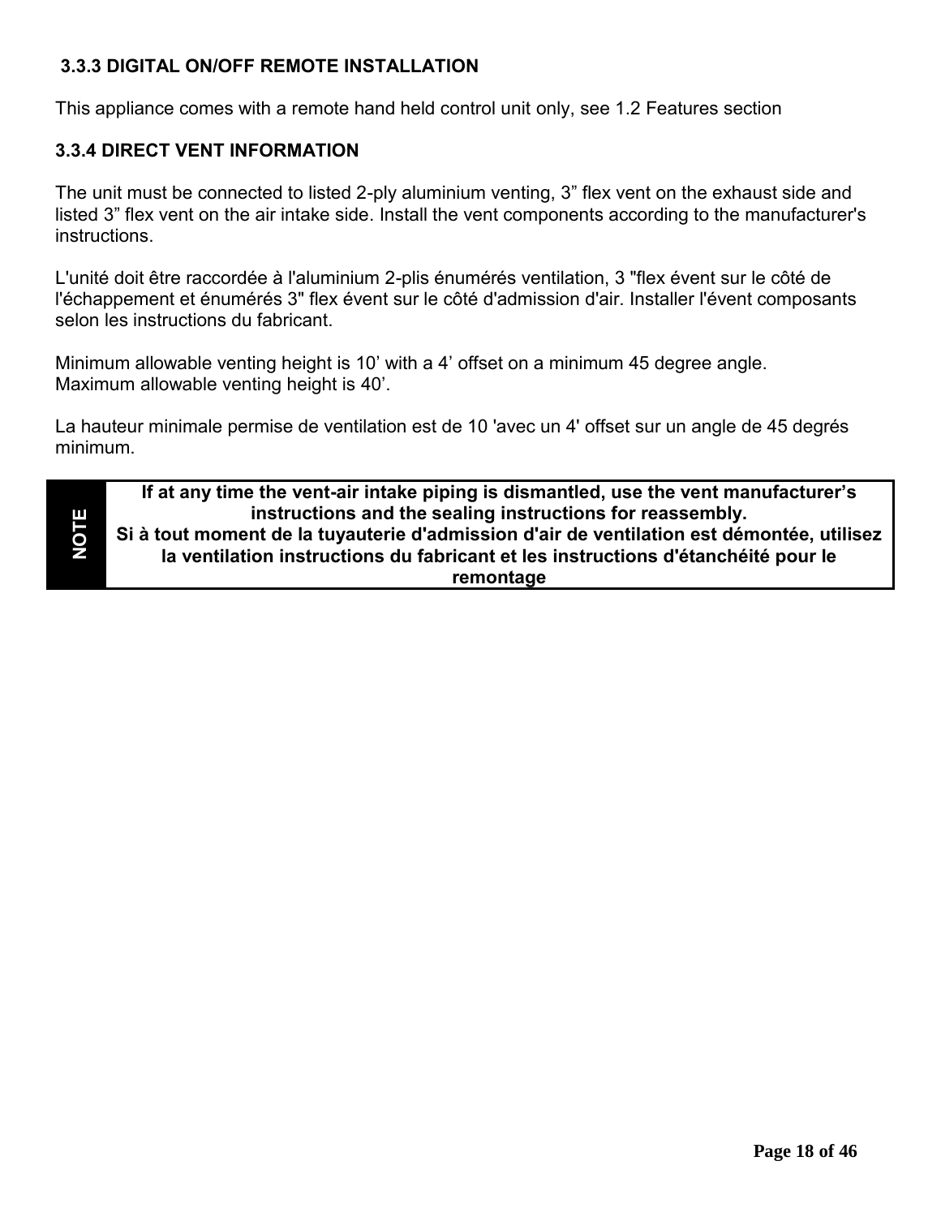### 3.3.3 DIGITAL ON/OFF REMOTE INSTALLATION

This appliance comes with a remote hand held control unit only, see 1.2 Features section

### 3.3.4 DIRECT VENT INFORMATION

The unit must be connected to listed 2-ply aluminium venting, 3" flex vent on the exhaust side and listed 3" flex vent on the air intake side. Install the vent components according to the manufacturer's instructions.

L'unité doit être raccordée à l'aluminium 2-plis énumérés ventilation, 3 "flex évent sur le côté de l'échappement et énumérés 3" flex évent sur le côté d'admission d'air. Installer l'évent composants selon les instructions du fabricant.

Minimum allowable venting height is 10' with a 4' offset on a minimum 45 degree angle.
Maximum allowable venting height is 40'.

La hauteur minimale permise de ventilation est de 10 'avec un 4' offset sur un angle de 45 degrés minimum.

| NOTE | **If at any time the vent-air intake piping is dismantled, use the vent manufacturer's instructions and the sealing instructions for reassembly.**<br>**Si à tout moment de la tuyauterie d'admission d'air de ventilation est démontée, utilisez la ventilation instructions du fabricant et les instructions d'étanchéité pour le remontage** |
|---|---|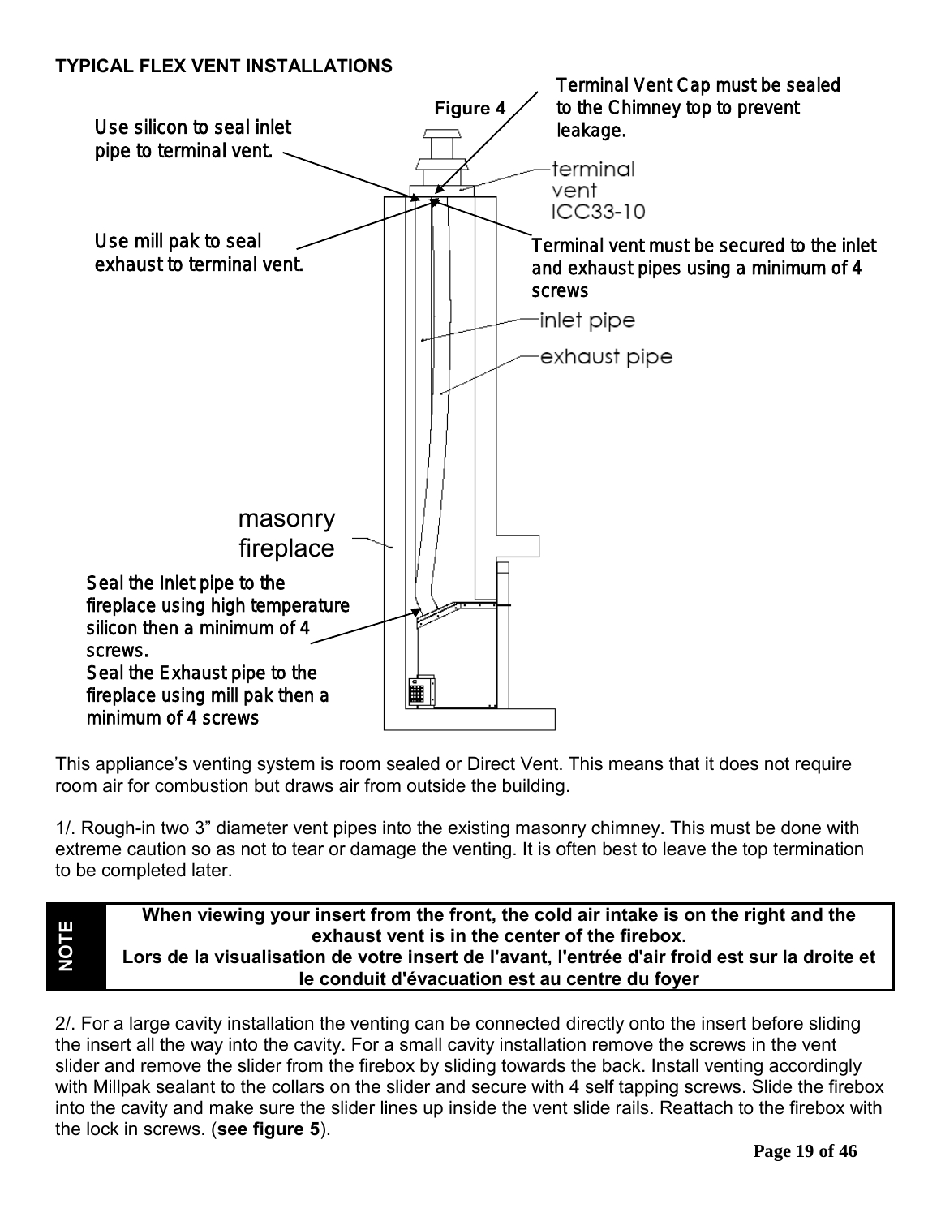**TYPICAL FLEX VENT INSTALLATIONS**

**Figure 4**

Use silicon to seal inlet pipe to terminal vent.

Terminal Vent Cap must be sealed to the Chimney top to prevent leakage.

terminal vent ICC33-10

Use mill pak to seal exhaust to terminal vent.

Terminal vent must be secured to the inlet and exhaust pipes using a minimum of 4 screws

inlet pipe

exhaust pipe

masonry fireplace

Seal the Inlet pipe to the fireplace using high temperature silicon then a minimum of 4 screws.
Seal the Exhaust pipe to the fireplace using mill pak then a minimum of 4 screws

This appliance's venting system is room sealed or Direct Vent. This means that it does not require room air for combustion but draws air from outside the building.

1/. Rough-in two 3" diameter vent pipes into the existing masonry chimney. This must be done with extreme caution so as not to tear or damage the venting. It is often best to leave the top termination to be completed later.

> **NOTE**
>
> **When viewing your insert from the front, the cold air intake is on the right and the exhaust vent is in the center of the firebox.**
> **Lors de la visualisation de votre insert de l'avant, l'entrée d'air froid est sur la droite et le conduit d'évacuation est au centre du foyer**

2/. For a large cavity installation the venting can be connected directly onto the insert before sliding the insert all the way into the cavity. For a small cavity installation remove the screws in the vent slider and remove the slider from the firebox by sliding towards the back. Install venting accordingly with Millpak sealant to the collars on the slider and secure with 4 self tapping screws. Slide the firebox into the cavity and make sure the slider lines up inside the vent slide rails. Reattach to the firebox with the lock in screws. (**see figure 5**).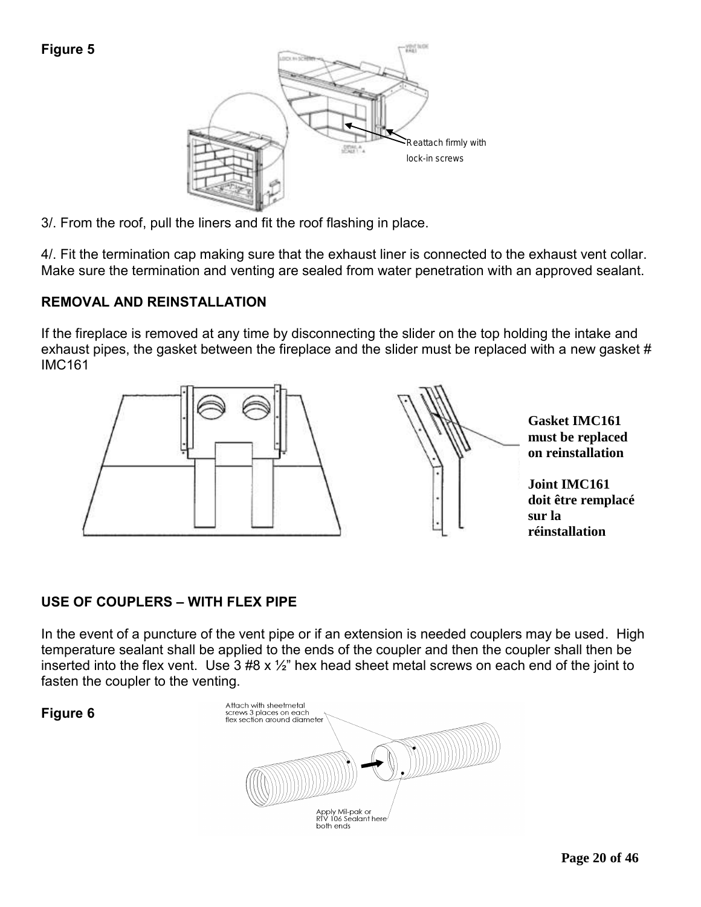**Figure 5**

Reattach firmly with lock-in screws

3/. From the roof, pull the liners and fit the roof flashing in place.

4/. Fit the termination cap making sure that the exhaust liner is connected to the exhaust vent collar. Make sure the termination and venting are sealed from water penetration with an approved sealant.

**REMOVAL AND REINSTALLATION**

If the fireplace is removed at any time by disconnecting the slider on the top holding the intake and exhaust pipes, the gasket between the fireplace and the slider must be replaced with a new gasket # IMC161

**Gasket IMC161 must be replaced on reinstallation**

**Joint IMC161 doit être remplacé sur la réinstallation**

**USE OF COUPLERS – WITH FLEX PIPE**

In the event of a puncture of the vent pipe or if an extension is needed couplers may be used. High temperature sealant shall be applied to the ends of the coupler and then the coupler shall then be inserted into the flex vent. Use 3 #8 x ½" hex head sheet metal screws on each end of the joint to fasten the coupler to the venting.

**Figure 6**

Attach with sheetmetal screws 3 places on each flex section around diameter

Apply Mil-pak or RTV 106 Sealant here both ends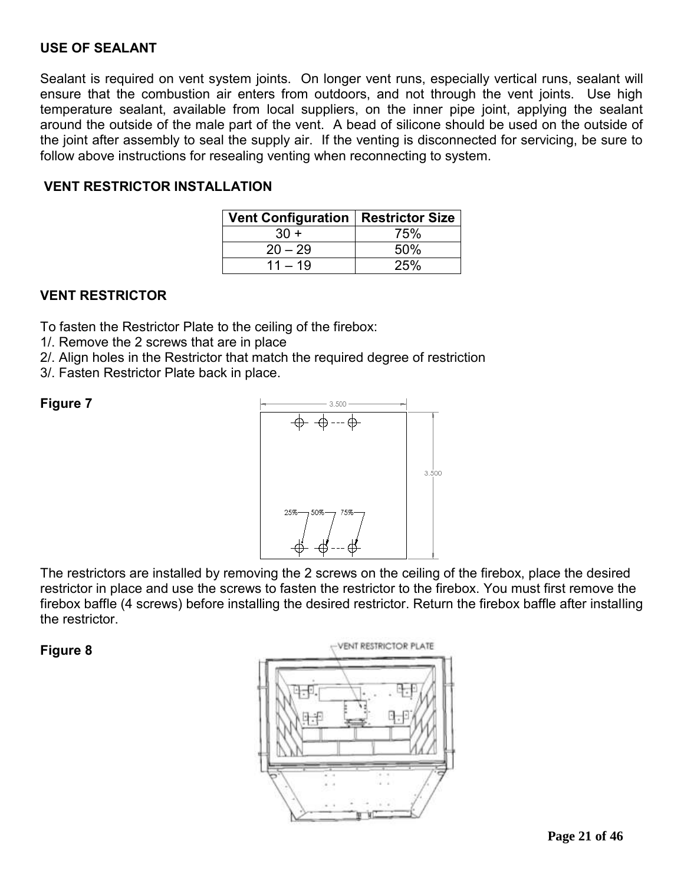### USE OF SEALANT

Sealant is required on vent system joints. On longer vent runs, especially vertical runs, sealant will ensure that the combustion air enters from outdoors, and not through the vent joints. Use high temperature sealant, available from local suppliers, on the inner pipe joint, applying the sealant around the outside of the male part of the vent. A bead of silicone should be used on the outside of the joint after assembly to seal the supply air. If the venting is disconnected for servicing, be sure to follow above instructions for resealing venting when reconnecting to system.

### VENT RESTRICTOR INSTALLATION

| Vent Configuration | Restrictor Size |
|---|---|
| 30 + | 75% |
| 20 – 29 | 50% |
| 11 – 19 | 25% |

### VENT RESTRICTOR

To fasten the Restrictor Plate to the ceiling of the firebox:

1/. Remove the 2 screws that are in place
2/. Align holes in the Restrictor that match the required degree of restriction
3/. Fasten Restrictor Plate back in place.

**Figure 7**

The restrictors are installed by removing the 2 screws on the ceiling of the firebox, place the desired restrictor in place and use the screws to fasten the restrictor to the firebox. You must first remove the firebox baffle (4 screws) before installing the desired restrictor. Return the firebox baffle after installing the restrictor.

**Figure 8**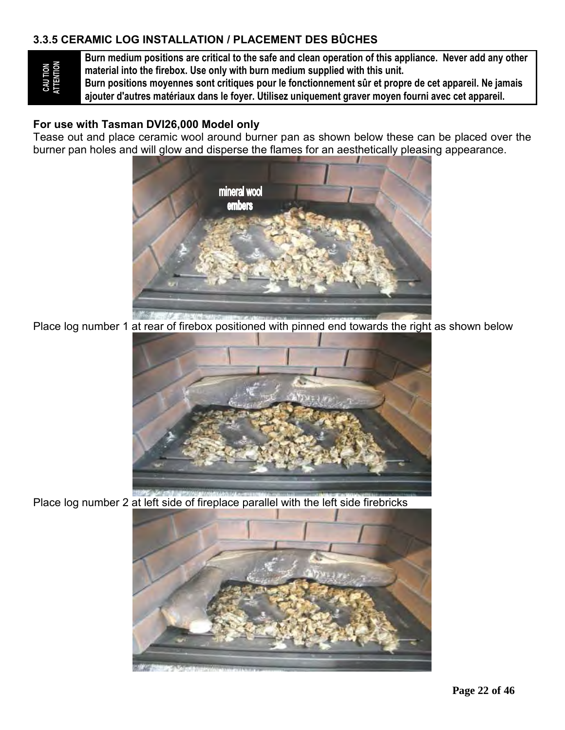### 3.3.5 CERAMIC LOG INSTALLATION / PLACEMENT DES BÛCHES

| CAUTION ATTENTION | **Burn medium positions are critical to the safe and clean operation of this appliance. Never add any other material into the firebox. Use only with burn medium supplied with this unit.** **Burn positions moyennes sont critiques pour le fonctionnement sûr et propre de cet appareil. Ne jamais ajouter d'autres matériaux dans le foyer. Utilisez uniquement graver moyen fourni avec cet appareil.** |
| --- | --- |

**For use with Tasman DVI26,000 Model only**

Tease out and place ceramic wool around burner pan as shown below these can be placed over the burner pan holes and will glow and disperse the flames for an aesthetically pleasing appearance.

mineral wool embers

Place log number 1 at rear of firebox positioned with pinned end towards the right as shown below

Place log number 2 at left side of fireplace parallel with the left side firebricks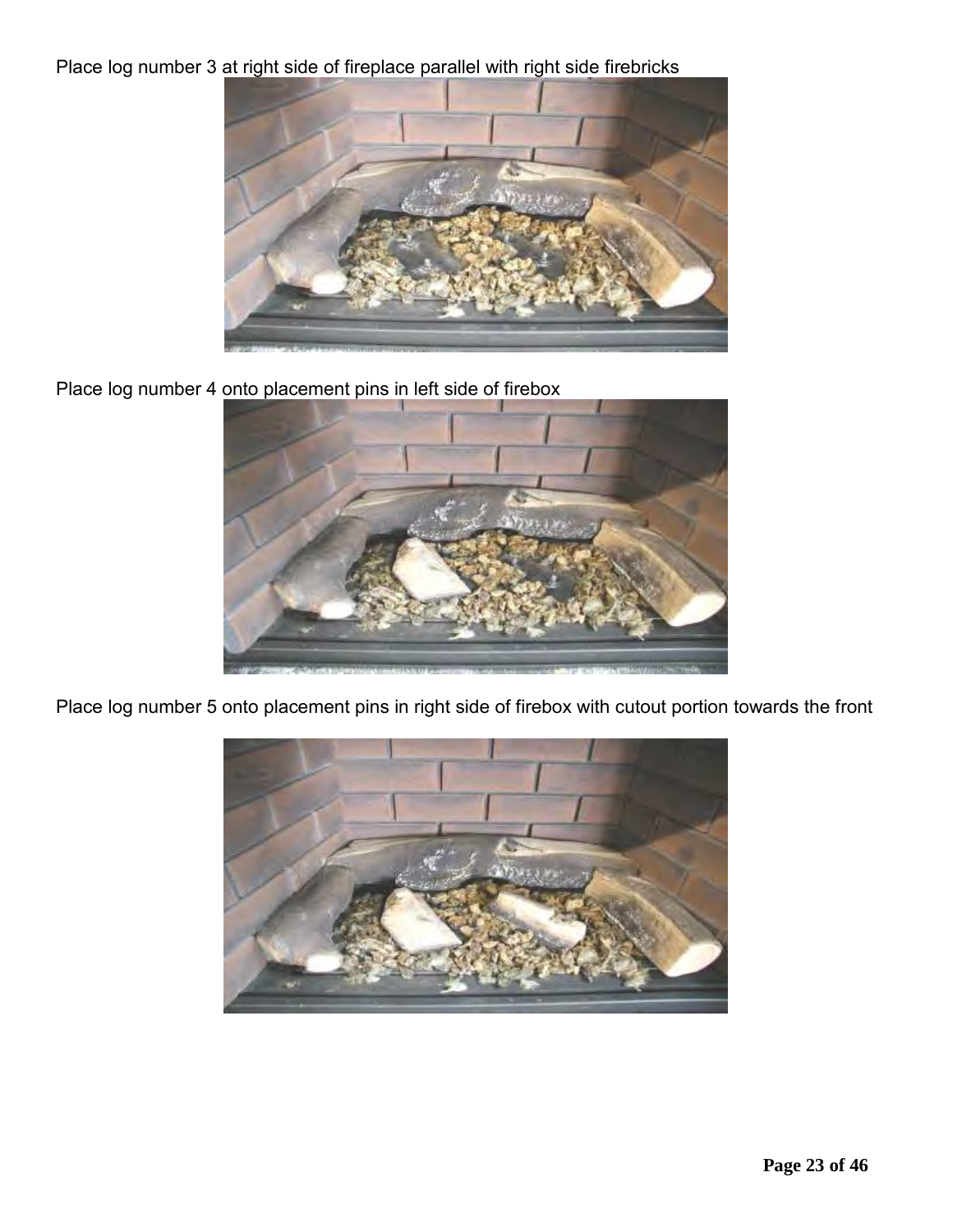Place log number 3 at right side of fireplace parallel with right side firebricks

Place log number 4 onto placement pins in left side of firebox

Place log number 5 onto placement pins in right side of firebox with cutout portion towards the front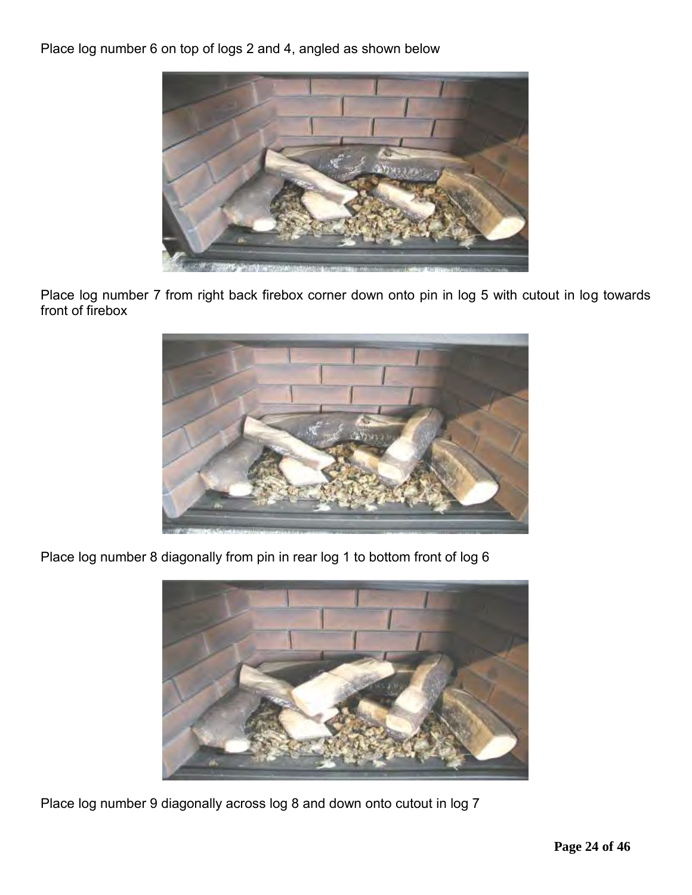Place log number 6 on top of logs 2 and 4, angled as shown below

Place log number 7 from right back firebox corner down onto pin in log 5 with cutout in log towards front of firebox

Place log number 8 diagonally from pin in rear log 1 to bottom front of log 6

Place log number 9 diagonally across log 8 and down onto cutout in log 7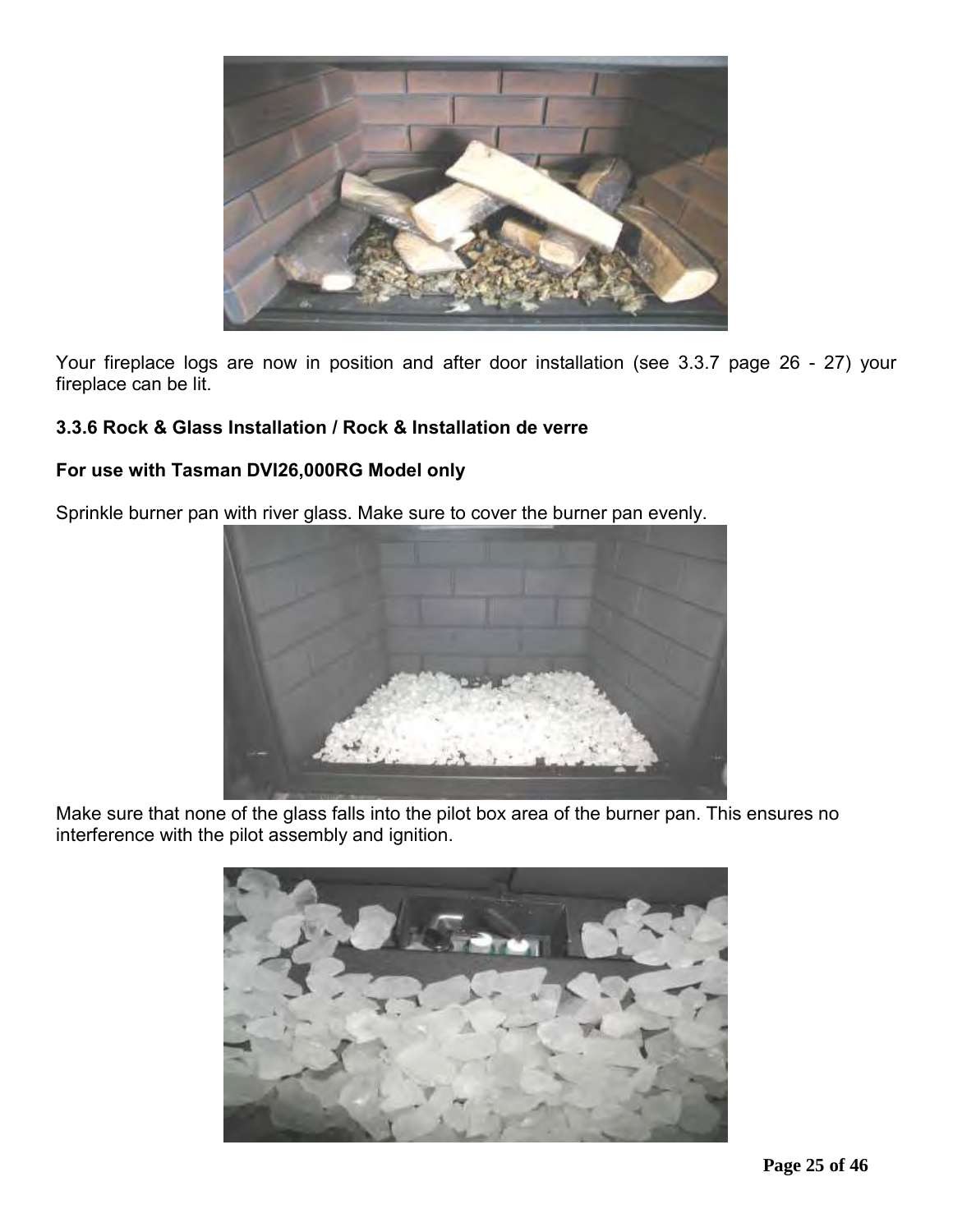Your fireplace logs are now in position and after door installation (see 3.3.7 page 26 - 27) your fireplace can be lit.

### 3.3.6 Rock & Glass Installation / Rock & Installation de verre

**For use with Tasman DVI26,000RG Model only**

Sprinkle burner pan with river glass. Make sure to cover the burner pan evenly.

Make sure that none of the glass falls into the pilot box area of the burner pan. This ensures no interference with the pilot assembly and ignition.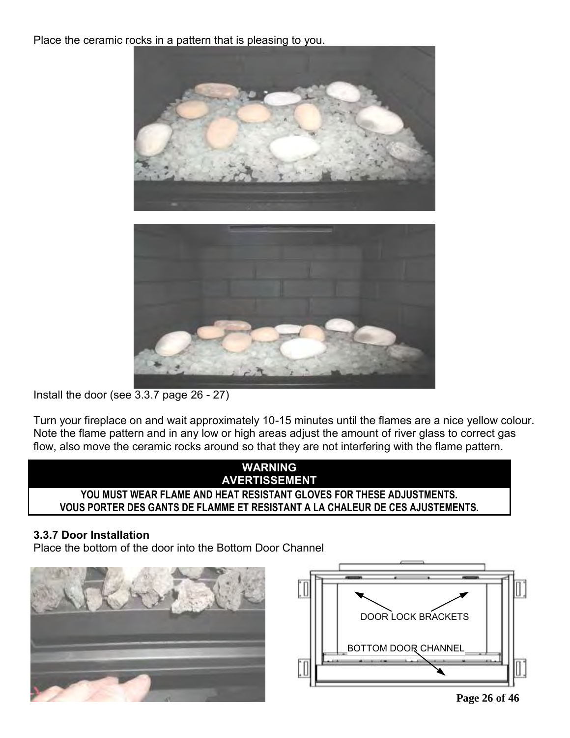Place the ceramic rocks in a pattern that is pleasing to you.

Install the door (see 3.3.7 page 26 - 27)

Turn your fireplace on and wait approximately 10-15 minutes until the flames are a nice yellow colour. Note the flame pattern and in any low or high areas adjust the amount of river glass to correct gas flow, also move the ceramic rocks around so that they are not interfering with the flame pattern.

| WARNING<br>AVERTISSEMENT |
|---|
| **YOU MUST WEAR FLAME AND HEAT RESISTANT GLOVES FOR THESE ADJUSTMENTS.**<br>**VOUS PORTER DES GANTS DE FLAMME ET RESISTANT A LA CHALEUR DE CES AJUSTEMENTS.** |

### 3.3.7 Door Installation

Place the bottom of the door into the Bottom Door Channel

DOOR LOCK BRACKETS

BOTTOM DOOR CHANNEL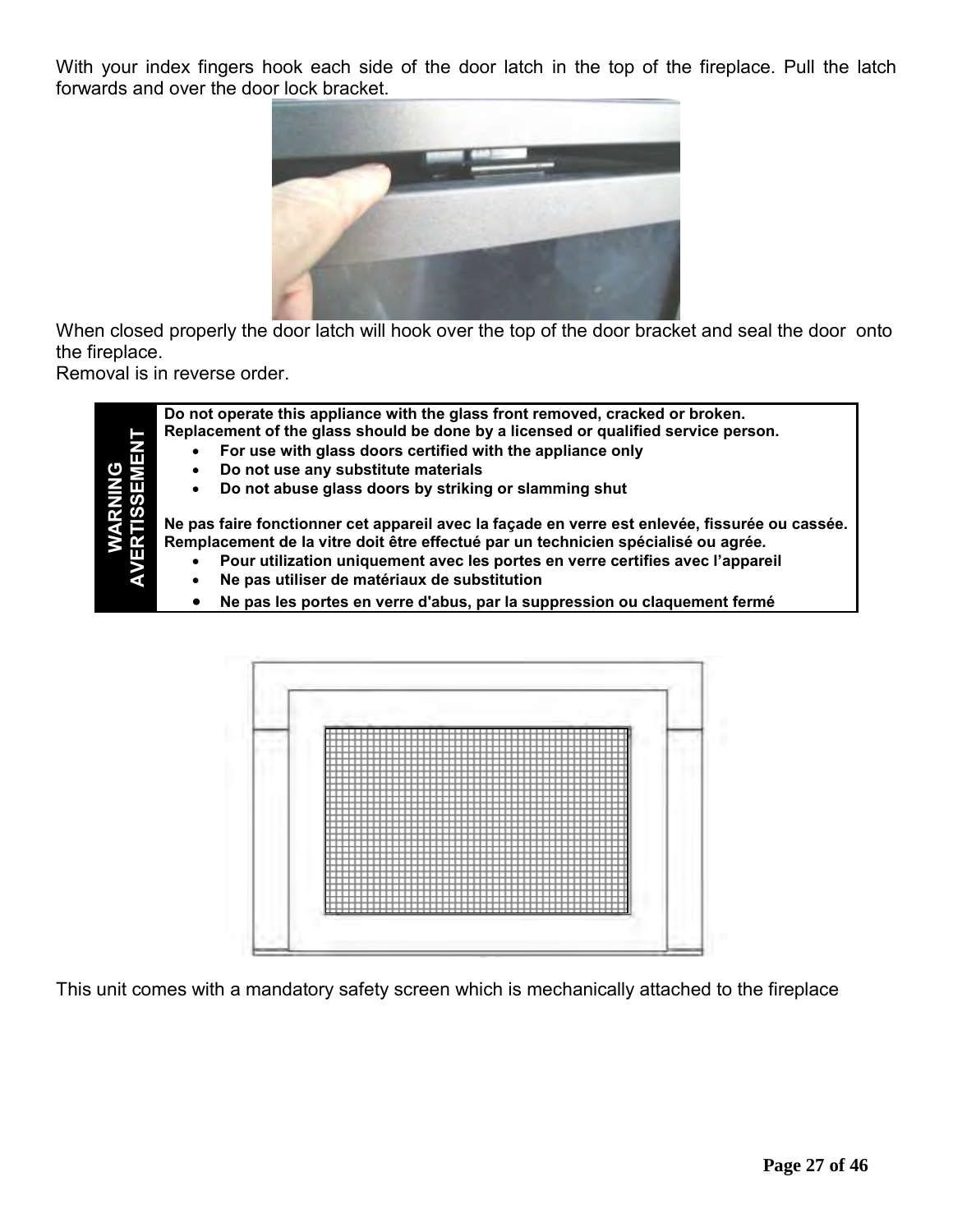With your index fingers hook each side of the door latch in the top of the fireplace. Pull the latch forwards and over the door lock bracket.

When closed properly the door latch will hook over the top of the door bracket and seal the door onto the fireplace.
Removal is in reverse order.

| WARNING AVERTISSEMENT | **Do not operate this appliance with the glass front removed, cracked or broken. Replacement of the glass should be done by a licensed or qualified service person.**<br>• **For use with glass doors certified with the appliance only**<br>• **Do not use any substitute materials**<br>• **Do not abuse glass doors by striking or slamming shut**<br><br>**Ne pas faire fonctionner cet appareil avec la façade en verre est enlevée, fissurée ou cassée. Remplacement de la vitre doit être effectué par un technicien spécialisé ou agrée.**<br>• **Pour utilization uniquement avec les portes en verre certifies avec l'appareil**<br>• **Ne pas utiliser de matériaux de substitution**<br>• **Ne pas les portes en verre d'abus, par la suppression ou claquement fermé** |
|---|---|

This unit comes with a mandatory safety screen which is mechanically attached to the fireplace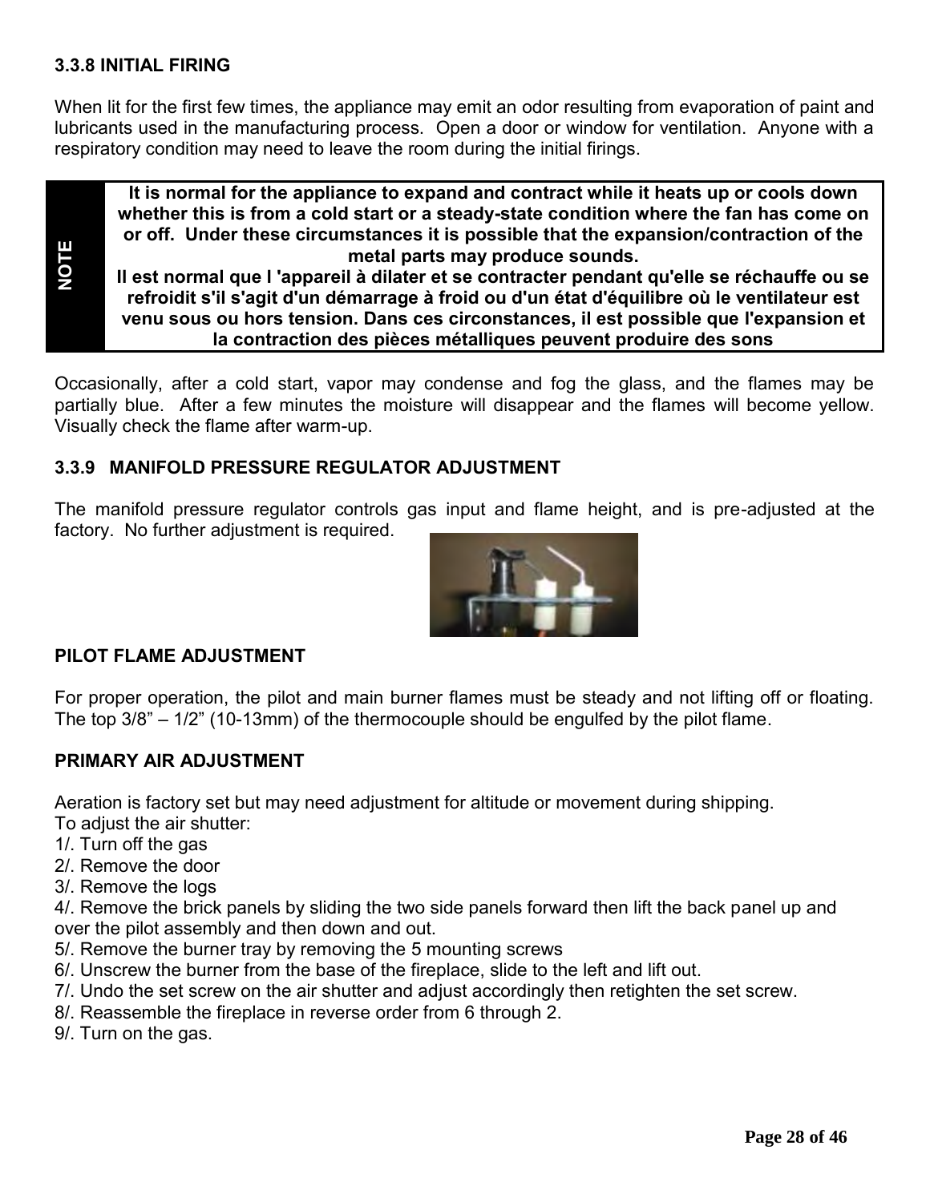### 3.3.8 INITIAL FIRING

When lit for the first few times, the appliance may emit an odor resulting from evaporation of paint and lubricants used in the manufacturing process. Open a door or window for ventilation. Anyone with a respiratory condition may need to leave the room during the initial firings.

| NOTE | **It is normal for the appliance to expand and contract while it heats up or cools down whether this is from a cold start or a steady-state condition where the fan has come on or off. Under these circumstances it is possible that the expansion/contraction of the metal parts may produce sounds.** **Il est normal que l 'appareil à dilater et se contracter pendant qu'elle se réchauffe ou se refroidit s'il s'agit d'un démarrage à froid ou d'un état d'équilibre où le ventilateur est venu sous ou hors tension. Dans ces circonstances, il est possible que l'expansion et la contraction des pièces métalliques peuvent produire des sons** |
|---|---|

Occasionally, after a cold start, vapor may condense and fog the glass, and the flames may be partially blue. After a few minutes the moisture will disappear and the flames will become yellow. Visually check the flame after warm-up.

### 3.3.9 MANIFOLD PRESSURE REGULATOR ADJUSTMENT

The manifold pressure regulator controls gas input and flame height, and is pre-adjusted at the factory. No further adjustment is required.

**PILOT FLAME ADJUSTMENT**

For proper operation, the pilot and main burner flames must be steady and not lifting off or floating. The top 3/8" – 1/2" (10-13mm) of the thermocouple should be engulfed by the pilot flame.

**PRIMARY AIR ADJUSTMENT**

Aeration is factory set but may need adjustment for altitude or movement during shipping.
To adjust the air shutter:

1/. Turn off the gas
2/. Remove the door
3/. Remove the logs
4/. Remove the brick panels by sliding the two side panels forward then lift the back panel up and over the pilot assembly and then down and out.
5/. Remove the burner tray by removing the 5 mounting screws
6/. Unscrew the burner from the base of the fireplace, slide to the left and lift out.
7/. Undo the set screw on the air shutter and adjust accordingly then retighten the set screw.
8/. Reassemble the fireplace in reverse order from 6 through 2.
9/. Turn on the gas.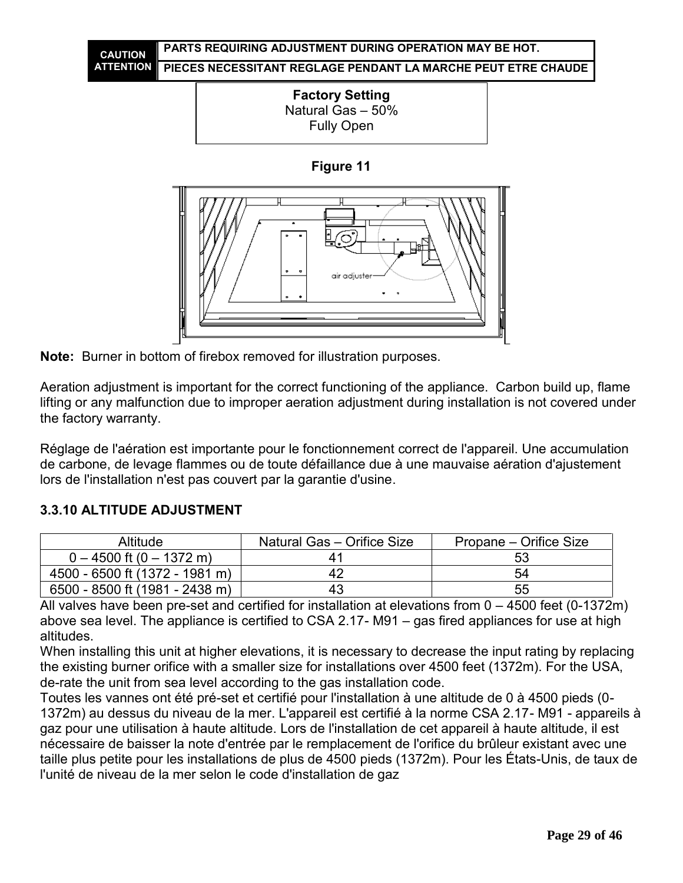| CAUTION ATTENTION | PARTS REQUIRING ADJUSTMENT DURING OPERATION MAY BE HOT. |
| --- | --- |
| | PIECES NECESSITANT REGLAGE PENDANT LA MARCHE PEUT ETRE CHAUDE |

**Factory Setting**
Natural Gas – 50%
Fully Open

**Figure 11**

air adjuster

**Note:** Burner in bottom of firebox removed for illustration purposes.

Aeration adjustment is important for the correct functioning of the appliance. Carbon build up, flame lifting or any malfunction due to improper aeration adjustment during installation is not covered under the factory warranty.

Réglage de l'aération est importante pour le fonctionnement correct de l'appareil. Une accumulation de carbone, de levage flammes ou de toute défaillance due à une mauvaise aération d'ajustement lors de l'installation n'est pas couvert par la garantie d'usine.

### 3.3.10 ALTITUDE ADJUSTMENT

| Altitude | Natural Gas – Orifice Size | Propane – Orifice Size |
| --- | --- | --- |
| 0 – 4500 ft (0 – 1372 m) | 41 | 53 |
| 4500 - 6500 ft (1372 - 1981 m) | 42 | 54 |
| 6500 - 8500 ft (1981 - 2438 m) | 43 | 55 |

All valves have been pre-set and certified for installation at elevations from 0 – 4500 feet (0-1372m) above sea level. The appliance is certified to CSA 2.17- M91 – gas fired appliances for use at high altitudes.
When installing this unit at higher elevations, it is necessary to decrease the input rating by replacing the existing burner orifice with a smaller size for installations over 4500 feet (1372m). For the USA, de-rate the unit from sea level according to the gas installation code.
Toutes les vannes ont été pré-set et certifié pour l'installation à une altitude de 0 à 4500 pieds (0-1372m) au dessus du niveau de la mer. L'appareil est certifié à la norme CSA 2.17- M91 - appareils à gaz pour une utilisation à haute altitude. Lors de l'installation de cet appareil à haute altitude, il est nécessaire de baisser la note d'entrée par le remplacement de l'orifice du brûleur existant avec une taille plus petite pour les installations de plus de 4500 pieds (1372m). Pour les États-Unis, de taux de l'unité de niveau de la mer selon le code d'installation de gaz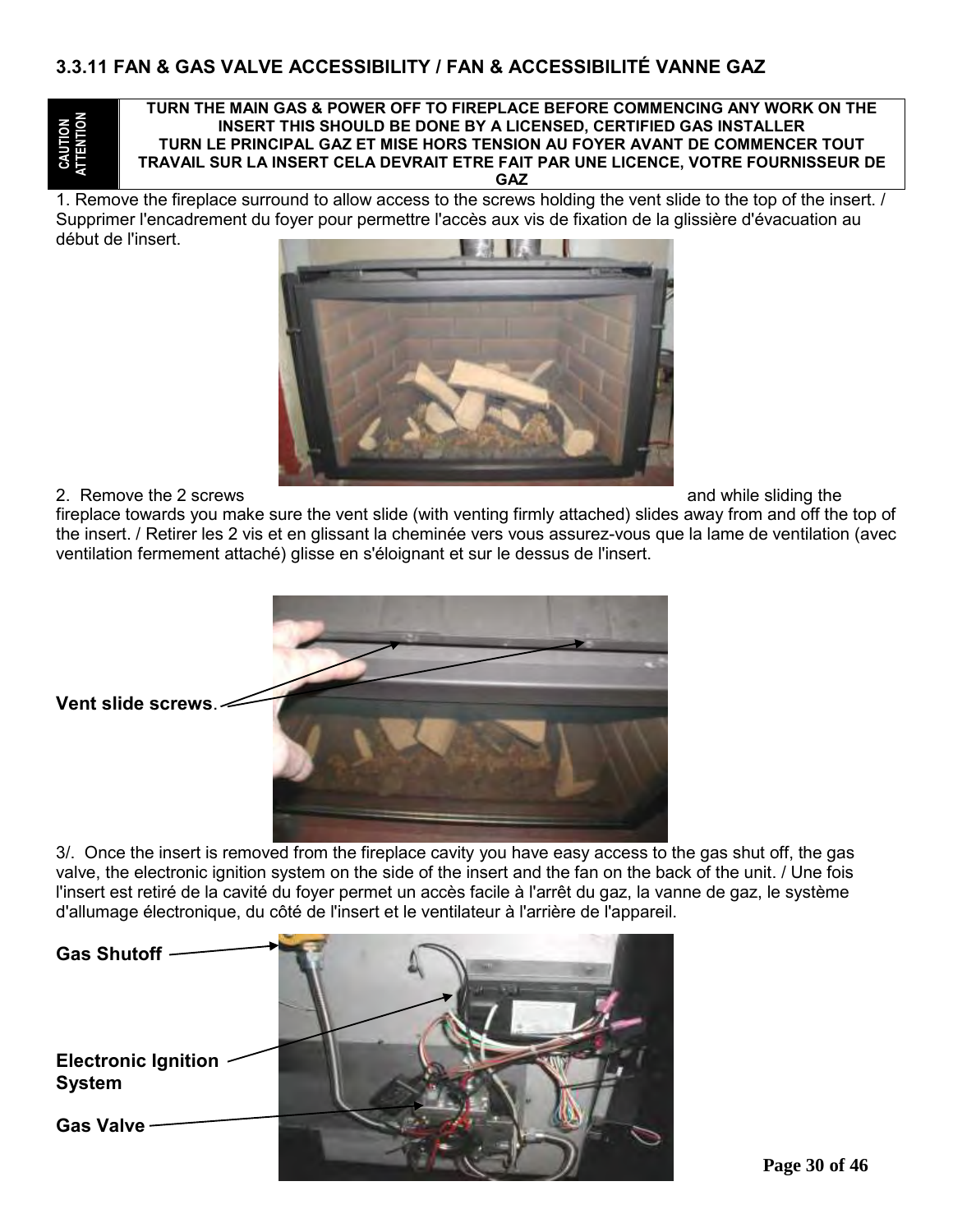### 3.3.11 FAN & GAS VALVE ACCESSIBILITY / FAN & ACCESSIBILITÉ VANNE GAZ

| CAUTION ATTENTION | TURN THE MAIN GAS & POWER OFF TO FIREPLACE BEFORE COMMENCING ANY WORK ON THE INSERT THIS SHOULD BE DONE BY A LICENSED, CERTIFIED GAS INSTALLER<br>TURN LE PRINCIPAL GAZ ET MISE HORS TENSION AU FOYER AVANT DE COMMENCER TOUT TRAVAIL SUR LA INSERT CELA DEVRAIT ETRE FAIT PAR UNE LICENCE, VOTRE FOURNISSEUR DE GAZ |
| --- | --- |

1. Remove the fireplace surround to allow access to the screws holding the vent slide to the top of the insert. / Supprimer l'encadrement du foyer pour permettre l'accès aux vis de fixation de la glissière d'évacuation au début de l'insert.

2. Remove the 2 screws and while sliding the fireplace towards you make sure the vent slide (with venting firmly attached) slides away from and off the top of the insert. / Retirer les 2 vis et en glissant la cheminée vers vous assurez-vous que la lame de ventilation (avec ventilation fermement attaché) glisse en s'éloignant et sur le dessus de l'insert.

**Vent slide screws**.

3/. Once the insert is removed from the fireplace cavity you have easy access to the gas shut off, the gas valve, the electronic ignition system on the side of the insert and the fan on the back of the unit. / Une fois l'insert est retiré de la cavité du foyer permet un accès facile à l'arrêt du gaz, la vanne de gaz, le système d'allumage électronique, du côté de l'insert et le ventilateur à l'arrière de l'appareil.

**Gas Shutoff**

**Electronic Ignition System**

**Gas Valve**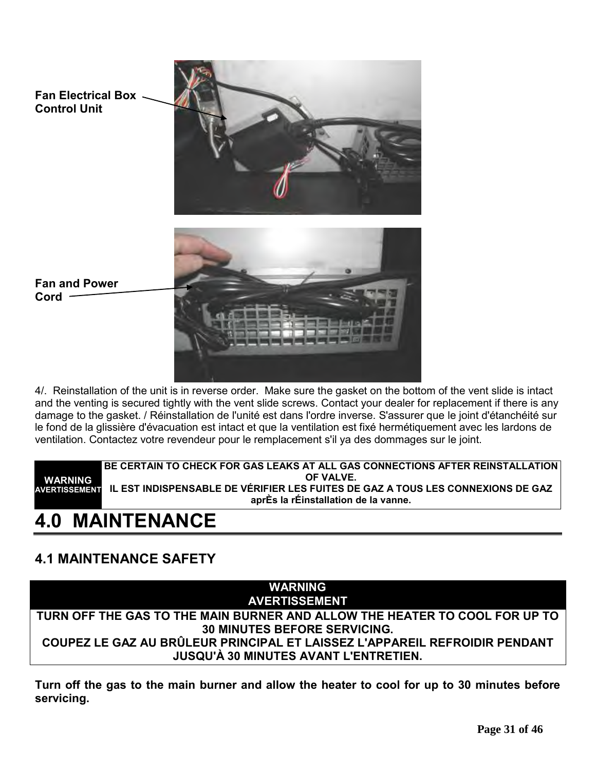Fan Electrical Box Control Unit

Fan and Power Cord

4/. Reinstallation of the unit is in reverse order. Make sure the gasket on the bottom of the vent slide is intact and the venting is secured tightly with the vent slide screws. Contact your dealer for replacement if there is any damage to the gasket. / Réinstallation de l'unité est dans l'ordre inverse. S'assurer que le joint d'étanchéité sur le fond de la glissière d'évacuation est intact et que la ventilation est fixé hermétiquement avec les lardons de ventilation. Contactez votre revendeur pour le remplacement s'il ya des dommages sur le joint.

| WARNING AVERTISSEMENT | BE CERTAIN TO CHECK FOR GAS LEAKS AT ALL GAS CONNECTIONS AFTER REINSTALLATION OF VALVE. IL EST INDISPENSABLE DE VÉRIFIER LES FUITES DE GAZ A TOUS LES CONNEXIONS DE GAZ aprÈs la rÉinstallation de la vanne. |
|---|---|

# 4.0 MAINTENANCE

## 4.1 MAINTENANCE SAFETY

| WARNING AVERTISSEMENT |
|---|
| TURN OFF THE GAS TO THE MAIN BURNER AND ALLOW THE HEATER TO COOL FOR UP TO 30 MINUTES BEFORE SERVICING. COUPEZ LE GAZ AU BRÛLEUR PRINCIPAL ET LAISSEZ L'APPAREIL REFROIDIR PENDANT JUSQU'À 30 MINUTES AVANT L'ENTRETIEN. |

**Turn off the gas to the main burner and allow the heater to cool for up to 30 minutes before servicing.**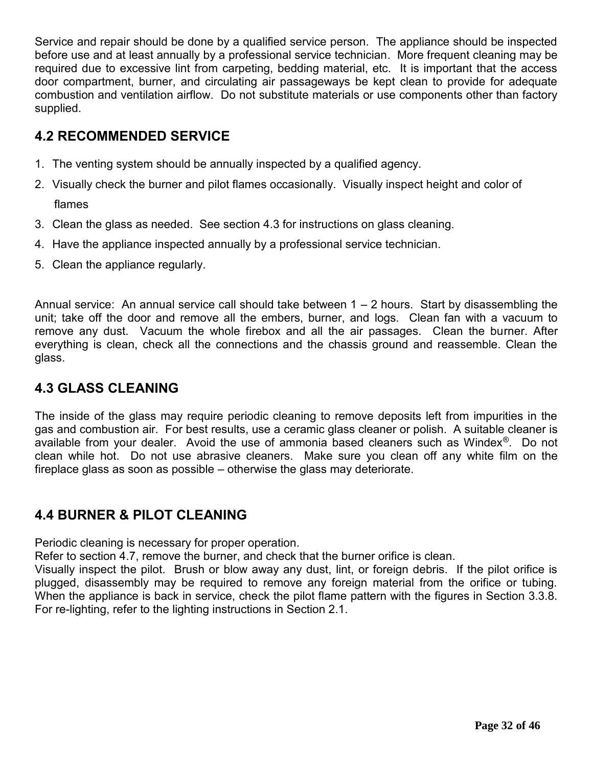Service and repair should be done by a qualified service person. The appliance should be inspected before use and at least annually by a professional service technician. More frequent cleaning may be required due to excessive lint from carpeting, bedding material, etc. It is important that the access door compartment, burner, and circulating air passageways be kept clean to provide for adequate combustion and ventilation airflow. Do not substitute materials or use components other than factory supplied.

## 4.2 RECOMMENDED SERVICE

1. The venting system should be annually inspected by a qualified agency.
2. Visually check the burner and pilot flames occasionally. Visually inspect height and color of flames
3. Clean the glass as needed. See section 4.3 for instructions on glass cleaning.
4. Have the appliance inspected annually by a professional service technician.
5. Clean the appliance regularly.

Annual service: An annual service call should take between 1 – 2 hours. Start by disassembling the unit; take off the door and remove all the embers, burner, and logs. Clean fan with a vacuum to remove any dust. Vacuum the whole firebox and all the air passages. Clean the burner. After everything is clean, check all the connections and the chassis ground and reassemble. Clean the glass.

## 4.3 GLASS CLEANING

The inside of the glass may require periodic cleaning to remove deposits left from impurities in the gas and combustion air. For best results, use a ceramic glass cleaner or polish. A suitable cleaner is available from your dealer. Avoid the use of ammonia based cleaners such as Windex®. Do not clean while hot. Do not use abrasive cleaners. Make sure you clean off any white film on the fireplace glass as soon as possible – otherwise the glass may deteriorate.

## 4.4 BURNER & PILOT CLEANING

Periodic cleaning is necessary for proper operation.
Refer to section 4.7, remove the burner, and check that the burner orifice is clean.
Visually inspect the pilot. Brush or blow away any dust, lint, or foreign debris. If the pilot orifice is plugged, disassembly may be required to remove any foreign material from the orifice or tubing. When the appliance is back in service, check the pilot flame pattern with the figures in Section 3.3.8. For re-lighting, refer to the lighting instructions in Section 2.1.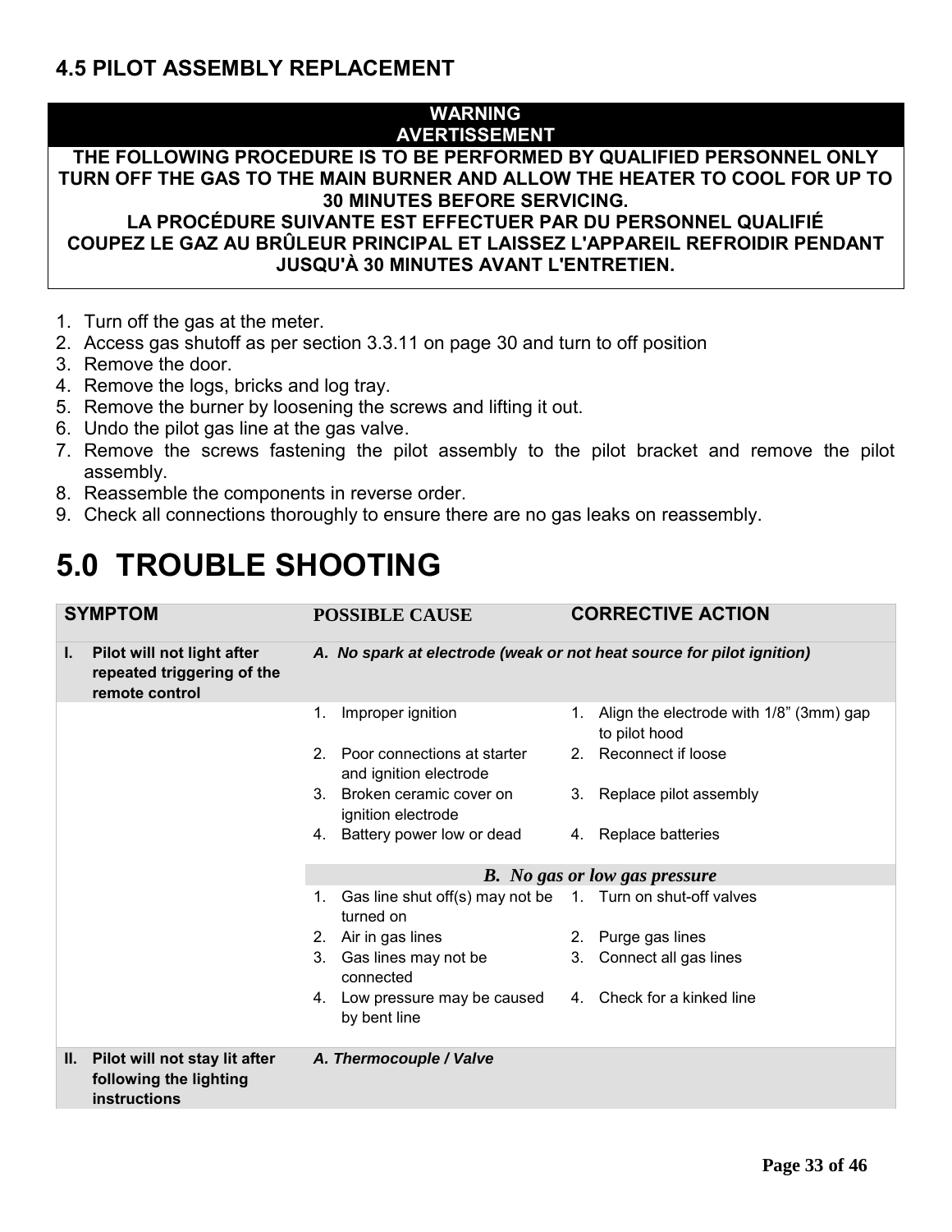## 4.5 PILOT ASSEMBLY REPLACEMENT

| **WARNING** **AVERTISSEMENT** |
|---|
| **THE FOLLOWING PROCEDURE IS TO BE PERFORMED BY QUALIFIED PERSONNEL ONLY TURN OFF THE GAS TO THE MAIN BURNER AND ALLOW THE HEATER TO COOL FOR UP TO 30 MINUTES BEFORE SERVICING.** **LA PROCÉDURE SUIVANTE EST EFFECTUER PAR DU PERSONNEL QUALIFIÉ COUPEZ LE GAZ AU BRÛLEUR PRINCIPAL ET LAISSEZ L'APPAREIL REFROIDIR PENDANT JUSQU'À 30 MINUTES AVANT L'ENTRETIEN.** |

1. Turn off the gas at the meter.
2. Access gas shutoff as per section 3.3.11 on page 30 and turn to off position
3. Remove the door.
4. Remove the logs, bricks and log tray.
5. Remove the burner by loosening the screws and lifting it out.
6. Undo the pilot gas line at the gas valve.
7. Remove the screws fastening the pilot assembly to the pilot bracket and remove the pilot assembly.
8. Reassemble the components in reverse order.
9. Check all connections thoroughly to ensure there are no gas leaks on reassembly.

# 5.0 TROUBLE SHOOTING

| SYMPTOM | POSSIBLE CAUSE | CORRECTIVE ACTION |
|---|---|---|
| **I. Pilot will not light after repeated triggering of the remote control** | ***A. No spark at electrode (weak or not heat source for pilot ignition)*** | |
| | 1. Improper ignition | 1. Align the electrode with 1/8” (3mm) gap to pilot hood |
| | 2. Poor connections at starter and ignition electrode | 2. Reconnect if loose |
| | 3. Broken ceramic cover on ignition electrode | 3. Replace pilot assembly |
| | 4. Battery power low or dead | 4. Replace batteries |
| | ***B. No gas or low gas pressure*** | |
| | 1. Gas line shut off(s) may not be turned on | 1. Turn on shut-off valves |
| | 2. Air in gas lines | 2. Purge gas lines |
| | 3. Gas lines may not be connected | 3. Connect all gas lines |
| | 4. Low pressure may be caused by bent line | 4. Check for a kinked line |
| **II. Pilot will not stay lit after following the lighting instructions** | ***A. Thermocouple / Valve*** | |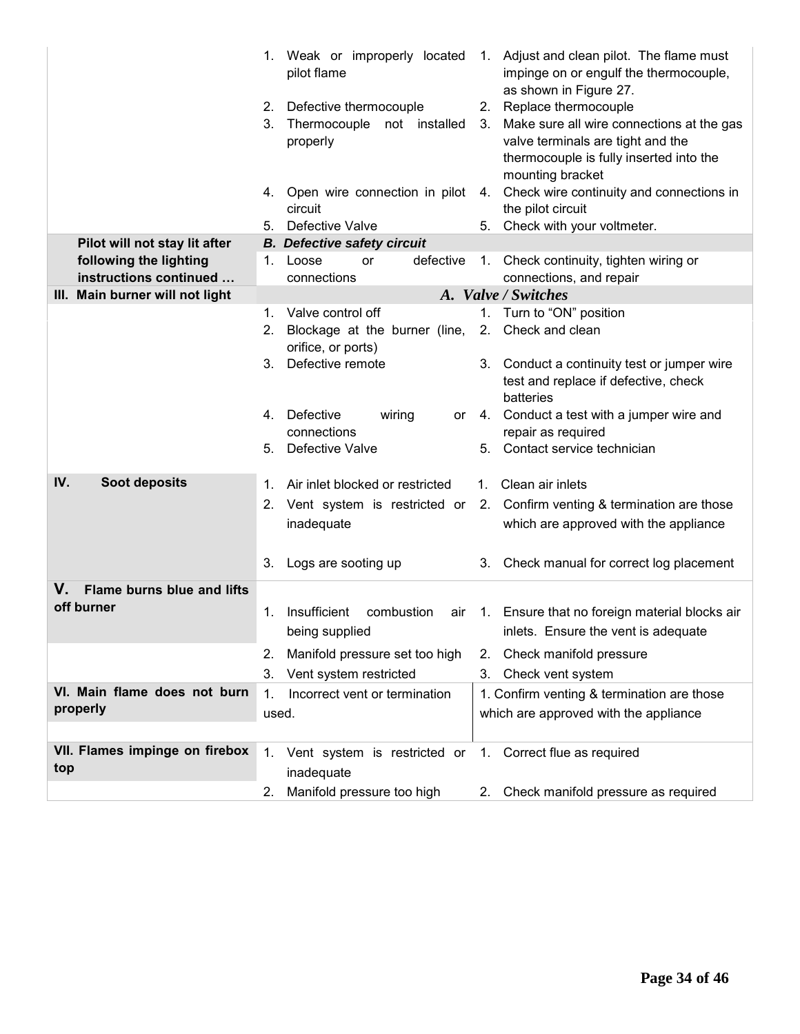| | | |
|---|---|---|
| | 1. Weak or improperly located pilot flame | 1. Adjust and clean pilot. The flame must impinge on or engulf the thermocouple, as shown in Figure 27. |
| | 2. Defective thermocouple | 2. Replace thermocouple |
| | 3. Thermocouple not installed properly | 3. Make sure all wire connections at the gas valve terminals are tight and the thermocouple is fully inserted into the mounting bracket |
| | 4. Open wire connection in pilot circuit | 4. Check wire continuity and connections in the pilot circuit |
| | 5. Defective Valve | 5. Check with your voltmeter. |
| **Pilot will not stay lit after following the lighting instructions continued …** | ***B. Defective safety circuit*** | |
| | 1. Loose or defective connections | 1. Check continuity, tighten wiring or connections, and repair |
| **III. Main burner will not light** | ***A. Valve / Switches*** | |
| | 1. Valve control off | 1. Turn to "ON" position |
| | 2. Blockage at the burner (line, orifice, or ports) | 2. Check and clean |
| | 3. Defective remote | 3. Conduct a continuity test or jumper wire test and replace if defective, check batteries |
| | 4. Defective wiring or connections | 4. Conduct a test with a jumper wire and repair as required |
| | 5. Defective Valve | 5. Contact service technician |
| **IV. Soot deposits** | 1. Air inlet blocked or restricted | 1. Clean air inlets |
| | 2. Vent system is restricted or inadequate | 2. Confirm venting & termination are those which are approved with the appliance |
| | 3. Logs are sooting up | 3. Check manual for correct log placement |
| **V. Flame burns blue and lifts off burner** | 1. Insufficient combustion air being supplied | 1. Ensure that no foreign material blocks air inlets. Ensure the vent is adequate |
| | 2. Manifold pressure set too high | 2. Check manifold pressure |
| | 3. Vent system restricted | 3. Check vent system |
| **VI. Main flame does not burn properly** | 1. Incorrect vent or termination used. | 1. Confirm venting & termination are those which are approved with the appliance |
| **VII. Flames impinge on firebox top** | 1. Vent system is restricted or inadequate | 1. Correct flue as required |
| | 2. Manifold pressure too high | 2. Check manifold pressure as required |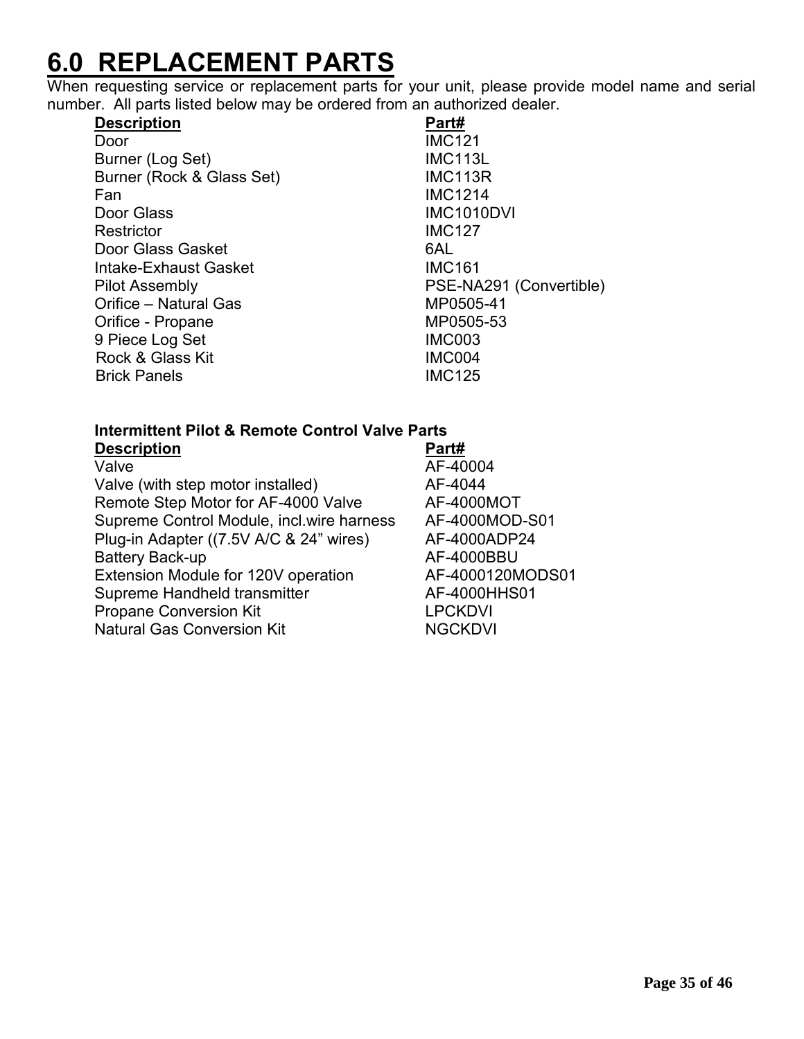# 6.0 REPLACEMENT PARTS

When requesting service or replacement parts for your unit, please provide model name and serial number. All parts listed below may be ordered from an authorized dealer.

| **Description** | **Part#** |
|---|---|
| Door | IMC121 |
| Burner (Log Set) | IMC113L |
| Burner (Rock & Glass Set) | IMC113R |
| Fan | IMC1214 |
| Door Glass | IMC1010DVI |
| Restrictor | IMC127 |
| Door Glass Gasket | 6AL |
| Intake-Exhaust Gasket | IMC161 |
| Pilot Assembly | PSE-NA291 (Convertible) |
| Orifice – Natural Gas | MP0505-41 |
| Orifice - Propane | MP0505-53 |
| 9 Piece Log Set | IMC003 |
| Rock & Glass Kit | IMC004 |
| Brick Panels | IMC125 |

**Intermittent Pilot & Remote Control Valve Parts**

| **Description** | **Part#** |
|---|---|
| Valve | AF-40004 |
| Valve (with step motor installed) | AF-4044 |
| Remote Step Motor for AF-4000 Valve | AF-4000MOT |
| Supreme Control Module, incl.wire harness | AF-4000MOD-S01 |
| Plug-in Adapter ((7.5V A/C & 24" wires) | AF-4000ADP24 |
| Battery Back-up | AF-4000BBU |
| Extension Module for 120V operation | AF-4000120MODS01 |
| Supreme Handheld transmitter | AF-4000HHS01 |
| Propane Conversion Kit | LPCKDVI |
| Natural Gas Conversion Kit | NGCKDVI |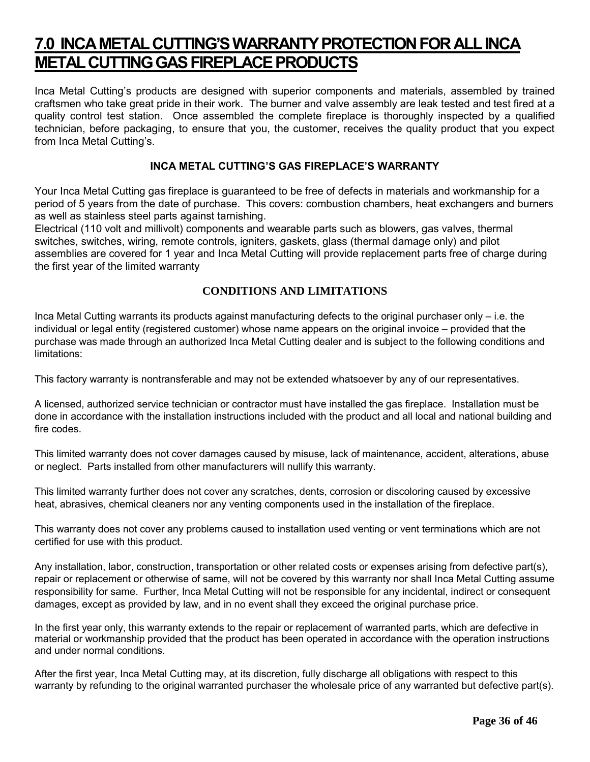# 7.0 INCA METAL CUTTING'S WARRANTY PROTECTION FOR ALL INCA METAL CUTTING GAS FIREPLACE PRODUCTS

Inca Metal Cutting's products are designed with superior components and materials, assembled by trained craftsmen who take great pride in their work. The burner and valve assembly are leak tested and test fired at a quality control test station. Once assembled the complete fireplace is thoroughly inspected by a qualified technician, before packaging, to ensure that you, the customer, receives the quality product that you expect from Inca Metal Cutting's.

### INCA METAL CUTTING'S GAS FIREPLACE'S WARRANTY

Your Inca Metal Cutting gas fireplace is guaranteed to be free of defects in materials and workmanship for a period of 5 years from the date of purchase. This covers: combustion chambers, heat exchangers and burners as well as stainless steel parts against tarnishing.
Electrical (110 volt and millivolt) components and wearable parts such as blowers, gas valves, thermal switches, switches, wiring, remote controls, igniters, gaskets, glass (thermal damage only) and pilot assemblies are covered for 1 year and Inca Metal Cutting will provide replacement parts free of charge during the first year of the limited warranty

### CONDITIONS AND LIMITATIONS

Inca Metal Cutting warrants its products against manufacturing defects to the original purchaser only – i.e. the individual or legal entity (registered customer) whose name appears on the original invoice – provided that the purchase was made through an authorized Inca Metal Cutting dealer and is subject to the following conditions and limitations:

This factory warranty is nontransferable and may not be extended whatsoever by any of our representatives.

A licensed, authorized service technician or contractor must have installed the gas fireplace. Installation must be done in accordance with the installation instructions included with the product and all local and national building and fire codes.

This limited warranty does not cover damages caused by misuse, lack of maintenance, accident, alterations, abuse or neglect. Parts installed from other manufacturers will nullify this warranty.

This limited warranty further does not cover any scratches, dents, corrosion or discoloring caused by excessive heat, abrasives, chemical cleaners nor any venting components used in the installation of the fireplace.

This warranty does not cover any problems caused to installation used venting or vent terminations which are not certified for use with this product.

Any installation, labor, construction, transportation or other related costs or expenses arising from defective part(s), repair or replacement or otherwise of same, will not be covered by this warranty nor shall Inca Metal Cutting assume responsibility for same. Further, Inca Metal Cutting will not be responsible for any incidental, indirect or consequent damages, except as provided by law, and in no event shall they exceed the original purchase price.

In the first year only, this warranty extends to the repair or replacement of warranted parts, which are defective in material or workmanship provided that the product has been operated in accordance with the operation instructions and under normal conditions.

After the first year, Inca Metal Cutting may, at its discretion, fully discharge all obligations with respect to this warranty by refunding to the original warranted purchaser the wholesale price of any warranted but defective part(s).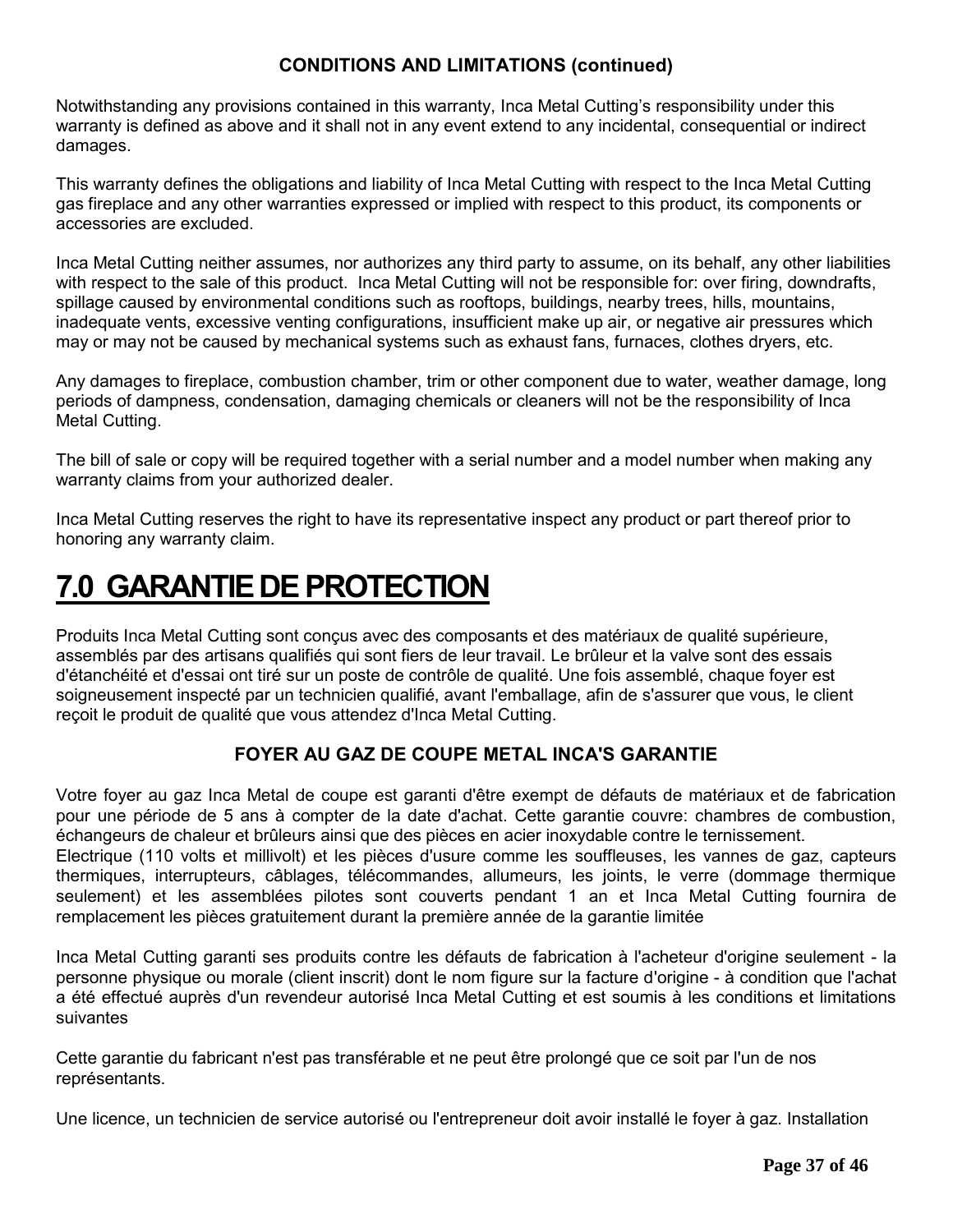**CONDITIONS AND LIMITATIONS (continued)**

Notwithstanding any provisions contained in this warranty, Inca Metal Cutting's responsibility under this warranty is defined as above and it shall not in any event extend to any incidental, consequential or indirect damages.

This warranty defines the obligations and liability of Inca Metal Cutting with respect to the Inca Metal Cutting gas fireplace and any other warranties expressed or implied with respect to this product, its components or accessories are excluded.

Inca Metal Cutting neither assumes, nor authorizes any third party to assume, on its behalf, any other liabilities with respect to the sale of this product. Inca Metal Cutting will not be responsible for: over firing, downdrafts, spillage caused by environmental conditions such as rooftops, buildings, nearby trees, hills, mountains, inadequate vents, excessive venting configurations, insufficient make up air, or negative air pressures which may or may not be caused by mechanical systems such as exhaust fans, furnaces, clothes dryers, etc.

Any damages to fireplace, combustion chamber, trim or other component due to water, weather damage, long periods of dampness, condensation, damaging chemicals or cleaners will not be the responsibility of Inca Metal Cutting.

The bill of sale or copy will be required together with a serial number and a model number when making any warranty claims from your authorized dealer.

Inca Metal Cutting reserves the right to have its representative inspect any product or part thereof prior to honoring any warranty claim.

# 7.0 GARANTIE DE PROTECTION

Produits Inca Metal Cutting sont conçus avec des composants et des matériaux de qualité supérieure, assemblés par des artisans qualifiés qui sont fiers de leur travail. Le brûleur et la valve sont des essais d'étanchéité et d'essai ont tiré sur un poste de contrôle de qualité. Une fois assemblé, chaque foyer est soigneusement inspecté par un technicien qualifié, avant l'emballage, afin de s'assurer que vous, le client reçoit le produit de qualité que vous attendez d'Inca Metal Cutting.

**FOYER AU GAZ DE COUPE METAL INCA'S GARANTIE**

Votre foyer au gaz Inca Metal de coupe est garanti d'être exempt de défauts de matériaux et de fabrication pour une période de 5 ans à compter de la date d'achat. Cette garantie couvre: chambres de combustion, échangeurs de chaleur et brûleurs ainsi que des pièces en acier inoxydable contre le ternissement.
Electrique (110 volts et millivolt) et les pièces d'usure comme les souffleuses, les vannes de gaz, capteurs thermiques, interrupteurs, câblages, télécommandes, allumeurs, les joints, le verre (dommage thermique seulement) et les assemblées pilotes sont couverts pendant 1 an et Inca Metal Cutting fournira de remplacement les pièces gratuitement durant la première année de la garantie limitée

Inca Metal Cutting garanti ses produits contre les défauts de fabrication à l'acheteur d'origine seulement - la personne physique ou morale (client inscrit) dont le nom figure sur la facture d'origine - à condition que l'achat a été effectué auprès d'un revendeur autorisé Inca Metal Cutting et est soumis à les conditions et limitations suivantes

Cette garantie du fabricant n'est pas transférable et ne peut être prolongé que ce soit par l'un de nos représentants.

Une licence, un technicien de service autorisé ou l'entrepreneur doit avoir installé le foyer à gaz. Installation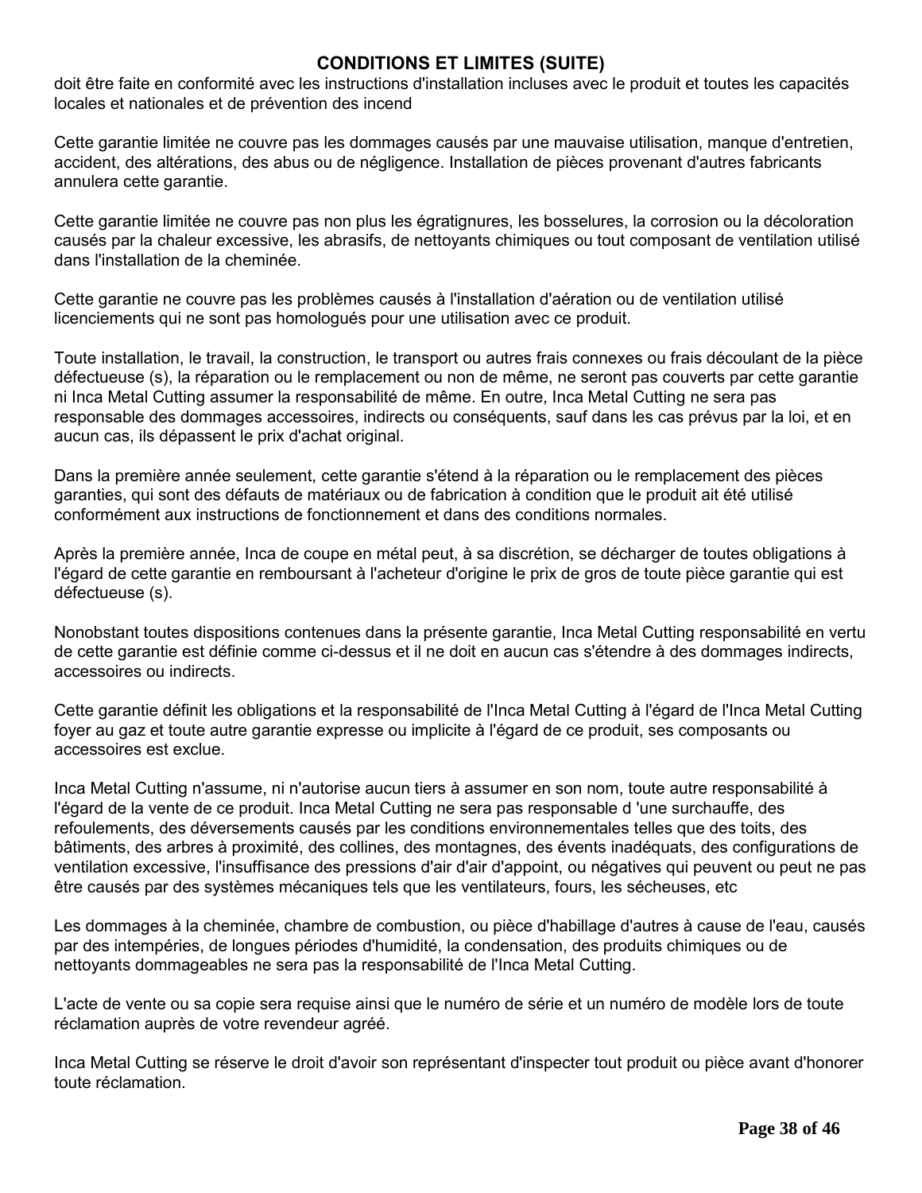## CONDITIONS ET LIMITES (SUITE)

doit être faite en conformité avec les instructions d'installation incluses avec le produit et toutes les capacités locales et nationales et de prévention des incend

Cette garantie limitée ne couvre pas les dommages causés par une mauvaise utilisation, manque d'entretien, accident, des altérations, des abus ou de négligence. Installation de pièces provenant d'autres fabricants annulera cette garantie.

Cette garantie limitée ne couvre pas non plus les égratignures, les bosselures, la corrosion ou la décoloration causés par la chaleur excessive, les abrasifs, de nettoyants chimiques ou tout composant de ventilation utilisé dans l'installation de la cheminée.

Cette garantie ne couvre pas les problèmes causés à l'installation d'aération ou de ventilation utilisé licenciements qui ne sont pas homologués pour une utilisation avec ce produit.

Toute installation, le travail, la construction, le transport ou autres frais connexes ou frais découlant de la pièce défectueuse (s), la réparation ou le remplacement ou non de même, ne seront pas couverts par cette garantie ni Inca Metal Cutting assumer la responsabilité de même. En outre, Inca Metal Cutting ne sera pas responsable des dommages accessoires, indirects ou conséquents, sauf dans les cas prévus par la loi, et en aucun cas, ils dépassent le prix d'achat original.

Dans la première année seulement, cette garantie s'étend à la réparation ou le remplacement des pièces garanties, qui sont des défauts de matériaux ou de fabrication à condition que le produit ait été utilisé conformément aux instructions de fonctionnement et dans des conditions normales.

Après la première année, Inca de coupe en métal peut, à sa discrétion, se décharger de toutes obligations à l'égard de cette garantie en remboursant à l'acheteur d'origine le prix de gros de toute pièce garantie qui est défectueuse (s).

Nonobstant toutes dispositions contenues dans la présente garantie, Inca Metal Cutting responsabilité en vertu de cette garantie est définie comme ci-dessus et il ne doit en aucun cas s'étendre à des dommages indirects, accessoires ou indirects.

Cette garantie définit les obligations et la responsabilité de l'Inca Metal Cutting à l'égard de l'Inca Metal Cutting foyer au gaz et toute autre garantie expresse ou implicite à l'égard de ce produit, ses composants ou accessoires est exclue.

Inca Metal Cutting n'assume, ni n'autorise aucun tiers à assumer en son nom, toute autre responsabilité à l'égard de la vente de ce produit. Inca Metal Cutting ne sera pas responsable d 'une surchauffe, des refoulements, des déversements causés par les conditions environnementales telles que des toits, des bâtiments, des arbres à proximité, des collines, des montagnes, des évents inadéquats, des configurations de ventilation excessive, l'insuffisance des pressions d'air d'air d'appoint, ou négatives qui peuvent ou peut ne pas être causés par des systèmes mécaniques tels que les ventilateurs, fours, les sécheuses, etc

Les dommages à la cheminée, chambre de combustion, ou pièce d'habillage d'autres à cause de l'eau, causés par des intempéries, de longues périodes d'humidité, la condensation, des produits chimiques ou de nettoyants dommageables ne sera pas la responsabilité de l'Inca Metal Cutting.

L'acte de vente ou sa copie sera requise ainsi que le numéro de série et un numéro de modèle lors de toute réclamation auprès de votre revendeur agréé.

Inca Metal Cutting se réserve le droit d'avoir son représentant d'inspecter tout produit ou pièce avant d'honorer toute réclamation.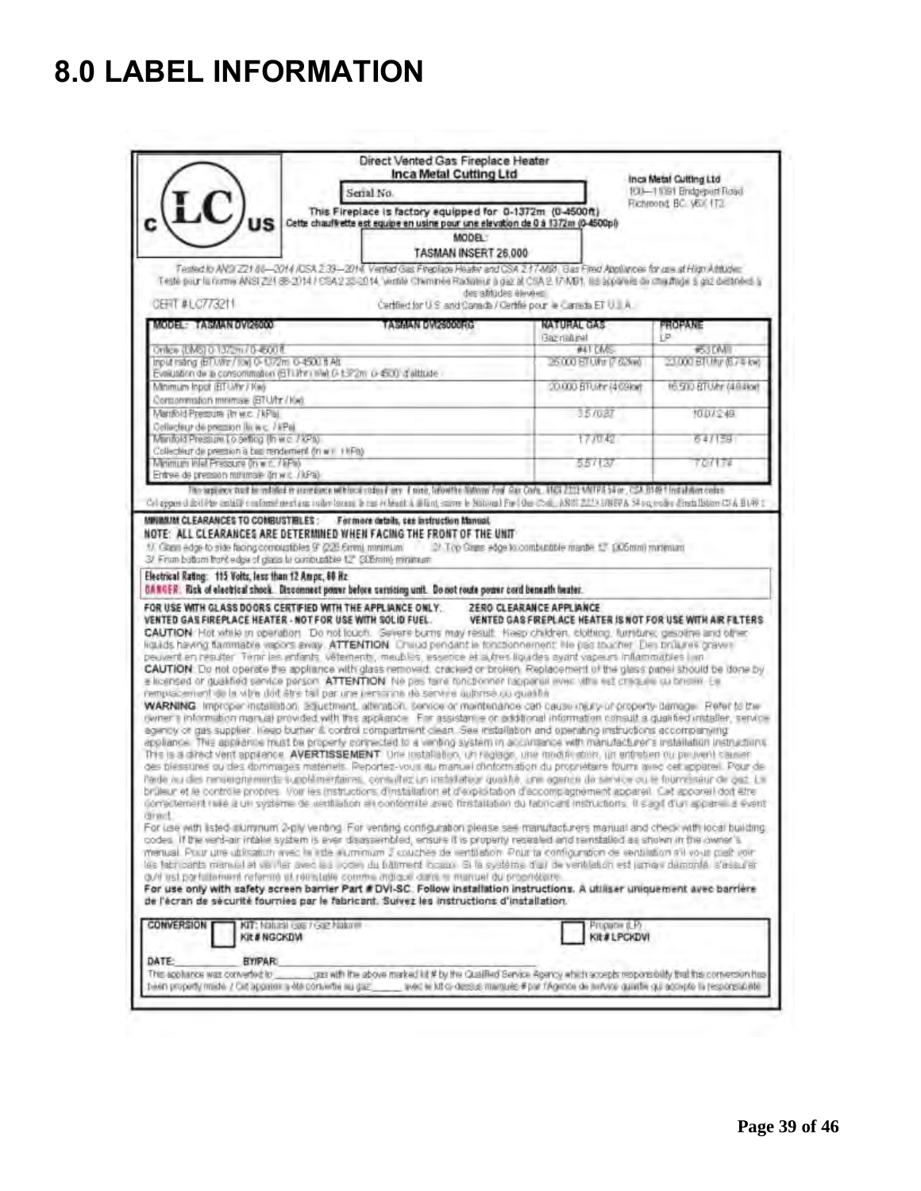# 8.0 LABEL INFORMATION

c LC US

**Direct Vented Gas Fireplace Heater**

**Inca Metal Cutting Ltd**

Serial No.

**This Fireplace is factory equipped for 0-1372m (0-4500ft)**

Cette chauffrette est equipe en usine pour une elevation de 0 à 1372m (0-4500pi)

MODEL:

TASMAN INSERT 26,000

**Inca Metal Cutting Ltd**
100—11091 Bridgeport Road
Richmond, BC V6X 1T3

*Tested to ANSI Z21.88—2014 /CSA 2.33—2014, Vented Gas Fireplace Heater and CSA 2.17-M91, Gas Fired Appliances for use at High Altitudes*
Testé pour la norme ANSI Z21.88-2014 / CSA 2.33-2014, ventilé Cheminée Radiateur à gaz et CSA 2.17-M91, les appareils de chauffage à gaz destinés à des altitudes élevées.

CERT # LC773211

Certified for U.S. and Canada / Certifié pour le Canada ET U.S.A.

| MODEL: TASMAN DVI26000 / TASMAN DVI26000RG | NATURAL GAS / Gaz naturel | PROPANE / LP |
|---|---|---|
| Orifice (DMS) 0-1372m / 0-4500 ft | #41 DMS | #53 DMS |
| Input rating (BTU/hr / Kw) 0-1372m 0-4500 ft Alt. / Evaluation de la consommation (BTU/hr / Kw) 0-1372m 0-4500 d'altitude | 26,000 BTU/hr (7.62kw) | 23,000 BTU/hr (6.74 kw) |
| Minimum Input (BTU/hr / Kw) / Consommation minimale (BTU/hr / Kw) | 20,000 BTU/hr (4.09kw) | 16,500 BTU/hr (4.84kw) |
| Manifold Pressure (In w.c. / kPa) / Collecteur de pression (In w.c. / kPa) | 3.5 / 0.87 | 10.0 / 2.49 |
| Manifold Pressure Lo setting (In w.c. / kPa) / Collecteur de pression à bas rendement (In w.c. / kPa) | 1.7 / 0.42 | 6.4 / 1.59 |
| Minimum Inlet Pressure (In w.c. / kPa) / Entrée de pression minimale (In w.c. / kPa) | 5.5 / 1.37 | 7.0 / 1.74 |

This appliance must be installed in accordance with local codes if any. If none, follow the National Fuel Gas Code, ANSI Z223.1/NFPA 54 or, CSA B149.1 Installation codes.
Cet appareil doit être installé conformément aux codes locaux, le cas échéant. À défaut, suivre le National Fuel Gas Code, ANSI Z223.1/NFPA 54 ou, codes d'installation CSA B149.1.

**MINIMUM CLEARANCES TO COMBUSTIBLES: For more details, see instruction Manual.**

**NOTE: ALL CLEARANCES ARE DETERMINED WHEN FACING THE FRONT OF THE UNIT**

1/ Glass edge to side facing combustibles 9" (228.6mm) minimum
2/ Top Glass edge to combustible mantle 12" (305mm) minimum
3/ From bottom front edge of glass to combustible 12" (305mm) minimum

**Electrical Rating: 115 Volts, less than 12 Amps, 60 Hz**

**DANGER: Risk of electrical shock. Disconnect power before servicing unit. Do not route power cord beneath heater.**

**FOR USE WITH GLASS DOORS CERTIFIED WITH THE APPLIANCE ONLY.** **ZERO CLEARANCE APPLIANCE**

**VENTED GAS FIREPLACE HEATER - NOT FOR USE WITH SOLID FUEL.** **VENTED GAS FIREPLACE HEATER IS NOT FOR USE WITH AIR FILTERS**

**CAUTION**: Hot while in operation. Do not touch. Severe burns may result. Keep children, clothing, furniture, gasoline and other liquids having flammable vapors away. **ATTENTION**: Chaud pendant le fonctionnement. Ne pas toucher. Des brûlures graves peuvent en résulter. Tenir les enfants, vêtements, meubles, essence et autres liquides ayant vapeurs inflammables loin.

**CAUTION**: Do not operate the appliance with glass removed, cracked or broken. Replacement of the glass panel should be done by a licensed or qualified service person. **ATTENTION**: Ne pas faire fonctionner l'appareil avec vitre est craquée ou brisée. Le remplacement de la vitre doit être fait par une personne de service autorisé ou qualifié.

**WARNING**: Improper installation, adjustment, alteration, service or maintenance can cause injury or property damage. Refer to the owner's information manual provided with this appliance. For assistance or additional information consult a qualified installer, service agency or gas supplier. Keep burner & control compartment clean. See installation and operating instructions accompanying appliance. This appliance must be properly connected to a venting system in accordance with manufacturer's installation instructions. This is a direct vent appliance. **AVERTISSEMENT**: Une installation, un réglage, une modification, un entretien ou peuvent causer des blessures ou des dommages matériels. Reportez-vous au manuel d'information du propriétaire fourni avec cet appareil. Pour de l'aide ou des renseignements supplémentaires, consultez un installateur qualifié, une agence de service ou le fournisseur de gaz. Le brûleur et le contrôle propres. Voir les instructions d'installation et d'exploitation d'accompagnement appareil. Cet appareil doit être correctement relié à un système de ventilation en conformité avec l'installation du fabricant instructions. Il s'agit d'un appareil à évent direct.

For use with listed aluminum 2-ply venting. For venting configuration please see manufacturers manual and check with local building codes. If the vent-air intake system is ever disassembled, ensure it is properly resealed and reinstalled as shown in the owner's manual. Pour une utilisation avec la liste aluminium 2 couches de ventilation. Pour la configuration de ventilation s'il vous plaît voir les fabricants manuel et vérifier avec les codes du bâtiment locaux. Si le système d'air de ventilation est jamais démonté, s'assurer qu'il est parfaitement refermé et réinstallé comme indiqué dans le manuel du propriétaire.

**For use only with safety screen barrier Part # DVI-SC. Follow installation instructions. A utiliser uniquement avec barrière de l'écran de sécurité fournies par le fabricant. Suivez les instructions d'installation.**

**CONVERSION** ☐ KIT: Natural Gas / Gaz Naturel Kit # NGCKDVI ☐ Propane (LP) Kit # LPCKDVI

DATE: \_\_\_\_\_\_\_\_ BY/PAR: \_\_\_\_\_\_\_\_

This appliance was converted to \_\_\_\_\_\_\_\_ gas with the above marked kit # by the Qualified Service Agency which accepts responsibility that this conversion has been properly made. / Cet appareil a été converti au gaz \_\_\_\_\_\_ avec le kit ci-dessus marqués # par l'Agence de service qualifié qui accepte la responsabilité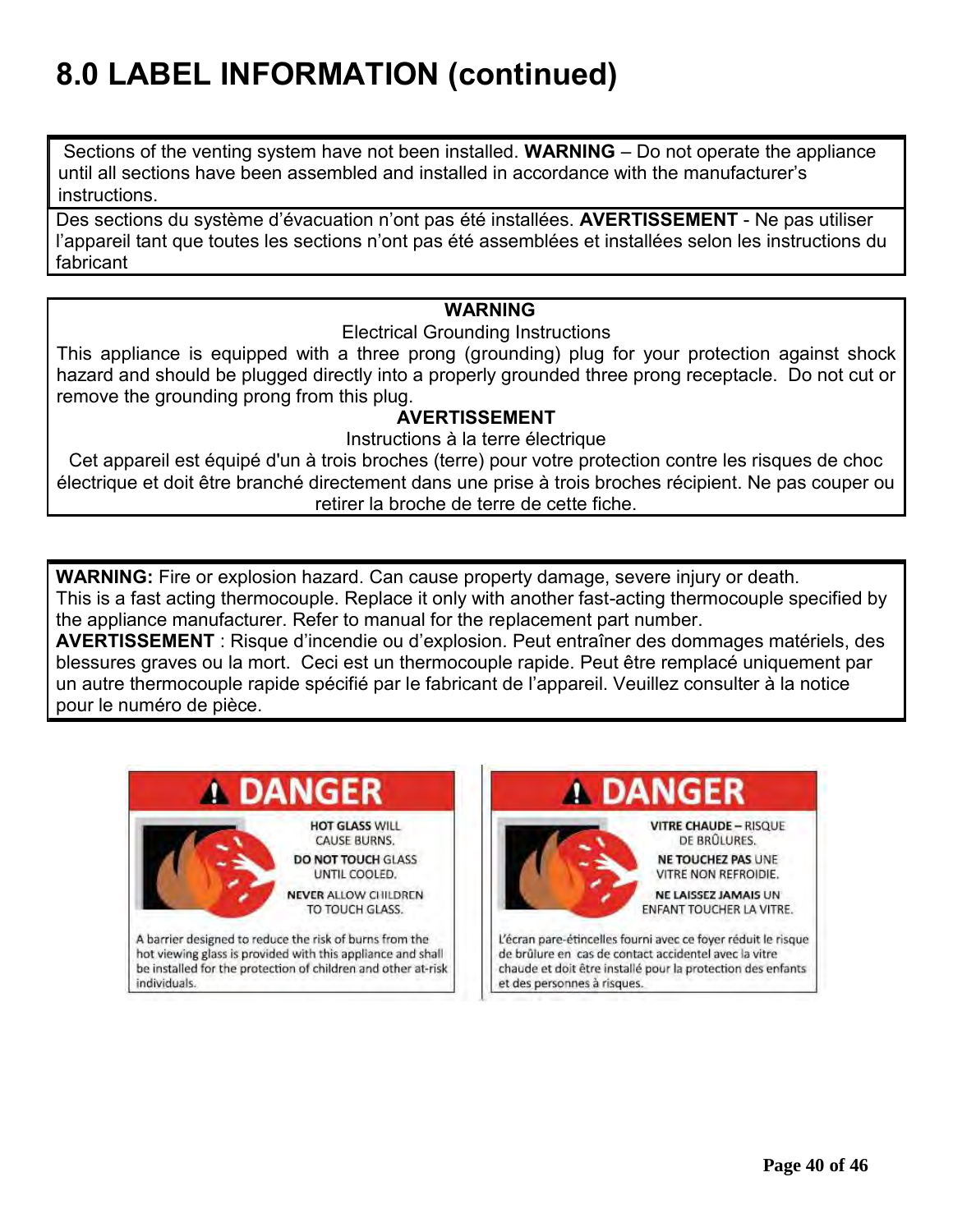# 8.0 LABEL INFORMATION (continued)

Sections of the venting system have not been installed. **WARNING** – Do not operate the appliance until all sections have been assembled and installed in accordance with the manufacturer's instructions.

Des sections du système d'évacuation n'ont pas été installées. **AVERTISSEMENT** - Ne pas utiliser l'appareil tant que toutes les sections n'ont pas été assemblées et installées selon les instructions du fabricant

**WARNING**

Electrical Grounding Instructions

This appliance is equipped with a three prong (grounding) plug for your protection against shock hazard and should be plugged directly into a properly grounded three prong receptacle. Do not cut or remove the grounding prong from this plug.

**AVERTISSEMENT**

Instructions à la terre électrique

Cet appareil est équipé d'un à trois broches (terre) pour votre protection contre les risques de choc électrique et doit être branché directement dans une prise à trois broches récipient. Ne pas couper ou retirer la broche de terre de cette fiche.

**WARNING:** Fire or explosion hazard. Can cause property damage, severe injury or death.
This is a fast acting thermocouple. Replace it only with another fast-acting thermocouple specified by the appliance manufacturer. Refer to manual for the replacement part number.
**AVERTISSEMENT** : Risque d'incendie ou d'explosion. Peut entraîner des dommages matériels, des blessures graves ou la mort. Ceci est un thermocouple rapide. Peut être remplacé uniquement par un autre thermocouple rapide spécifié par le fabricant de l'appareil. Veuillez consulter à la notice pour le numéro de pièce.

**DANGER**

**HOT GLASS** WILL CAUSE BURNS.
**DO NOT TOUCH** GLASS UNTIL COOLED.
**NEVER** ALLOW CHILDREN TO TOUCH GLASS.

A barrier designed to reduce the risk of burns from the hot viewing glass is provided with this appliance and shall be installed for the protection of children and other at-risk individuals.

**DANGER**

**VITRE CHAUDE** – RISQUE DE BRÛLURES.
**NE TOUCHEZ PAS** UNE VITRE NON REFROIDIE.
**NE LAISSEZ JAMAIS** UN ENFANT TOUCHER LA VITRE.

L'écran pare-étincelles fourni avec ce foyer réduit le risque de brûlure en cas de contact accidentel avec la vitre chaude et doit être installé pour la protection des enfants et des personnes à risques.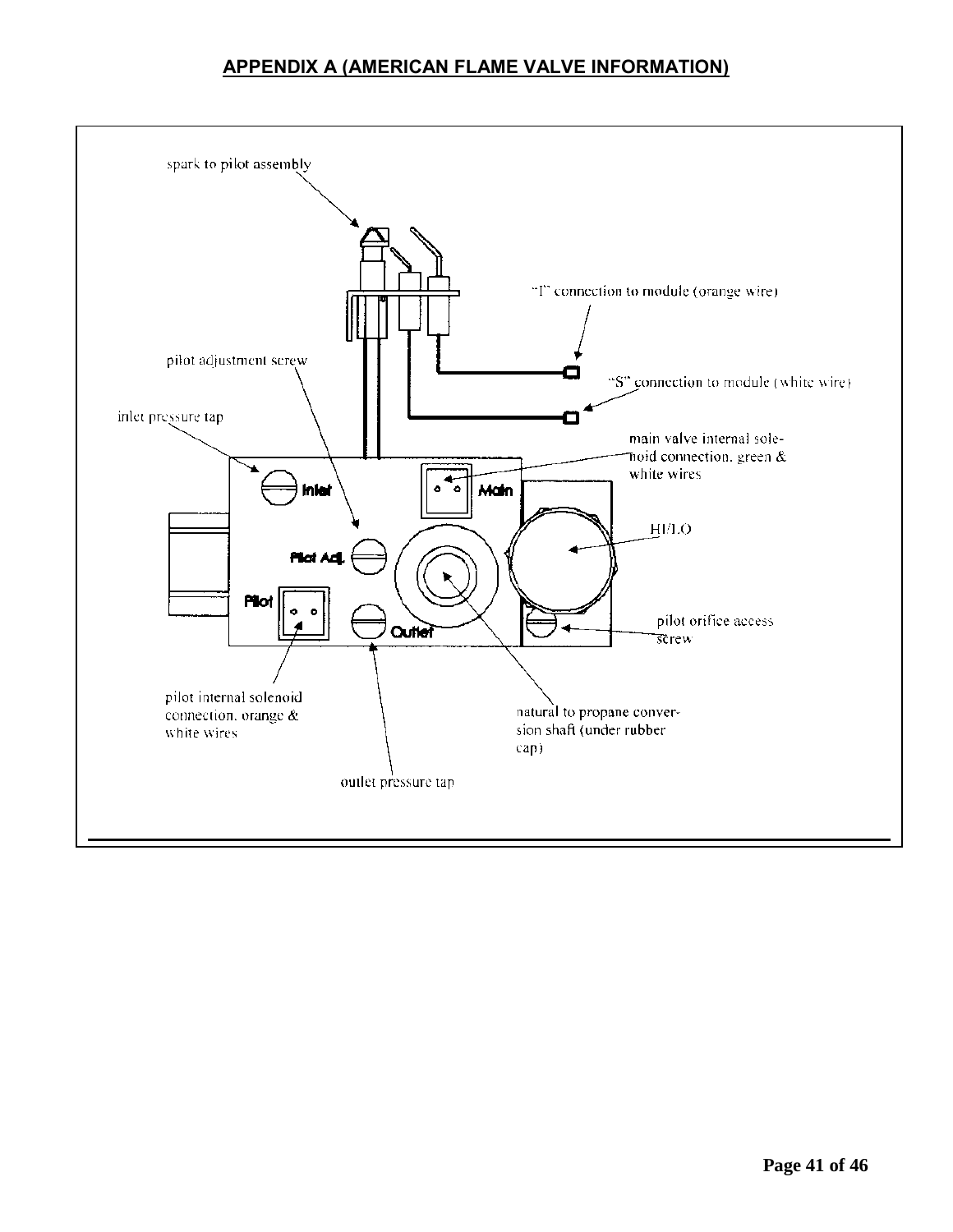## APPENDIX A (AMERICAN FLAME VALVE INFORMATION)

spark to pilot assembly

"I" connection to module (orange wire)

"S" connection to module (white wire)

pilot adjustment screw

inlet pressure tap

main valve internal solenoid connection, green & white wires

HI/LO

Inlet

Main

Pilot Adj.

Pilot

Outlet

pilot orifice access screw

pilot internal solenoid connection, orange & white wires

natural to propane conversion shaft (under rubber cap)

outlet pressure tap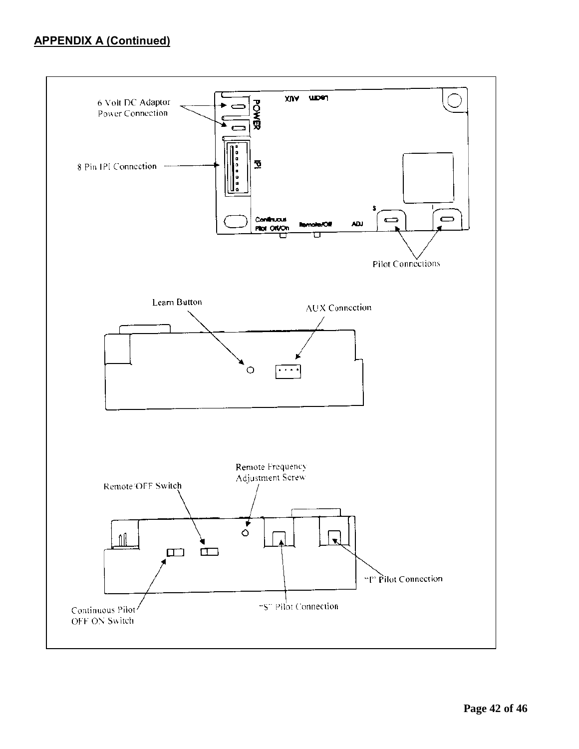## APPENDIX A (Continued)

6 Volt DC Adaptor Power Connection

8 Pin IPI Connection

POWER

IPI

AUX

Learn

Continuous Pilot Off/On

Remote/Off

ADJ

S

I

Pilot Connections

Learn Button

AUX Connection

Remote Frequency Adjustment Screw

Remote/OFF Switch

"I" Pilot Connection

"S" Pilot Connection

Continuous Pilot OFF ON Switch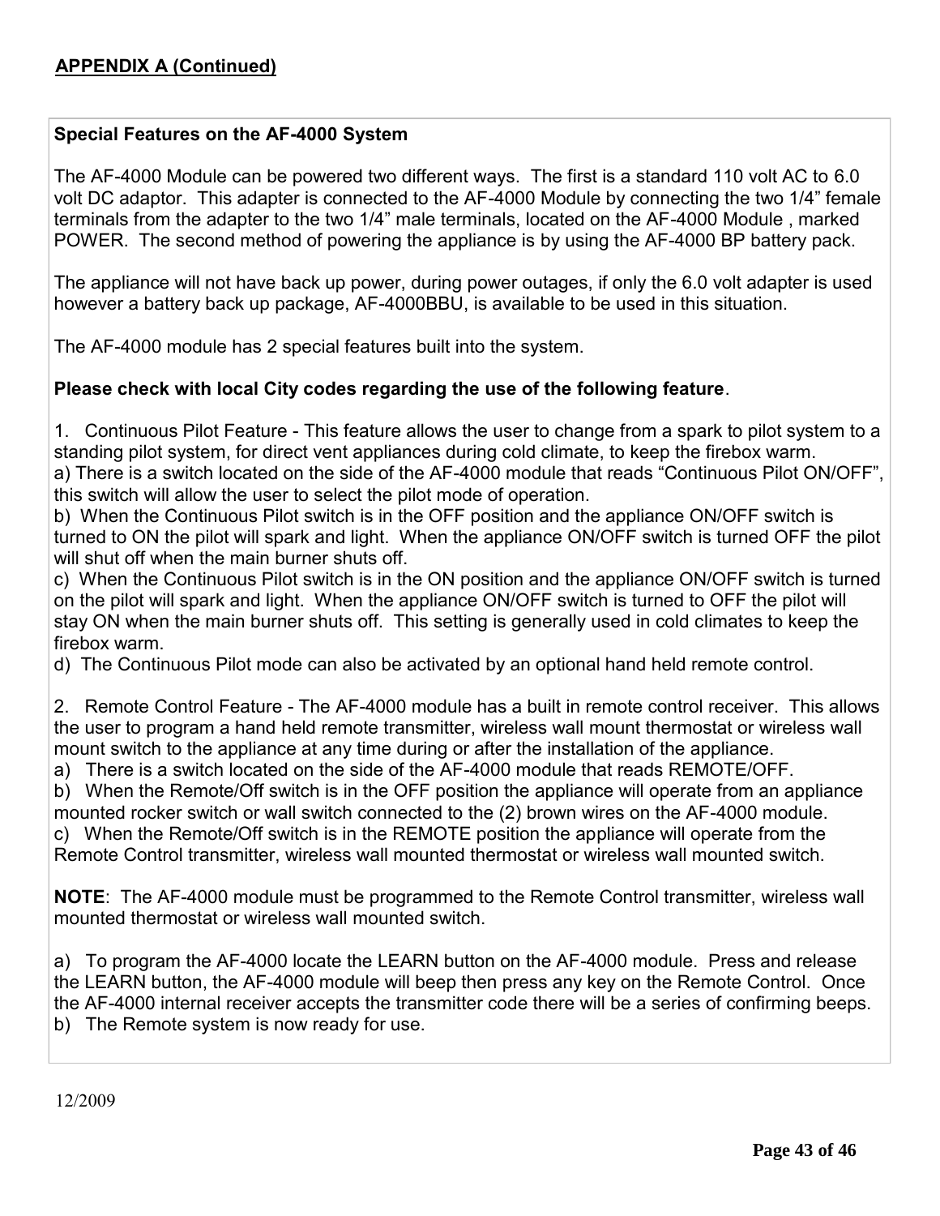**APPENDIX A (Continued)**

**Special Features on the AF-4000 System**

The AF-4000 Module can be powered two different ways. The first is a standard 110 volt AC to 6.0 volt DC adaptor. This adapter is connected to the AF-4000 Module by connecting the two 1/4" female terminals from the adapter to the two 1/4" male terminals, located on the AF-4000 Module , marked POWER. The second method of powering the appliance is by using the AF-4000 BP battery pack.

The appliance will not have back up power, during power outages, if only the 6.0 volt adapter is used however a battery back up package, AF-4000BBU, is available to be used in this situation.

The AF-4000 module has 2 special features built into the system.

**Please check with local City codes regarding the use of the following feature**.

1. Continuous Pilot Feature - This feature allows the user to change from a spark to pilot system to a standing pilot system, for direct vent appliances during cold climate, to keep the firebox warm.
a) There is a switch located on the side of the AF-4000 module that reads "Continuous Pilot ON/OFF", this switch will allow the user to select the pilot mode of operation.
b) When the Continuous Pilot switch is in the OFF position and the appliance ON/OFF switch is turned to ON the pilot will spark and light. When the appliance ON/OFF switch is turned OFF the pilot will shut off when the main burner shuts off.
c) When the Continuous Pilot switch is in the ON position and the appliance ON/OFF switch is turned on the pilot will spark and light. When the appliance ON/OFF switch is turned to OFF the pilot will stay ON when the main burner shuts off. This setting is generally used in cold climates to keep the firebox warm.
d) The Continuous Pilot mode can also be activated by an optional hand held remote control.

2. Remote Control Feature - The AF-4000 module has a built in remote control receiver. This allows the user to program a hand held remote transmitter, wireless wall mount thermostat or wireless wall mount switch to the appliance at any time during or after the installation of the appliance.
a) There is a switch located on the side of the AF-4000 module that reads REMOTE/OFF.
b) When the Remote/Off switch is in the OFF position the appliance will operate from an appliance mounted rocker switch or wall switch connected to the (2) brown wires on the AF-4000 module.
c) When the Remote/Off switch is in the REMOTE position the appliance will operate from the Remote Control transmitter, wireless wall mounted thermostat or wireless wall mounted switch.

**NOTE**: The AF-4000 module must be programmed to the Remote Control transmitter, wireless wall mounted thermostat or wireless wall mounted switch.

a) To program the AF-4000 locate the LEARN button on the AF-4000 module. Press and release the LEARN button, the AF-4000 module will beep then press any key on the Remote Control. Once the AF-4000 internal receiver accepts the transmitter code there will be a series of confirming beeps.
b) The Remote system is now ready for use.

12/2009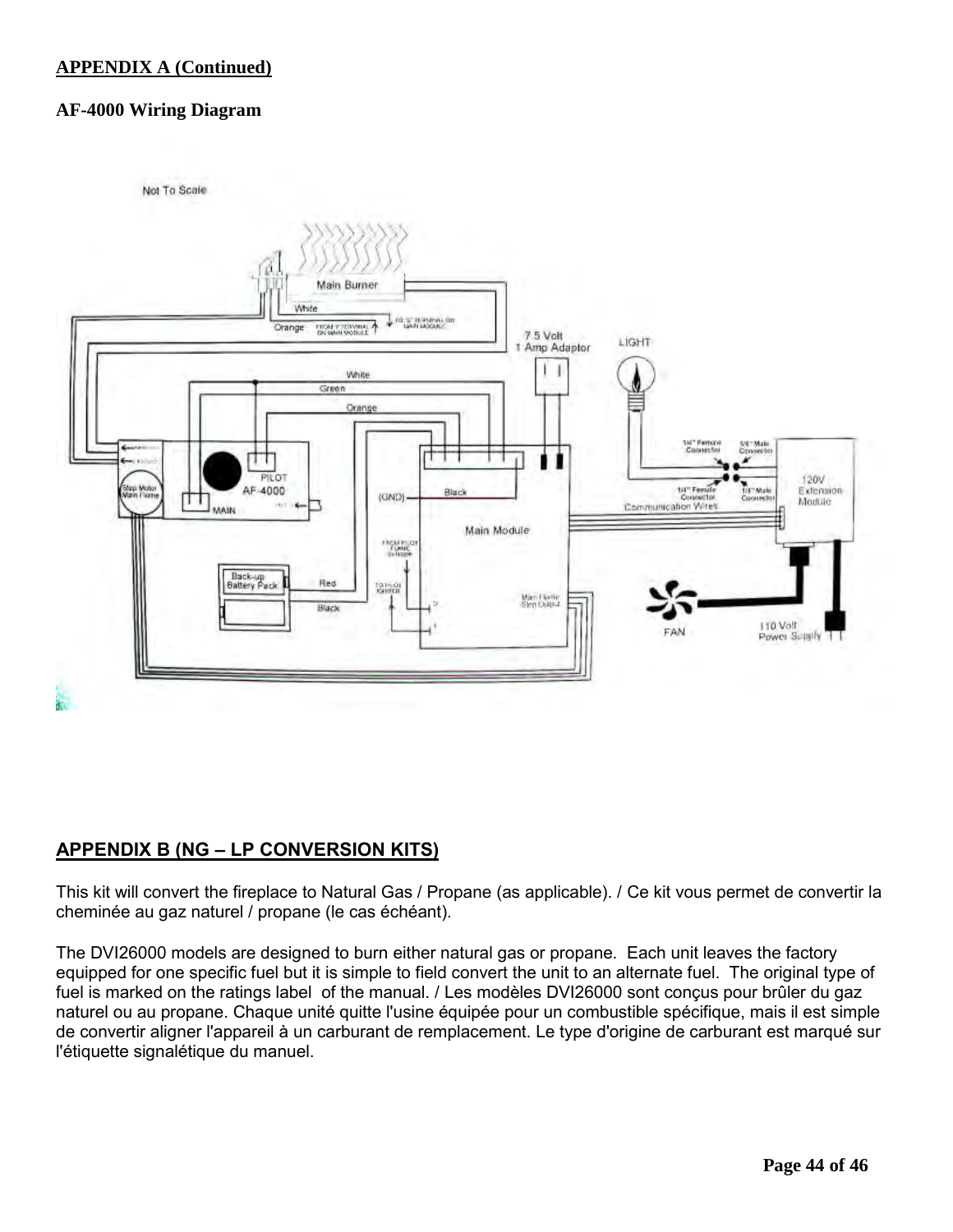**APPENDIX A (Continued)**

**AF-4000 Wiring Diagram**

**APPENDIX B (NG – LP CONVERSION KITS)**

This kit will convert the fireplace to Natural Gas / Propane (as applicable). / Ce kit vous permet de convertir la cheminée au gaz naturel / propane (le cas échéant).

The DVI26000 models are designed to burn either natural gas or propane. Each unit leaves the factory equipped for one specific fuel but it is simple to field convert the unit to an alternate fuel. The original type of fuel is marked on the ratings label of the manual. / Les modèles DVI26000 sont conçus pour brûler du gaz naturel ou au propane. Chaque unité quitte l'usine équipée pour un combustible spécifique, mais il est simple de convertir aligner l'appareil à un carburant de remplacement. Le type d'origine de carburant est marqué sur l'étiquette signalétique du manuel.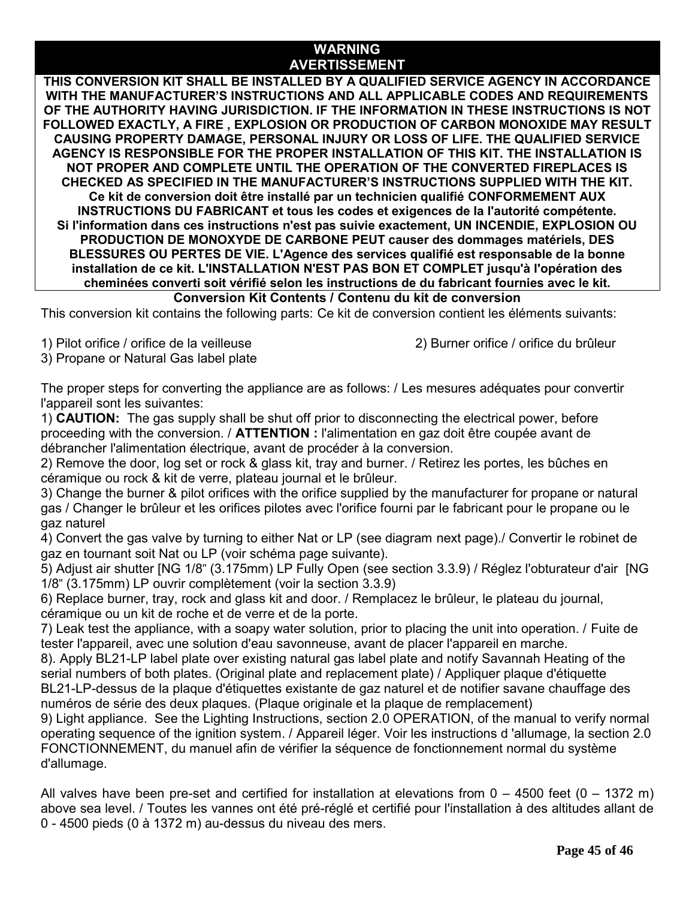## WARNING
## AVERTISSEMENT

**THIS CONVERSION KIT SHALL BE INSTALLED BY A QUALIFIED SERVICE AGENCY IN ACCORDANCE WITH THE MANUFACTURER'S INSTRUCTIONS AND ALL APPLICABLE CODES AND REQUIREMENTS OF THE AUTHORITY HAVING JURISDICTION. IF THE INFORMATION IN THESE INSTRUCTIONS IS NOT FOLLOWED EXACTLY, A FIRE , EXPLOSION OR PRODUCTION OF CARBON MONOXIDE MAY RESULT CAUSING PROPERTY DAMAGE, PERSONAL INJURY OR LOSS OF LIFE. THE QUALIFIED SERVICE AGENCY IS RESPONSIBLE FOR THE PROPER INSTALLATION OF THIS KIT. THE INSTALLATION IS NOT PROPER AND COMPLETE UNTIL THE OPERATION OF THE CONVERTED FIREPLACES IS CHECKED AS SPECIFIED IN THE MANUFACTURER'S INSTRUCTIONS SUPPLIED WITH THE KIT.**

**Ce kit de conversion doit être installé par un technicien qualifié CONFORMEMENT AUX INSTRUCTIONS DU FABRICANT et tous les codes et exigences de la l'autorité compétente. Si l'information dans ces instructions n'est pas suivie exactement, UN INCENDIE, EXPLOSION OU PRODUCTION DE MONOXYDE DE CARBONE PEUT causer des dommages matériels, DES BLESSURES OU PERTES DE VIE. L'Agence des services qualifié est responsable de la bonne installation de ce kit. L'INSTALLATION N'EST PAS BON ET COMPLET jusqu'à l'opération des cheminées converti soit vérifié selon les instructions de du fabricant fournies avec le kit.**

### Conversion Kit Contents / Contenu du kit de conversion

This conversion kit contains the following parts: Ce kit de conversion contient les éléments suivants:

1) Pilot orifice / orifice de la veilleuse
2) Burner orifice / orifice du brûleur
3) Propane or Natural Gas label plate

The proper steps for converting the appliance are as follows: / Les mesures adéquates pour convertir l'appareil sont les suivantes:

1) **CAUTION:** The gas supply shall be shut off prior to disconnecting the electrical power, before proceeding with the conversion. / **ATTENTION :** l'alimentation en gaz doit être coupée avant de débrancher l'alimentation électrique, avant de procéder à la conversion.
2) Remove the door, log set or rock & glass kit, tray and burner. / Retirez les portes, les bûches en céramique ou rock & kit de verre, plateau journal et le brûleur.
3) Change the burner & pilot orifices with the orifice supplied by the manufacturer for propane or natural gas / Changer le brûleur et les orifices pilotes avec l'orifice fourni par le fabricant pour le propane ou le gaz naturel
4) Convert the gas valve by turning to either Nat or LP (see diagram next page)./ Convertir le robinet de gaz en tournant soit Nat ou LP (voir schéma page suivante).
5) Adjust air shutter [NG 1/8" (3.175mm) LP Fully Open (see section 3.3.9) / Réglez l'obturateur d'air [NG 1/8" (3.175mm) LP ouvrir complètement (voir la section 3.3.9)
6) Replace burner, tray, rock and glass kit and door. / Remplacez le brûleur, le plateau du journal, céramique ou un kit de roche et de verre et de la porte.
7) Leak test the appliance, with a soapy water solution, prior to placing the unit into operation. / Fuite de tester l'appareil, avec une solution d'eau savonneuse, avant de placer l'appareil en marche.
8). Apply BL21-LP label plate over existing natural gas label plate and notify Savannah Heating of the serial numbers of both plates. (Original plate and replacement plate) / Appliquer plaque d'étiquette BL21-LP-dessus de la plaque d'étiquettes existante de gaz naturel et de notifier savane chauffage des numéros de série des deux plaques. (Plaque originale et la plaque de remplacement)
9) Light appliance. See the Lighting Instructions, section 2.0 OPERATION, of the manual to verify normal operating sequence of the ignition system. / Appareil léger. Voir les instructions d 'allumage, la section 2.0 FONCTIONNEMENT, du manuel afin de vérifier la séquence de fonctionnement normal du système d'allumage.

All valves have been pre-set and certified for installation at elevations from 0 – 4500 feet (0 – 1372 m) above sea level. / Toutes les vannes ont été pré-réglé et certifié pour l'installation à des altitudes allant de 0 - 4500 pieds (0 à 1372 m) au-dessus du niveau des mers.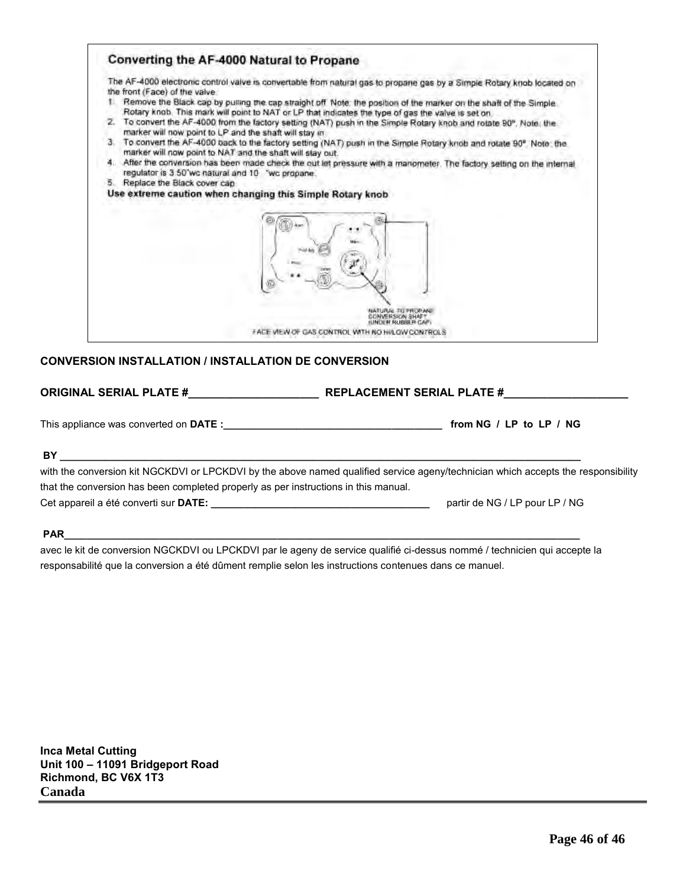## Converting the AF-4000 Natural to Propane

The AF-4000 electronic control valve is convertable from natural gas to propane gas by a Simple Rotary knob located on the front (Face) of the valve.

1. Remove the Black cap by pulling the cap straight off. Note: the position of the marker on the shaft of the Simple Rotary knob. This mark will point to NAT or LP that indicates the type of gas the valve is set on.
2. To convert the AF-4000 from the factory setting (NAT) push in the Simple Rotary knob and rotate 90°. Note: the marker will now point to LP and the shaft will stay in.
3. To convert the AF-4000 back to the factory setting (NAT) push in the Simple Rotary knob and rotate 90°. Note: the marker will now point to NAT and the shaft will stay out.
4. After the conversion has been made check the out let pressure with a manometer. The factory setting on the internal regulator is 3.50"wc natural and 10 "wc propane.
5. Replace the Black cover cap.

**Use extreme caution when changing this Simple Rotary knob**

NATURAL TO PROPANE CONVERSION SHAFT (UNDER RUBBER CAP)

FACE VIEW OF GAS CONTROL WITH NO HI/LOW CONTROLS

**CONVERSION INSTALLATION / INSTALLATION DE CONVERSION**

**ORIGINAL SERIAL PLATE #\_\_\_\_\_\_\_\_\_\_\_\_\_\_\_\_\_\_\_\_\_\_ REPLACEMENT SERIAL PLATE #\_\_\_\_\_\_\_\_\_\_\_\_\_\_\_\_\_\_\_\_\_**

This appliance was converted on **DATE :\_\_\_\_\_\_\_\_\_\_\_\_\_\_\_\_\_\_\_\_\_\_\_\_\_\_\_\_\_\_\_\_\_\_\_\_\_\_\_\_ from NG / LP to LP / NG**

**BY \_\_\_\_\_\_\_\_\_\_\_\_\_\_\_\_\_\_\_\_\_\_\_\_\_\_\_\_\_\_\_\_\_\_\_\_\_\_\_\_\_\_\_\_\_\_\_\_\_\_\_\_\_\_\_\_\_\_\_\_\_\_\_\_\_\_\_\_\_\_\_\_\_\_\_\_\_\_\_\_\_\_\_\_\_\_\_\_\_\_\_\_**

with the conversion kit NGCKDVI or LPCKDVI by the above named qualified service ageny/technician which accepts the responsibility that the conversion has been completed properly as per instructions in this manual.

Cet appareil a été converti sur **DATE: \_\_\_\_\_\_\_\_\_\_\_\_\_\_\_\_\_\_\_\_\_\_\_\_\_\_\_\_\_\_\_\_\_\_\_\_\_\_\_\_** partir de NG / LP pour LP / NG

**PAR\_\_\_\_\_\_\_\_\_\_\_\_\_\_\_\_\_\_\_\_\_\_\_\_\_\_\_\_\_\_\_\_\_\_\_\_\_\_\_\_\_\_\_\_\_\_\_\_\_\_\_\_\_\_\_\_\_\_\_\_\_\_\_\_\_\_\_\_\_\_\_\_\_\_\_\_\_\_\_\_\_\_\_\_\_\_\_\_\_\_\_\_**

avec le kit de conversion NGCKDVI ou LPCKDVI par le ageny de service qualifié ci-dessus nommé / technicien qui accepte la responsabilité que la conversion a été dûment remplie selon les instructions contenues dans ce manuel.

**Inca Metal Cutting**
**Unit 100 – 11091 Bridgeport Road**
**Richmond, BC V6X 1T3**
**Canada**